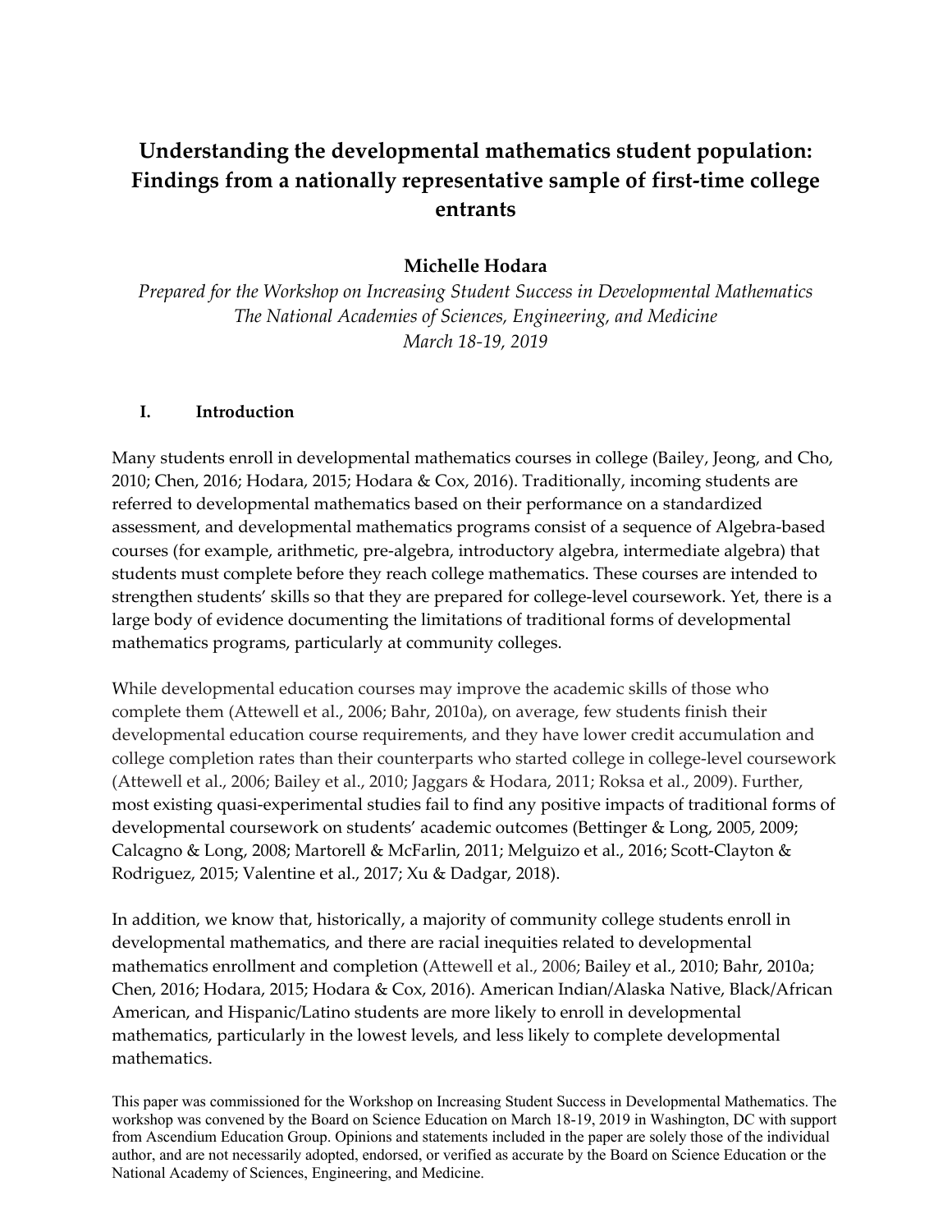# Understanding the developmental mathematics student population: Findings from a nationally representative sample of first-time college entrants

**Michelle Hodara**

*Prepared for the Workshop on Increasing Student Success in Developmental Mathematics*
*The National Academies of Sciences, Engineering, and Medicine*
*March 18-19, 2019*

## I. Introduction

Many students enroll in developmental mathematics courses in college (Bailey, Jeong, and Cho, 2010; Chen, 2016; Hodara, 2015; Hodara & Cox, 2016). Traditionally, incoming students are referred to developmental mathematics based on their performance on a standardized assessment, and developmental mathematics programs consist of a sequence of Algebra-based courses (for example, arithmetic, pre-algebra, introductory algebra, intermediate algebra) that students must complete before they reach college mathematics. These courses are intended to strengthen students' skills so that they are prepared for college-level coursework. Yet, there is a large body of evidence documenting the limitations of traditional forms of developmental mathematics programs, particularly at community colleges.

While developmental education courses may improve the academic skills of those who complete them (Attewell et al., 2006; Bahr, 2010a), on average, few students finish their developmental education course requirements, and they have lower credit accumulation and college completion rates than their counterparts who started college in college-level coursework (Attewell et al., 2006; Bailey et al., 2010; Jaggars & Hodara, 2011; Roksa et al., 2009). Further, most existing quasi-experimental studies fail to find any positive impacts of traditional forms of developmental coursework on students' academic outcomes (Bettinger & Long, 2005, 2009; Calcagno & Long, 2008; Martorell & McFarlin, 2011; Melguizo et al., 2016; Scott-Clayton & Rodriguez, 2015; Valentine et al., 2017; Xu & Dadgar, 2018).

In addition, we know that, historically, a majority of community college students enroll in developmental mathematics, and there are racial inequities related to developmental mathematics enrollment and completion (Attewell et al., 2006; Bailey et al., 2010; Bahr, 2010a; Chen, 2016; Hodara, 2015; Hodara & Cox, 2016). American Indian/Alaska Native, Black/African American, and Hispanic/Latino students are more likely to enroll in developmental mathematics, particularly in the lowest levels, and less likely to complete developmental mathematics.

This paper was commissioned for the Workshop on Increasing Student Success in Developmental Mathematics. The workshop was convened by the Board on Science Education on March 18-19, 2019 in Washington, DC with support from Ascendium Education Group. Opinions and statements included in the paper are solely those of the individual author, and are not necessarily adopted, endorsed, or verified as accurate by the Board on Science Education or the National Academy of Sciences, Engineering, and Medicine.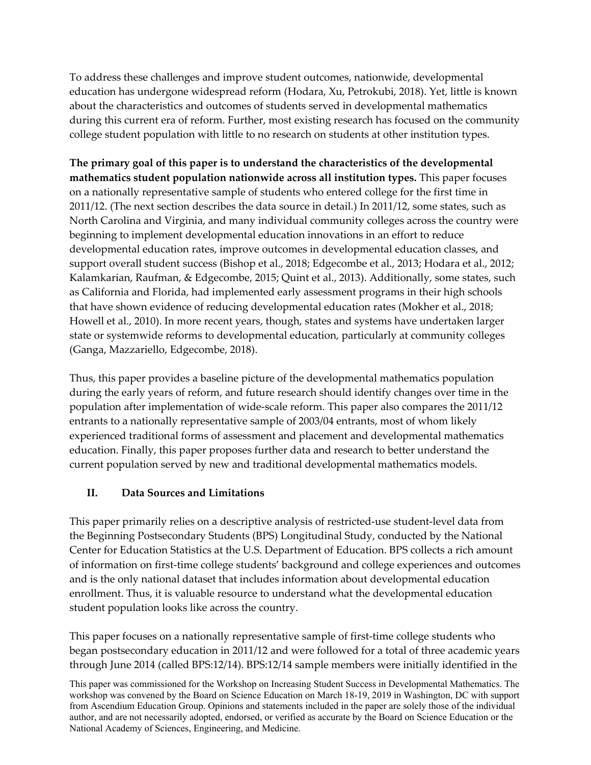To address these challenges and improve student outcomes, nationwide, developmental education has undergone widespread reform (Hodara, Xu, Petrokubi, 2018). Yet, little is known about the characteristics and outcomes of students served in developmental mathematics during this current era of reform. Further, most existing research has focused on the community college student population with little to no research on students at other institution types.

**The primary goal of this paper is to understand the characteristics of the developmental mathematics student population nationwide across all institution types.** This paper focuses on a nationally representative sample of students who entered college for the first time in 2011/12. (The next section describes the data source in detail.) In 2011/12, some states, such as North Carolina and Virginia, and many individual community colleges across the country were beginning to implement developmental education innovations in an effort to reduce developmental education rates, improve outcomes in developmental education classes, and support overall student success (Bishop et al., 2018; Edgecombe et al., 2013; Hodara et al., 2012; Kalamkarian, Raufman, & Edgecombe, 2015; Quint et al., 2013). Additionally, some states, such as California and Florida, had implemented early assessment programs in their high schools that have shown evidence of reducing developmental education rates (Mokher et al., 2018; Howell et al., 2010). In more recent years, though, states and systems have undertaken larger state or systemwide reforms to developmental education, particularly at community colleges (Ganga, Mazzariello, Edgecombe, 2018).

Thus, this paper provides a baseline picture of the developmental mathematics population during the early years of reform, and future research should identify changes over time in the population after implementation of wide-scale reform. This paper also compares the 2011/12 entrants to a nationally representative sample of 2003/04 entrants, most of whom likely experienced traditional forms of assessment and placement and developmental mathematics education. Finally, this paper proposes further data and research to better understand the current population served by new and traditional developmental mathematics models.

## II. Data Sources and Limitations

This paper primarily relies on a descriptive analysis of restricted-use student-level data from the Beginning Postsecondary Students (BPS) Longitudinal Study, conducted by the National Center for Education Statistics at the U.S. Department of Education. BPS collects a rich amount of information on first-time college students' background and college experiences and outcomes and is the only national dataset that includes information about developmental education enrollment. Thus, it is valuable resource to understand what the developmental education student population looks like across the country.

This paper focuses on a nationally representative sample of first-time college students who began postsecondary education in 2011/12 and were followed for a total of three academic years through June 2014 (called BPS:12/14). BPS:12/14 sample members were initially identified in the

This paper was commissioned for the Workshop on Increasing Student Success in Developmental Mathematics. The workshop was convened by the Board on Science Education on March 18-19, 2019 in Washington, DC with support from Ascendium Education Group. Opinions and statements included in the paper are solely those of the individual author, and are not necessarily adopted, endorsed, or verified as accurate by the Board on Science Education or the National Academy of Sciences, Engineering, and Medicine.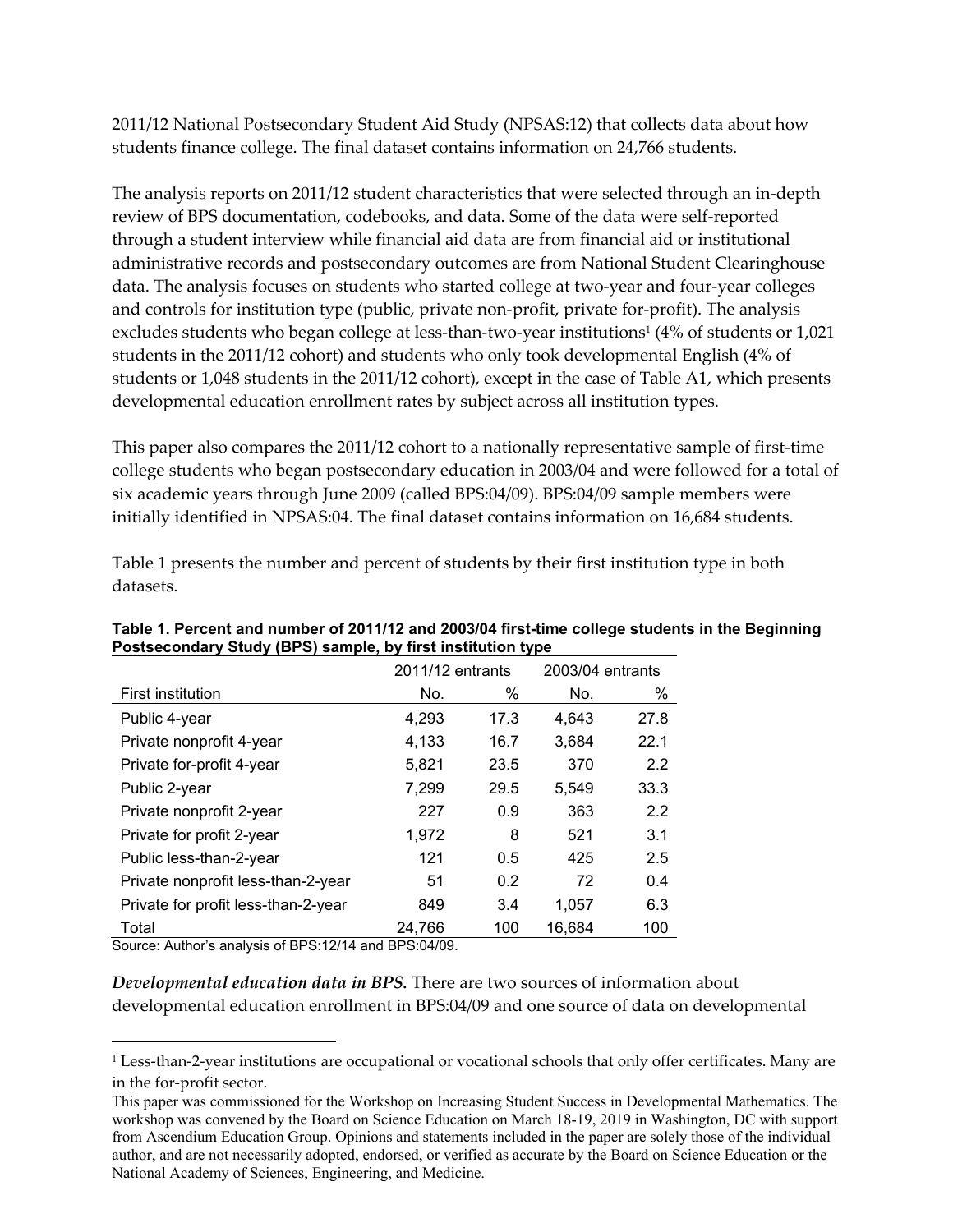2011/12 National Postsecondary Student Aid Study (NPSAS:12) that collects data about how students finance college. The final dataset contains information on 24,766 students.

The analysis reports on 2011/12 student characteristics that were selected through an in-depth review of BPS documentation, codebooks, and data. Some of the data were self-reported through a student interview while financial aid data are from financial aid or institutional administrative records and postsecondary outcomes are from National Student Clearinghouse data. The analysis focuses on students who started college at two-year and four-year colleges and controls for institution type (public, private non-profit, private for-profit). The analysis excludes students who began college at less-than-two-year institutions[1] (4% of students or 1,021 students in the 2011/12 cohort) and students who only took developmental English (4% of students or 1,048 students in the 2011/12 cohort), except in the case of Table A1, which presents developmental education enrollment rates by subject across all institution types.

This paper also compares the 2011/12 cohort to a nationally representative sample of first-time college students who began postsecondary education in 2003/04 and were followed for a total of six academic years through June 2009 (called BPS:04/09). BPS:04/09 sample members were initially identified in NPSAS:04. The final dataset contains information on 16,684 students.

Table 1 presents the number and percent of students by their first institution type in both datasets.

**Table 1. Percent and number of 2011/12 and 2003/04 first-time college students in the Beginning Postsecondary Study (BPS) sample, by first institution type**

| | 2011/12 entrants | | 2003/04 entrants | |
|---|---|---|---|---|
| First institution | No. | % | No. | % |
| Public 4-year | 4,293 | 17.3 | 4,643 | 27.8 |
| Private nonprofit 4-year | 4,133 | 16.7 | 3,684 | 22.1 |
| Private for-profit 4-year | 5,821 | 23.5 | 370 | 2.2 |
| Public 2-year | 7,299 | 29.5 | 5,549 | 33.3 |
| Private nonprofit 2-year | 227 | 0.9 | 363 | 2.2 |
| Private for profit 2-year | 1,972 | 8 | 521 | 3.1 |
| Public less-than-2-year | 121 | 0.5 | 425 | 2.5 |
| Private nonprofit less-than-2-year | 51 | 0.2 | 72 | 0.4 |
| Private for profit less-than-2-year | 849 | 3.4 | 1,057 | 6.3 |
| Total | 24,766 | 100 | 16,684 | 100 |

Source: Author's analysis of BPS:12/14 and BPS:04/09.

***Developmental education data in BPS.*** There are two sources of information about developmental education enrollment in BPS:04/09 and one source of data on developmental

[1] Less-than-2-year institutions are occupational or vocational schools that only offer certificates. Many are in the for-profit sector.

This paper was commissioned for the Workshop on Increasing Student Success in Developmental Mathematics. The workshop was convened by the Board on Science Education on March 18-19, 2019 in Washington, DC with support from Ascendium Education Group. Opinions and statements included in the paper are solely those of the individual author, and are not necessarily adopted, endorsed, or verified as accurate by the Board on Science Education or the National Academy of Sciences, Engineering, and Medicine.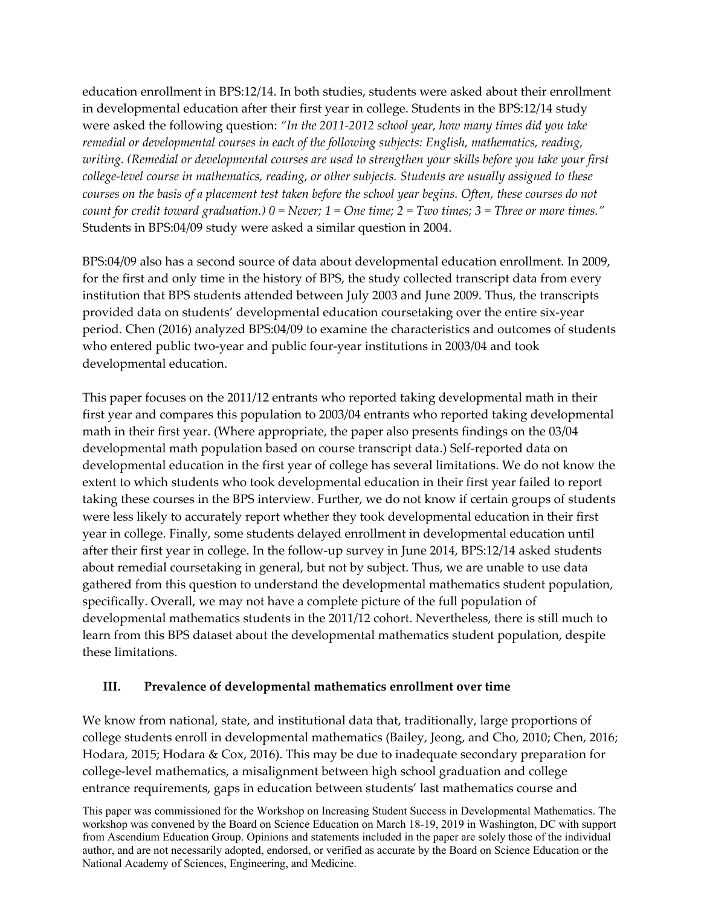education enrollment in BPS:12/14. In both studies, students were asked about their enrollment in developmental education after their first year in college. Students in the BPS:12/14 study were asked the following question: *"In the 2011-2012 school year, how many times did you take remedial or developmental courses in each of the following subjects: English, mathematics, reading, writing. (Remedial or developmental courses are used to strengthen your skills before you take your first college-level course in mathematics, reading, or other subjects. Students are usually assigned to these courses on the basis of a placement test taken before the school year begins. Often, these courses do not count for credit toward graduation.) 0 = Never; 1 = One time; 2 = Two times; 3 = Three or more times."* Students in BPS:04/09 study were asked a similar question in 2004.

BPS:04/09 also has a second source of data about developmental education enrollment. In 2009, for the first and only time in the history of BPS, the study collected transcript data from every institution that BPS students attended between July 2003 and June 2009. Thus, the transcripts provided data on students' developmental education coursetaking over the entire six-year period. Chen (2016) analyzed BPS:04/09 to examine the characteristics and outcomes of students who entered public two-year and public four-year institutions in 2003/04 and took developmental education.

This paper focuses on the 2011/12 entrants who reported taking developmental math in their first year and compares this population to 2003/04 entrants who reported taking developmental math in their first year. (Where appropriate, the paper also presents findings on the 03/04 developmental math population based on course transcript data.) Self-reported data on developmental education in the first year of college has several limitations. We do not know the extent to which students who took developmental education in their first year failed to report taking these courses in the BPS interview. Further, we do not know if certain groups of students were less likely to accurately report whether they took developmental education in their first year in college. Finally, some students delayed enrollment in developmental education until after their first year in college. In the follow-up survey in June 2014, BPS:12/14 asked students about remedial coursetaking in general, but not by subject. Thus, we are unable to use data gathered from this question to understand the developmental mathematics student population, specifically. Overall, we may not have a complete picture of the full population of developmental mathematics students in the 2011/12 cohort. Nevertheless, there is still much to learn from this BPS dataset about the developmental mathematics student population, despite these limitations.

## III. Prevalence of developmental mathematics enrollment over time

We know from national, state, and institutional data that, traditionally, large proportions of college students enroll in developmental mathematics (Bailey, Jeong, and Cho, 2010; Chen, 2016; Hodara, 2015; Hodara & Cox, 2016). This may be due to inadequate secondary preparation for college-level mathematics, a misalignment between high school graduation and college entrance requirements, gaps in education between students' last mathematics course and

This paper was commissioned for the Workshop on Increasing Student Success in Developmental Mathematics. The workshop was convened by the Board on Science Education on March 18-19, 2019 in Washington, DC with support from Ascendium Education Group. Opinions and statements included in the paper are solely those of the individual author, and are not necessarily adopted, endorsed, or verified as accurate by the Board on Science Education or the National Academy of Sciences, Engineering, and Medicine.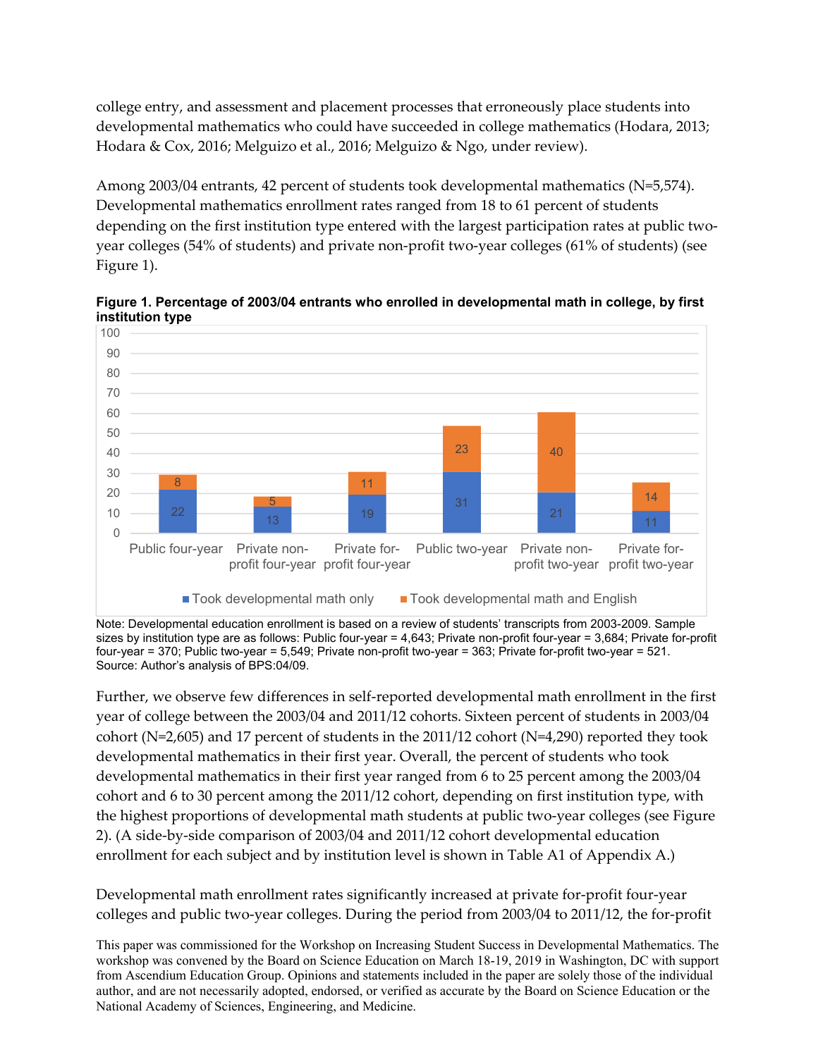college entry, and assessment and placement processes that erroneously place students into developmental mathematics who could have succeeded in college mathematics (Hodara, 2013; Hodara & Cox, 2016; Melguizo et al., 2016; Melguizo & Ngo, under review).

Among 2003/04 entrants, 42 percent of students took developmental mathematics (N=5,574). Developmental mathematics enrollment rates ranged from 18 to 61 percent of students depending on the first institution type entered with the largest participation rates at public two-year colleges (54% of students) and private non-profit two-year colleges (61% of students) (see Figure 1).

**Figure 1. Percentage of 2003/04 entrants who enrolled in developmental math in college, by first institution type**

| First institution type | Took developmental math only | Took developmental math and English |
|---|---|---|
| Public four-year | 22 | 8 |
| Private non-profit four-year | 13 | 5 |
| Private for-profit four-year | 19 | 11 |
| Public two-year | 31 | 23 |
| Private non-profit two-year | 21 | 40 |
| Private for-profit two-year | 11 | 14 |

Note: Developmental education enrollment is based on a review of students' transcripts from 2003-2009. Sample sizes by institution type are as follows: Public four-year = 4,643; Private non-profit four-year = 3,684; Private for-profit four-year = 370; Public two-year = 5,549; Private non-profit two-year = 363; Private for-profit two-year = 521. Source: Author's analysis of BPS:04/09.

Further, we observe few differences in self-reported developmental math enrollment in the first year of college between the 2003/04 and 2011/12 cohorts. Sixteen percent of students in 2003/04 cohort (N=2,605) and 17 percent of students in the 2011/12 cohort (N=4,290) reported they took developmental mathematics in their first year. Overall, the percent of students who took developmental mathematics in their first year ranged from 6 to 25 percent among the 2003/04 cohort and 6 to 30 percent among the 2011/12 cohort, depending on first institution type, with the highest proportions of developmental math students at public two-year colleges (see Figure 2). (A side-by-side comparison of 2003/04 and 2011/12 cohort developmental education enrollment for each subject and by institution level is shown in Table A1 of Appendix A.)

Developmental math enrollment rates significantly increased at private for-profit four-year colleges and public two-year colleges. During the period from 2003/04 to 2011/12, the for-profit

This paper was commissioned for the Workshop on Increasing Student Success in Developmental Mathematics. The workshop was convened by the Board on Science Education on March 18-19, 2019 in Washington, DC with support from Ascendium Education Group. Opinions and statements included in the paper are solely those of the individual author, and are not necessarily adopted, endorsed, or verified as accurate by the Board on Science Education or the National Academy of Sciences, Engineering, and Medicine.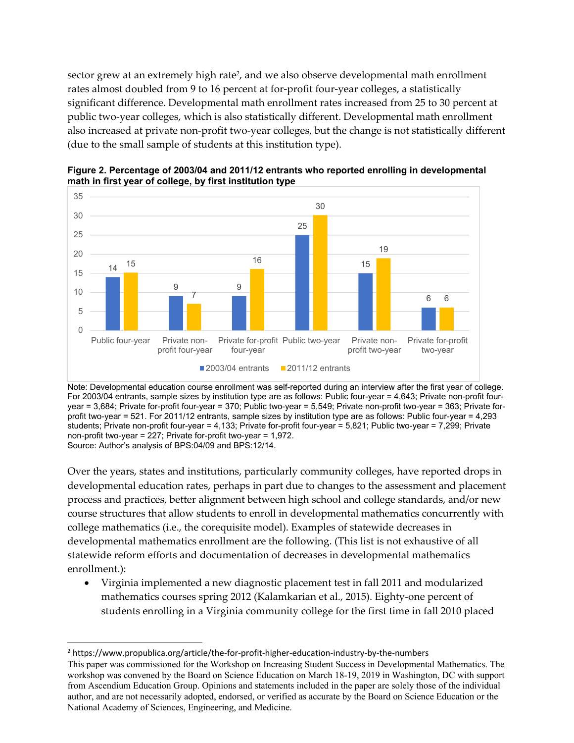sector grew at an extremely high rate[2], and we also observe developmental math enrollment rates almost doubled from 9 to 16 percent at for-profit four-year colleges, a statistically significant difference. Developmental math enrollment rates increased from 25 to 30 percent at public two-year colleges, which is also statistically different. Developmental math enrollment also increased at private non-profit two-year colleges, but the change is not statistically different (due to the small sample of students at this institution type).

**Figure 2. Percentage of 2003/04 and 2011/12 entrants who reported enrolling in developmental math in first year of college, by first institution type**

| Institution type | 2003/04 entrants | 2011/12 entrants |
|---|---|---|
| Public four-year | 14 | 15 |
| Private non-profit four-year | 9 | 7 |
| Private for-profit four-year | 9 | 16 |
| Public two-year | 25 | 30 |
| Private non-profit two-year | 15 | 19 |
| Private for-profit two-year | 6 | 6 |

Note: Developmental education course enrollment was self-reported during an interview after the first year of college. For 2003/04 entrants, sample sizes by institution type are as follows: Public four-year = 4,643; Private non-profit four-year = 3,684; Private for-profit four-year = 370; Public two-year = 5,549; Private non-profit two-year = 363; Private for-profit two-year = 521. For 2011/12 entrants, sample sizes by institution type are as follows: Public four-year = 4,293 students; Private non-profit four-year = 4,133; Private for-profit four-year = 5,821; Public two-year = 7,299; Private non-profit two-year = 227; Private for-profit two-year = 1,972.
Source: Author's analysis of BPS:04/09 and BPS:12/14.

Over the years, states and institutions, particularly community colleges, have reported drops in developmental education rates, perhaps in part due to changes to the assessment and placement process and practices, better alignment between high school and college standards, and/or new course structures that allow students to enroll in developmental mathematics concurrently with college mathematics (i.e., the corequisite model). Examples of statewide decreases in developmental mathematics enrollment are the following. (This list is not exhaustive of all statewide reform efforts and documentation of decreases in developmental mathematics enrollment.):

- Virginia implemented a new diagnostic placement test in fall 2011 and modularized mathematics courses spring 2012 (Kalamkarian et al., 2015). Eighty-one percent of students enrolling in a Virginia community college for the first time in fall 2010 placed

[2] https://www.propublica.org/article/the-for-profit-higher-education-industry-by-the-numbers

This paper was commissioned for the Workshop on Increasing Student Success in Developmental Mathematics. The workshop was convened by the Board on Science Education on March 18-19, 2019 in Washington, DC with support from Ascendium Education Group. Opinions and statements included in the paper are solely those of the individual author, and are not necessarily adopted, endorsed, or verified as accurate by the Board on Science Education or the National Academy of Sciences, Engineering, and Medicine.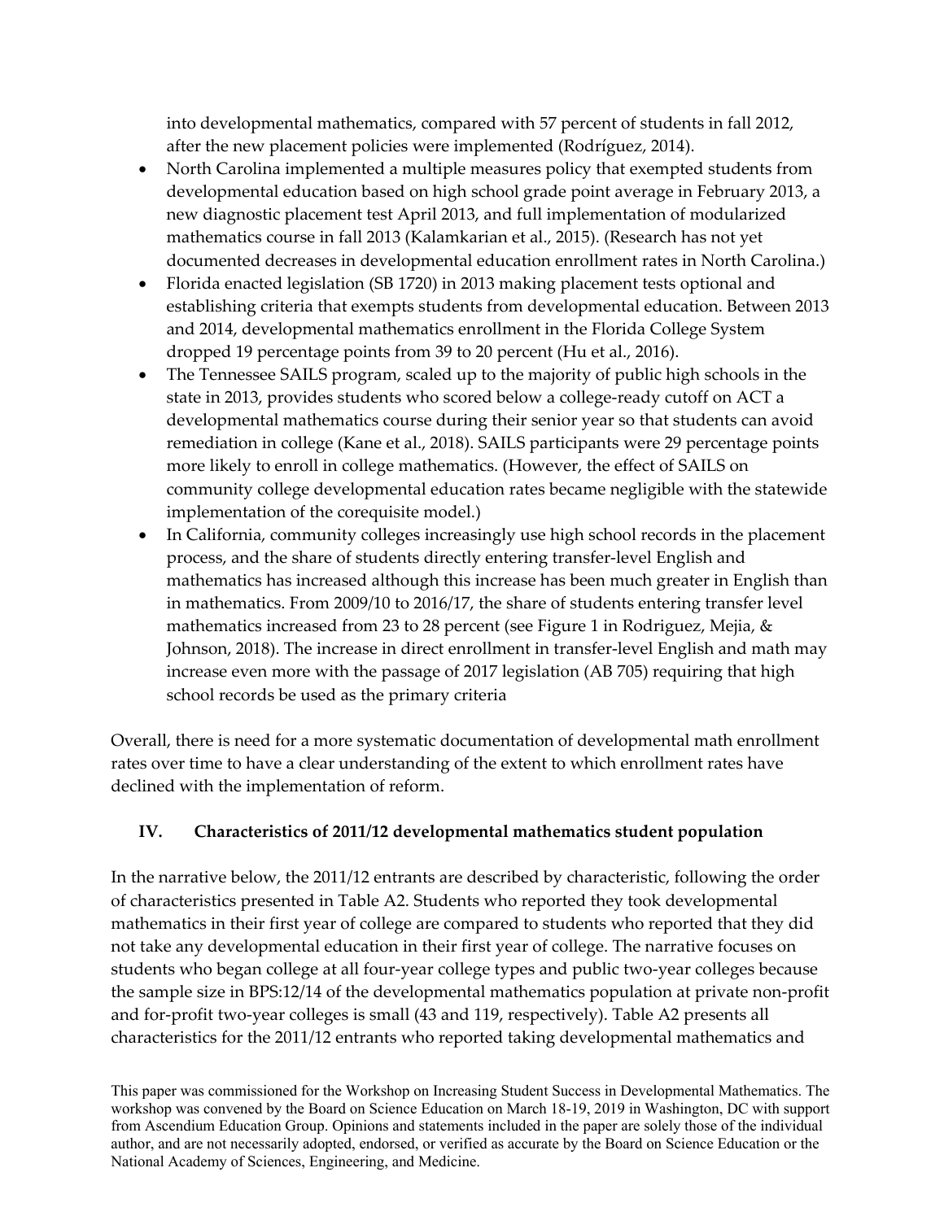into developmental mathematics, compared with 57 percent of students in fall 2012, after the new placement policies were implemented (Rodríguez, 2014).

- North Carolina implemented a multiple measures policy that exempted students from developmental education based on high school grade point average in February 2013, a new diagnostic placement test April 2013, and full implementation of modularized mathematics course in fall 2013 (Kalamkarian et al., 2015). (Research has not yet documented decreases in developmental education enrollment rates in North Carolina.)
- Florida enacted legislation (SB 1720) in 2013 making placement tests optional and establishing criteria that exempts students from developmental education. Between 2013 and 2014, developmental mathematics enrollment in the Florida College System dropped 19 percentage points from 39 to 20 percent (Hu et al., 2016).
- The Tennessee SAILS program, scaled up to the majority of public high schools in the state in 2013, provides students who scored below a college-ready cutoff on ACT a developmental mathematics course during their senior year so that students can avoid remediation in college (Kane et al., 2018). SAILS participants were 29 percentage points more likely to enroll in college mathematics. (However, the effect of SAILS on community college developmental education rates became negligible with the statewide implementation of the corequisite model.)
- In California, community colleges increasingly use high school records in the placement process, and the share of students directly entering transfer-level English and mathematics has increased although this increase has been much greater in English than in mathematics. From 2009/10 to 2016/17, the share of students entering transfer level mathematics increased from 23 to 28 percent (see Figure 1 in Rodriguez, Mejia, & Johnson, 2018). The increase in direct enrollment in transfer-level English and math may increase even more with the passage of 2017 legislation (AB 705) requiring that high school records be used as the primary criteria

Overall, there is need for a more systematic documentation of developmental math enrollment rates over time to have a clear understanding of the extent to which enrollment rates have declined with the implementation of reform.

## IV. Characteristics of 2011/12 developmental mathematics student population

In the narrative below, the 2011/12 entrants are described by characteristic, following the order of characteristics presented in Table A2. Students who reported they took developmental mathematics in their first year of college are compared to students who reported that they did not take any developmental education in their first year of college. The narrative focuses on students who began college at all four-year college types and public two-year colleges because the sample size in BPS:12/14 of the developmental mathematics population at private non-profit and for-profit two-year colleges is small (43 and 119, respectively). Table A2 presents all characteristics for the 2011/12 entrants who reported taking developmental mathematics and

This paper was commissioned for the Workshop on Increasing Student Success in Developmental Mathematics. The workshop was convened by the Board on Science Education on March 18-19, 2019 in Washington, DC with support from Ascendium Education Group. Opinions and statements included in the paper are solely those of the individual author, and are not necessarily adopted, endorsed, or verified as accurate by the Board on Science Education or the National Academy of Sciences, Engineering, and Medicine.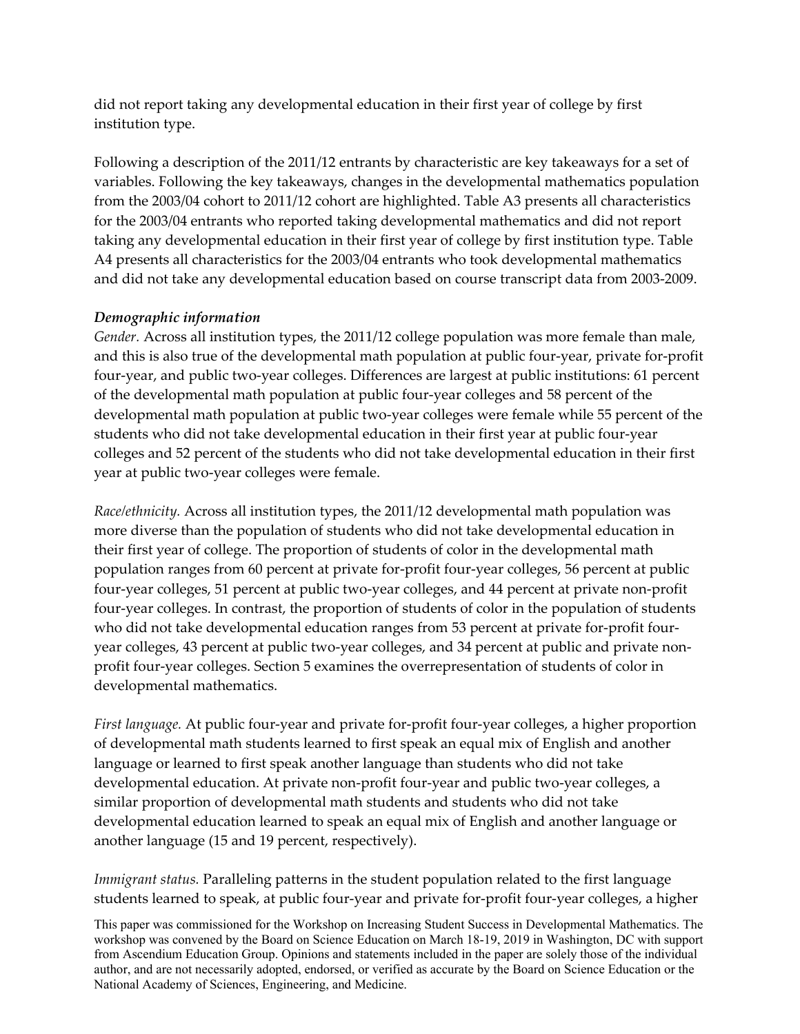did not report taking any developmental education in their first year of college by first institution type.

Following a description of the 2011/12 entrants by characteristic are key takeaways for a set of variables. Following the key takeaways, changes in the developmental mathematics population from the 2003/04 cohort to 2011/12 cohort are highlighted. Table A3 presents all characteristics for the 2003/04 entrants who reported taking developmental mathematics and did not report taking any developmental education in their first year of college by first institution type. Table A4 presents all characteristics for the 2003/04 entrants who took developmental mathematics and did not take any developmental education based on course transcript data from 2003-2009.

### *Demographic information*

*Gender.* Across all institution types, the 2011/12 college population was more female than male, and this is also true of the developmental math population at public four-year, private for-profit four-year, and public two-year colleges. Differences are largest at public institutions: 61 percent of the developmental math population at public four-year colleges and 58 percent of the developmental math population at public two-year colleges were female while 55 percent of the students who did not take developmental education in their first year at public four-year colleges and 52 percent of the students who did not take developmental education in their first year at public two-year colleges were female.

*Race/ethnicity.* Across all institution types, the 2011/12 developmental math population was more diverse than the population of students who did not take developmental education in their first year of college. The proportion of students of color in the developmental math population ranges from 60 percent at private for-profit four-year colleges, 56 percent at public four-year colleges, 51 percent at public two-year colleges, and 44 percent at private non-profit four-year colleges. In contrast, the proportion of students of color in the population of students who did not take developmental education ranges from 53 percent at private for-profit four-year colleges, 43 percent at public two-year colleges, and 34 percent at public and private non-profit four-year colleges. Section 5 examines the overrepresentation of students of color in developmental mathematics.

*First language.* At public four-year and private for-profit four-year colleges, a higher proportion of developmental math students learned to first speak an equal mix of English and another language or learned to first speak another language than students who did not take developmental education. At private non-profit four-year and public two-year colleges, a similar proportion of developmental math students and students who did not take developmental education learned to speak an equal mix of English and another language or another language (15 and 19 percent, respectively).

*Immigrant status.* Paralleling patterns in the student population related to the first language students learned to speak, at public four-year and private for-profit four-year colleges, a higher

This paper was commissioned for the Workshop on Increasing Student Success in Developmental Mathematics. The workshop was convened by the Board on Science Education on March 18-19, 2019 in Washington, DC with support from Ascendium Education Group. Opinions and statements included in the paper are solely those of the individual author, and are not necessarily adopted, endorsed, or verified as accurate by the Board on Science Education or the National Academy of Sciences, Engineering, and Medicine.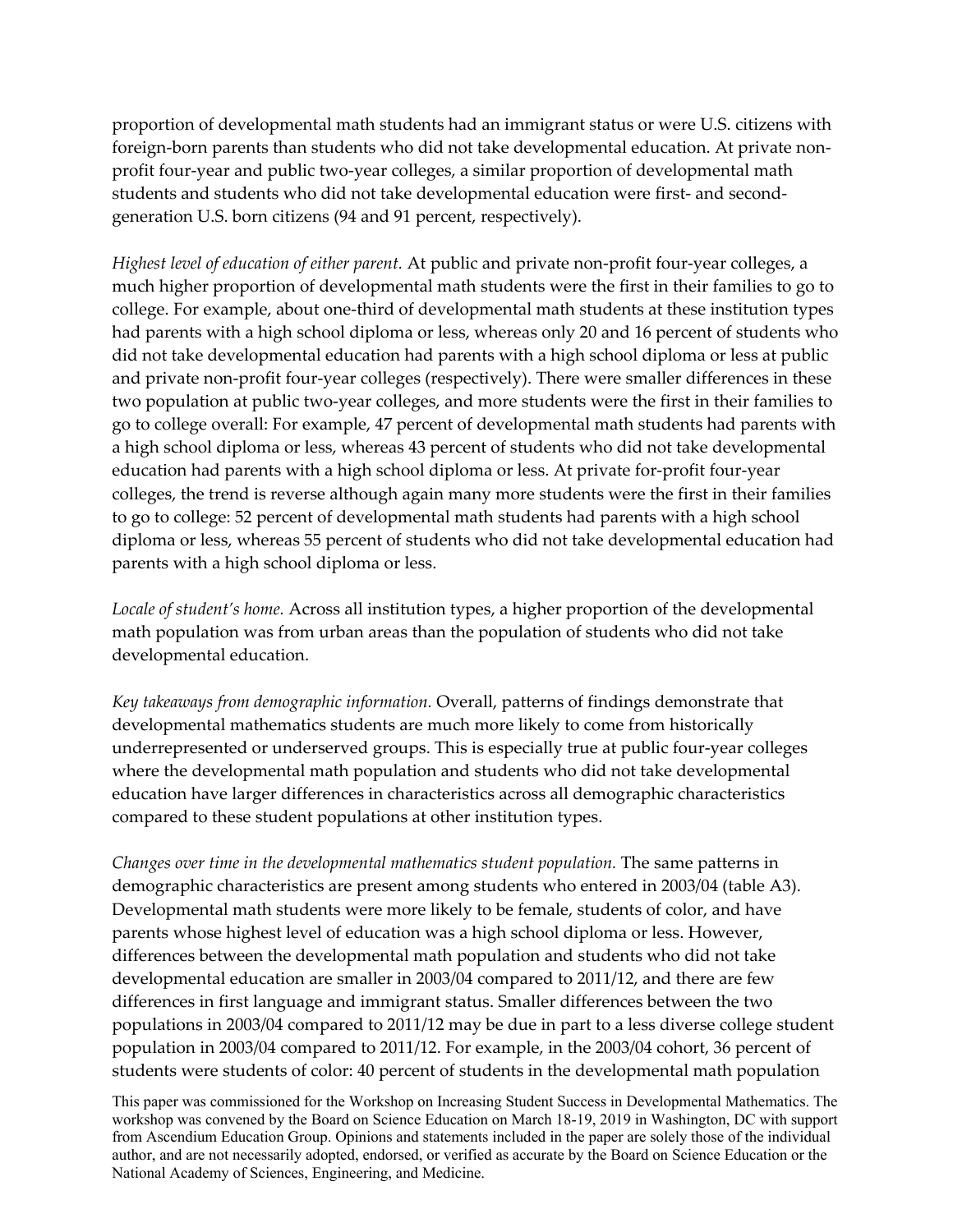proportion of developmental math students had an immigrant status or were U.S. citizens with foreign-born parents than students who did not take developmental education. At private non-profit four-year and public two-year colleges, a similar proportion of developmental math students and students who did not take developmental education were first- and second-generation U.S. born citizens (94 and 91 percent, respectively).

*Highest level of education of either parent.* At public and private non-profit four-year colleges, a much higher proportion of developmental math students were the first in their families to go to college. For example, about one-third of developmental math students at these institution types had parents with a high school diploma or less, whereas only 20 and 16 percent of students who did not take developmental education had parents with a high school diploma or less at public and private non-profit four-year colleges (respectively). There were smaller differences in these two population at public two-year colleges, and more students were the first in their families to go to college overall: For example, 47 percent of developmental math students had parents with a high school diploma or less, whereas 43 percent of students who did not take developmental education had parents with a high school diploma or less. At private for-profit four-year colleges, the trend is reverse although again many more students were the first in their families to go to college: 52 percent of developmental math students had parents with a high school diploma or less, whereas 55 percent of students who did not take developmental education had parents with a high school diploma or less.

*Locale of student's home.* Across all institution types, a higher proportion of the developmental math population was from urban areas than the population of students who did not take developmental education.

*Key takeaways from demographic information.* Overall, patterns of findings demonstrate that developmental mathematics students are much more likely to come from historically underrepresented or underserved groups. This is especially true at public four-year colleges where the developmental math population and students who did not take developmental education have larger differences in characteristics across all demographic characteristics compared to these student populations at other institution types.

*Changes over time in the developmental mathematics student population.* The same patterns in demographic characteristics are present among students who entered in 2003/04 (table A3). Developmental math students were more likely to be female, students of color, and have parents whose highest level of education was a high school diploma or less. However, differences between the developmental math population and students who did not take developmental education are smaller in 2003/04 compared to 2011/12, and there are few differences in first language and immigrant status. Smaller differences between the two populations in 2003/04 compared to 2011/12 may be due in part to a less diverse college student population in 2003/04 compared to 2011/12. For example, in the 2003/04 cohort, 36 percent of students were students of color: 40 percent of students in the developmental math population

This paper was commissioned for the Workshop on Increasing Student Success in Developmental Mathematics. The workshop was convened by the Board on Science Education on March 18-19, 2019 in Washington, DC with support from Ascendium Education Group. Opinions and statements included in the paper are solely those of the individual author, and are not necessarily adopted, endorsed, or verified as accurate by the Board on Science Education or the National Academy of Sciences, Engineering, and Medicine.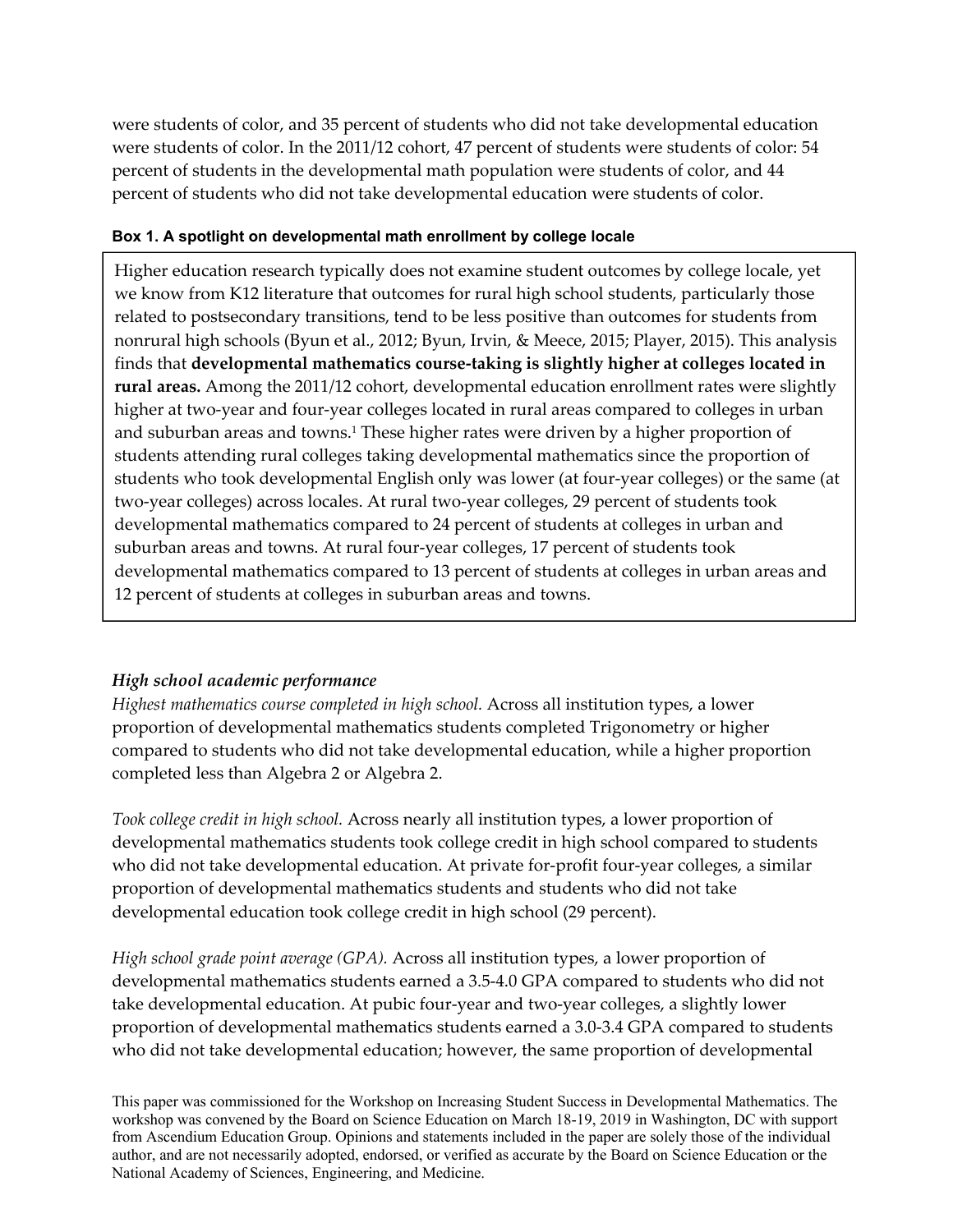were students of color, and 35 percent of students who did not take developmental education were students of color. In the 2011/12 cohort, 47 percent of students were students of color: 54 percent of students in the developmental math population were students of color, and 44 percent of students who did not take developmental education were students of color.

**Box 1. A spotlight on developmental math enrollment by college locale**

> Higher education research typically does not examine student outcomes by college locale, yet we know from K12 literature that outcomes for rural high school students, particularly those related to postsecondary transitions, tend to be less positive than outcomes for students from nonrural high schools (Byun et al., 2012; Byun, Irvin, & Meece, 2015; Player, 2015). This analysis finds that **developmental mathematics course-taking is slightly higher at colleges located in rural areas.** Among the 2011/12 cohort, developmental education enrollment rates were slightly higher at two-year and four-year colleges located in rural areas compared to colleges in urban and suburban areas and towns.[1] These higher rates were driven by a higher proportion of students attending rural colleges taking developmental mathematics since the proportion of students who took developmental English only was lower (at four-year colleges) or the same (at two-year colleges) across locales. At rural two-year colleges, 29 percent of students took developmental mathematics compared to 24 percent of students at colleges in urban and suburban areas and towns. At rural four-year colleges, 17 percent of students took developmental mathematics compared to 13 percent of students at colleges in urban areas and 12 percent of students at colleges in suburban areas and towns.

### *High school academic performance*

*Highest mathematics course completed in high school.* Across all institution types, a lower proportion of developmental mathematics students completed Trigonometry or higher compared to students who did not take developmental education, while a higher proportion completed less than Algebra 2 or Algebra 2.

*Took college credit in high school.* Across nearly all institution types, a lower proportion of developmental mathematics students took college credit in high school compared to students who did not take developmental education. At private for-profit four-year colleges, a similar proportion of developmental mathematics students and students who did not take developmental education took college credit in high school (29 percent).

*High school grade point average (GPA).* Across all institution types, a lower proportion of developmental mathematics students earned a 3.5-4.0 GPA compared to students who did not take developmental education. At pubic four-year and two-year colleges, a slightly lower proportion of developmental mathematics students earned a 3.0-3.4 GPA compared to students who did not take developmental education; however, the same proportion of developmental

This paper was commissioned for the Workshop on Increasing Student Success in Developmental Mathematics. The workshop was convened by the Board on Science Education on March 18-19, 2019 in Washington, DC with support from Ascendium Education Group. Opinions and statements included in the paper are solely those of the individual author, and are not necessarily adopted, endorsed, or verified as accurate by the Board on Science Education or the National Academy of Sciences, Engineering, and Medicine.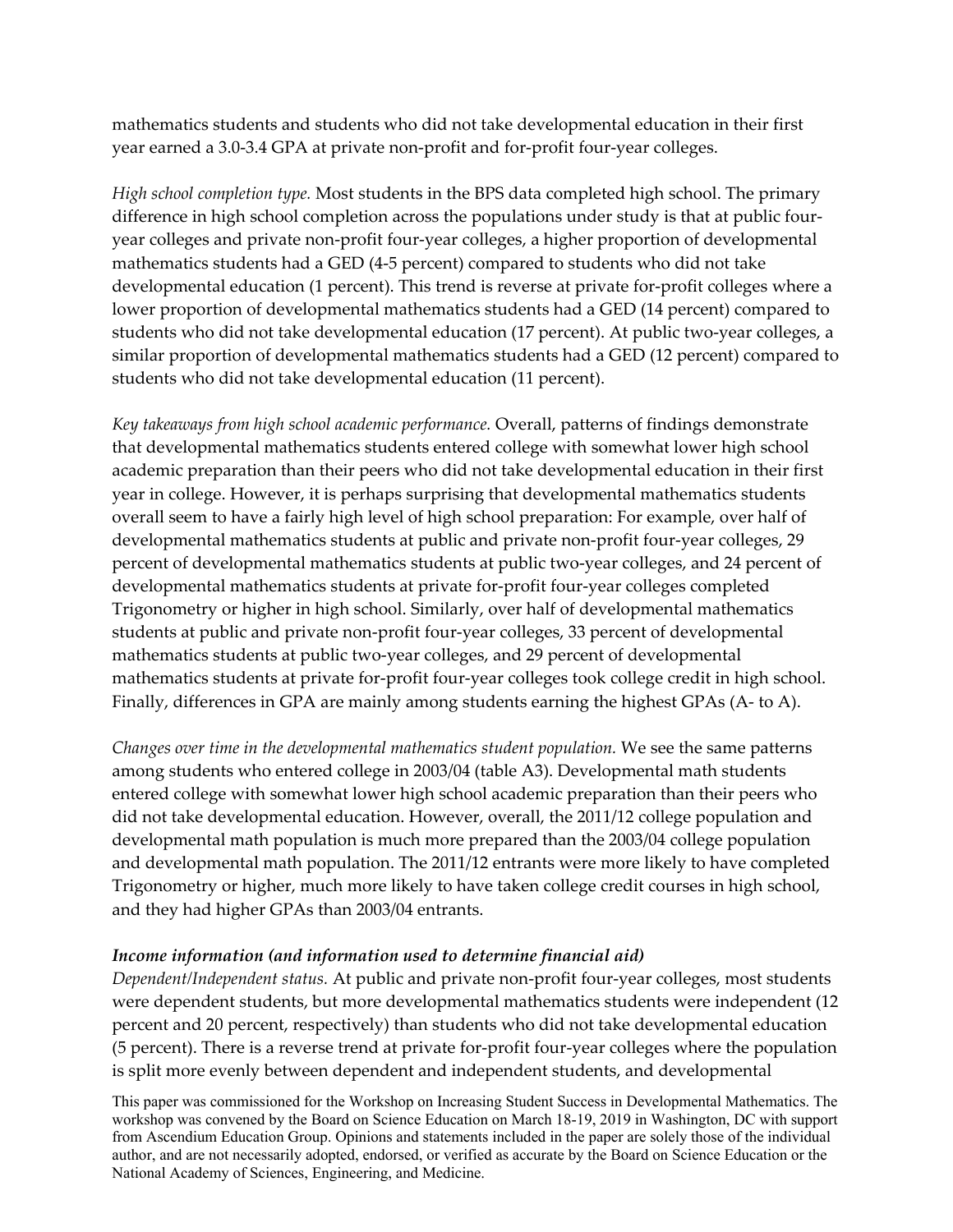mathematics students and students who did not take developmental education in their first year earned a 3.0-3.4 GPA at private non-profit and for-profit four-year colleges.

*High school completion type.* Most students in the BPS data completed high school. The primary difference in high school completion across the populations under study is that at public four-year colleges and private non-profit four-year colleges, a higher proportion of developmental mathematics students had a GED (4-5 percent) compared to students who did not take developmental education (1 percent). This trend is reverse at private for-profit colleges where a lower proportion of developmental mathematics students had a GED (14 percent) compared to students who did not take developmental education (17 percent). At public two-year colleges, a similar proportion of developmental mathematics students had a GED (12 percent) compared to students who did not take developmental education (11 percent).

*Key takeaways from high school academic performance.* Overall, patterns of findings demonstrate that developmental mathematics students entered college with somewhat lower high school academic preparation than their peers who did not take developmental education in their first year in college. However, it is perhaps surprising that developmental mathematics students overall seem to have a fairly high level of high school preparation: For example, over half of developmental mathematics students at public and private non-profit four-year colleges, 29 percent of developmental mathematics students at public two-year colleges, and 24 percent of developmental mathematics students at private for-profit four-year colleges completed Trigonometry or higher in high school. Similarly, over half of developmental mathematics students at public and private non-profit four-year colleges, 33 percent of developmental mathematics students at public two-year colleges, and 29 percent of developmental mathematics students at private for-profit four-year colleges took college credit in high school. Finally, differences in GPA are mainly among students earning the highest GPAs (A- to A).

*Changes over time in the developmental mathematics student population.* We see the same patterns among students who entered college in 2003/04 (table A3). Developmental math students entered college with somewhat lower high school academic preparation than their peers who did not take developmental education. However, overall, the 2011/12 college population and developmental math population is much more prepared than the 2003/04 college population and developmental math population. The 2011/12 entrants were more likely to have completed Trigonometry or higher, much more likely to have taken college credit courses in high school, and they had higher GPAs than 2003/04 entrants.

***Income information (and information used to determine financial aid)***

*Dependent/Independent status.* At public and private non-profit four-year colleges, most students were dependent students, but more developmental mathematics students were independent (12 percent and 20 percent, respectively) than students who did not take developmental education (5 percent). There is a reverse trend at private for-profit four-year colleges where the population is split more evenly between dependent and independent students, and developmental

This paper was commissioned for the Workshop on Increasing Student Success in Developmental Mathematics. The workshop was convened by the Board on Science Education on March 18-19, 2019 in Washington, DC with support from Ascendium Education Group. Opinions and statements included in the paper are solely those of the individual author, and are not necessarily adopted, endorsed, or verified as accurate by the Board on Science Education or the National Academy of Sciences, Engineering, and Medicine.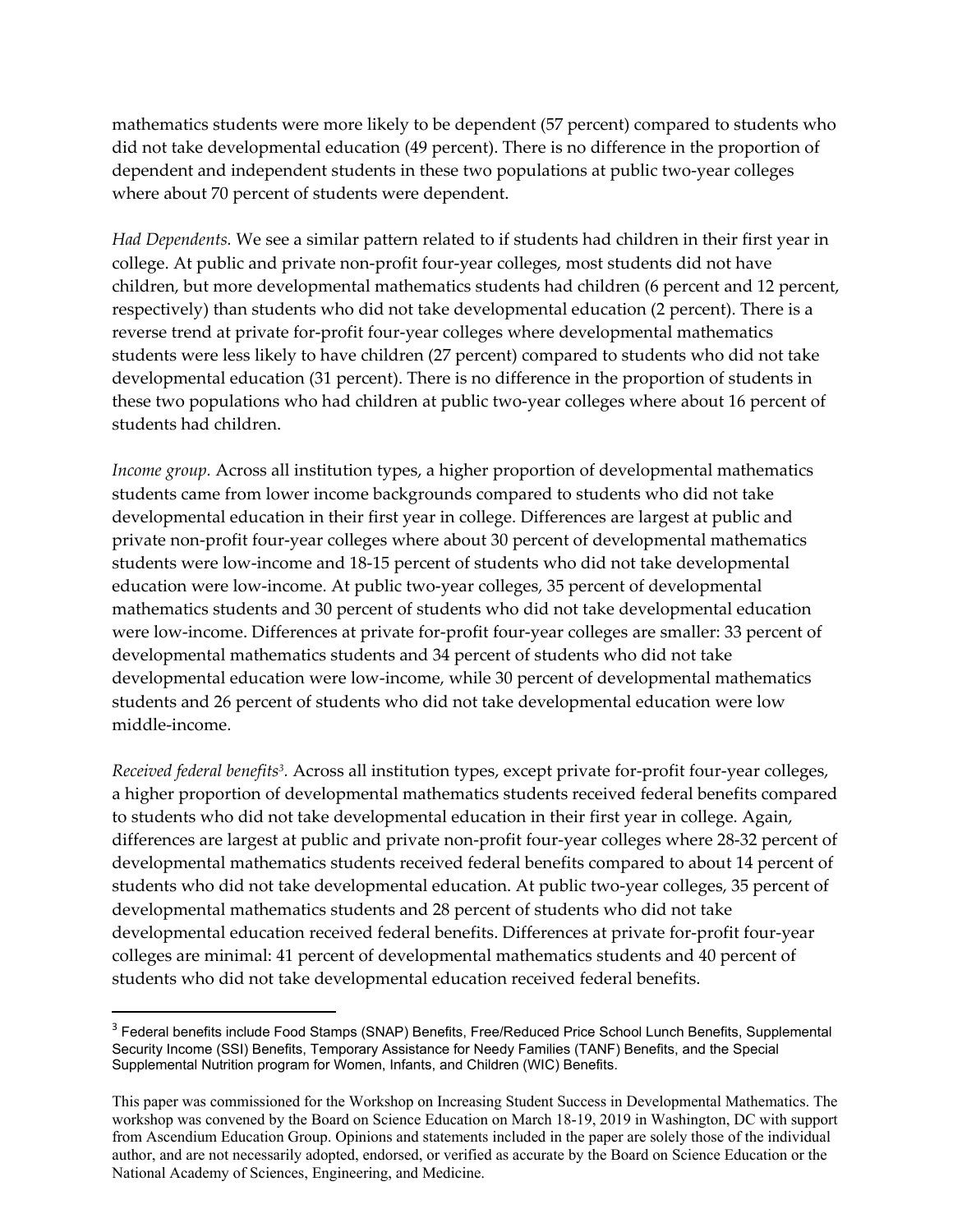mathematics students were more likely to be dependent (57 percent) compared to students who did not take developmental education (49 percent). There is no difference in the proportion of dependent and independent students in these two populations at public two-year colleges where about 70 percent of students were dependent.

*Had Dependents.* We see a similar pattern related to if students had children in their first year in college. At public and private non-profit four-year colleges, most students did not have children, but more developmental mathematics students had children (6 percent and 12 percent, respectively) than students who did not take developmental education (2 percent). There is a reverse trend at private for-profit four-year colleges where developmental mathematics students were less likely to have children (27 percent) compared to students who did not take developmental education (31 percent). There is no difference in the proportion of students in these two populations who had children at public two-year colleges where about 16 percent of students had children.

*Income group.* Across all institution types, a higher proportion of developmental mathematics students came from lower income backgrounds compared to students who did not take developmental education in their first year in college. Differences are largest at public and private non-profit four-year colleges where about 30 percent of developmental mathematics students were low-income and 18-15 percent of students who did not take developmental education were low-income. At public two-year colleges, 35 percent of developmental mathematics students and 30 percent of students who did not take developmental education were low-income. Differences at private for-profit four-year colleges are smaller: 33 percent of developmental mathematics students and 34 percent of students who did not take developmental education were low-income, while 30 percent of developmental mathematics students and 26 percent of students who did not take developmental education were low middle-income.

*Received federal benefits[3].* Across all institution types, except private for-profit four-year colleges, a higher proportion of developmental mathematics students received federal benefits compared to students who did not take developmental education in their first year in college. Again, differences are largest at public and private non-profit four-year colleges where 28-32 percent of developmental mathematics students received federal benefits compared to about 14 percent of students who did not take developmental education. At public two-year colleges, 35 percent of developmental mathematics students and 28 percent of students who did not take developmental education received federal benefits. Differences at private for-profit four-year colleges are minimal: 41 percent of developmental mathematics students and 40 percent of students who did not take developmental education received federal benefits.

---

[3] Federal benefits include Food Stamps (SNAP) Benefits, Free/Reduced Price School Lunch Benefits, Supplemental Security Income (SSI) Benefits, Temporary Assistance for Needy Families (TANF) Benefits, and the Special Supplemental Nutrition program for Women, Infants, and Children (WIC) Benefits.

This paper was commissioned for the Workshop on Increasing Student Success in Developmental Mathematics. The workshop was convened by the Board on Science Education on March 18-19, 2019 in Washington, DC with support from Ascendium Education Group. Opinions and statements included in the paper are solely those of the individual author, and are not necessarily adopted, endorsed, or verified as accurate by the Board on Science Education or the National Academy of Sciences, Engineering, and Medicine.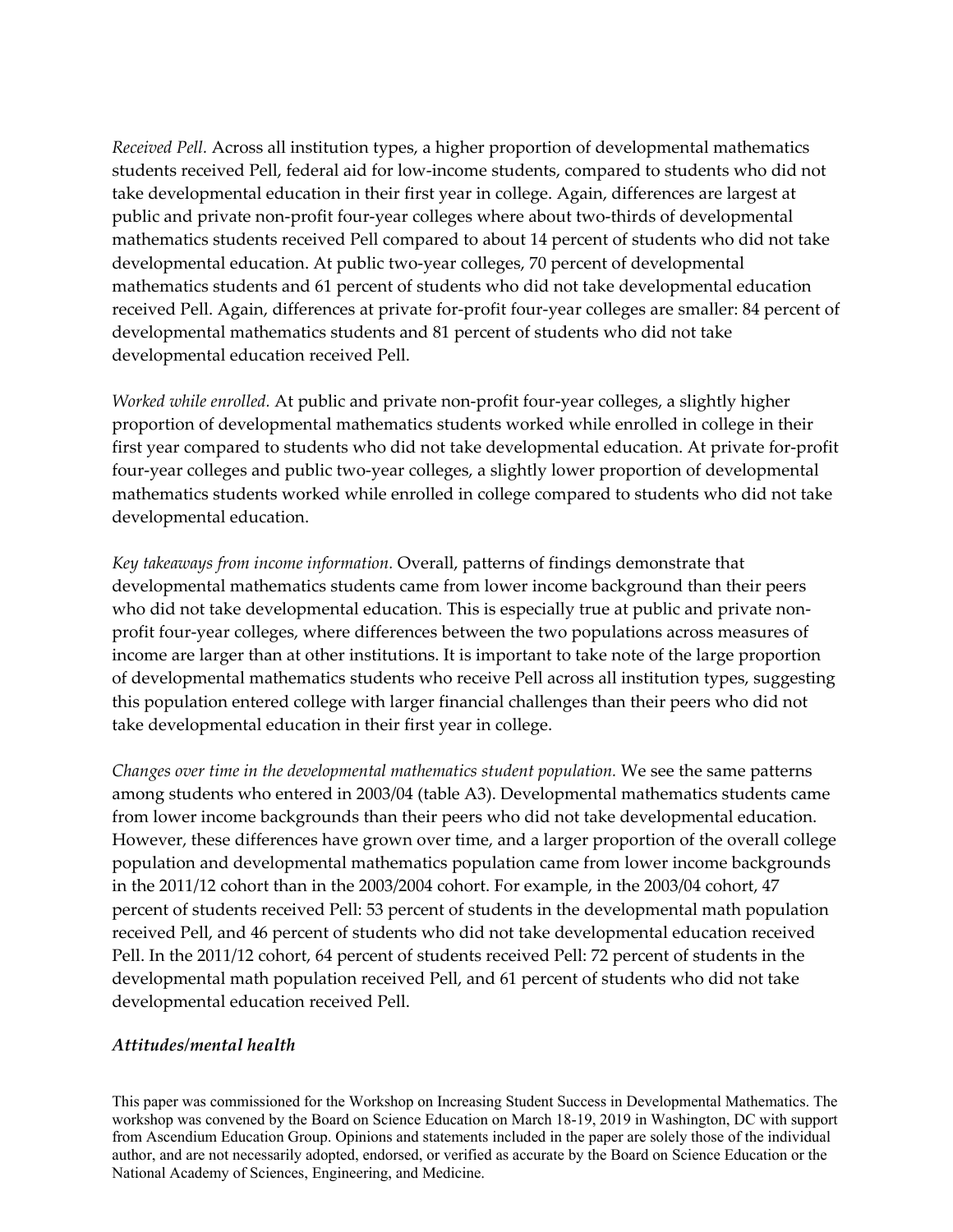*Received Pell.* Across all institution types, a higher proportion of developmental mathematics students received Pell, federal aid for low-income students, compared to students who did not take developmental education in their first year in college. Again, differences are largest at public and private non-profit four-year colleges where about two-thirds of developmental mathematics students received Pell compared to about 14 percent of students who did not take developmental education. At public two-year colleges, 70 percent of developmental mathematics students and 61 percent of students who did not take developmental education received Pell. Again, differences at private for-profit four-year colleges are smaller: 84 percent of developmental mathematics students and 81 percent of students who did not take developmental education received Pell.

*Worked while enrolled.* At public and private non-profit four-year colleges, a slightly higher proportion of developmental mathematics students worked while enrolled in college in their first year compared to students who did not take developmental education. At private for-profit four-year colleges and public two-year colleges, a slightly lower proportion of developmental mathematics students worked while enrolled in college compared to students who did not take developmental education.

*Key takeaways from income information.* Overall, patterns of findings demonstrate that developmental mathematics students came from lower income background than their peers who did not take developmental education. This is especially true at public and private non-profit four-year colleges, where differences between the two populations across measures of income are larger than at other institutions. It is important to take note of the large proportion of developmental mathematics students who receive Pell across all institution types, suggesting this population entered college with larger financial challenges than their peers who did not take developmental education in their first year in college.

*Changes over time in the developmental mathematics student population.* We see the same patterns among students who entered in 2003/04 (table A3). Developmental mathematics students came from lower income backgrounds than their peers who did not take developmental education. However, these differences have grown over time, and a larger proportion of the overall college population and developmental mathematics population came from lower income backgrounds in the 2011/12 cohort than in the 2003/2004 cohort. For example, in the 2003/04 cohort, 47 percent of students received Pell: 53 percent of students in the developmental math population received Pell, and 46 percent of students who did not take developmental education received Pell. In the 2011/12 cohort, 64 percent of students received Pell: 72 percent of students in the developmental math population received Pell, and 61 percent of students who did not take developmental education received Pell.

***Attitudes/mental health***

This paper was commissioned for the Workshop on Increasing Student Success in Developmental Mathematics. The workshop was convened by the Board on Science Education on March 18-19, 2019 in Washington, DC with support from Ascendium Education Group. Opinions and statements included in the paper are solely those of the individual author, and are not necessarily adopted, endorsed, or verified as accurate by the Board on Science Education or the National Academy of Sciences, Engineering, and Medicine.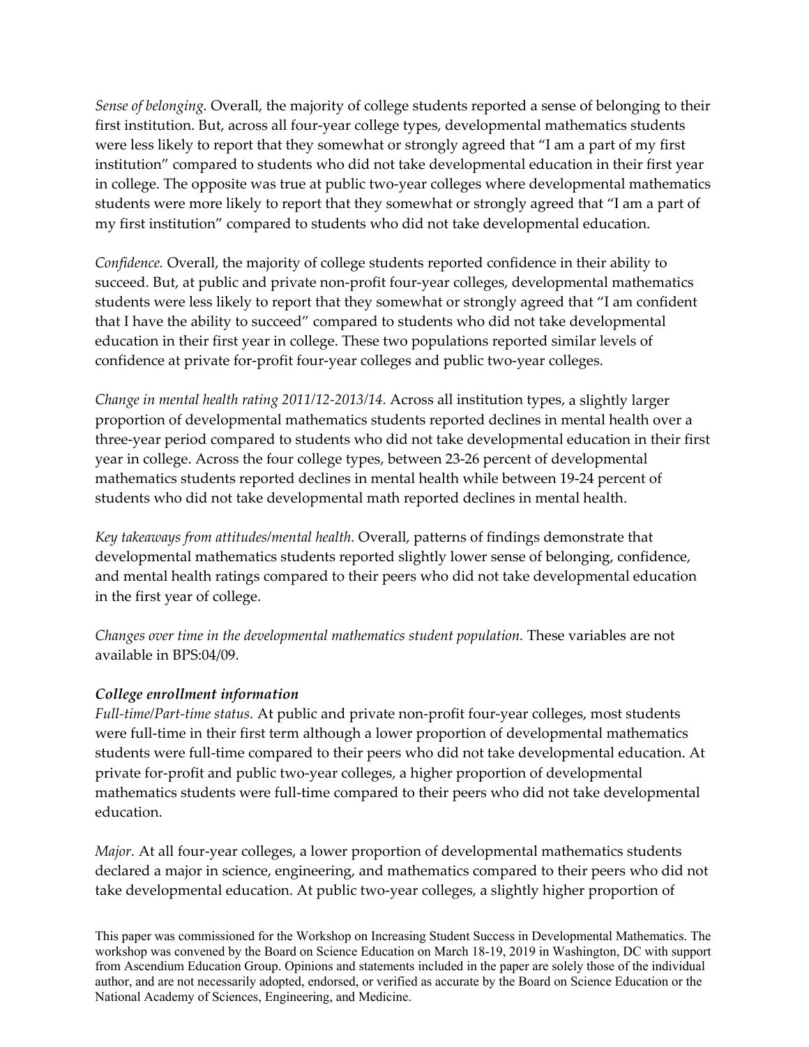*Sense of belonging.* Overall, the majority of college students reported a sense of belonging to their first institution. But, across all four-year college types, developmental mathematics students were less likely to report that they somewhat or strongly agreed that "I am a part of my first institution" compared to students who did not take developmental education in their first year in college. The opposite was true at public two-year colleges where developmental mathematics students were more likely to report that they somewhat or strongly agreed that "I am a part of my first institution" compared to students who did not take developmental education.

*Confidence.* Overall, the majority of college students reported confidence in their ability to succeed. But, at public and private non-profit four-year colleges, developmental mathematics students were less likely to report that they somewhat or strongly agreed that "I am confident that I have the ability to succeed" compared to students who did not take developmental education in their first year in college. These two populations reported similar levels of confidence at private for-profit four-year colleges and public two-year colleges.

*Change in mental health rating 2011/12-2013/14.* Across all institution types, a slightly larger proportion of developmental mathematics students reported declines in mental health over a three-year period compared to students who did not take developmental education in their first year in college. Across the four college types, between 23-26 percent of developmental mathematics students reported declines in mental health while between 19-24 percent of students who did not take developmental math reported declines in mental health.

*Key takeaways from attitudes/mental health.* Overall, patterns of findings demonstrate that developmental mathematics students reported slightly lower sense of belonging, confidence, and mental health ratings compared to their peers who did not take developmental education in the first year of college.

*Changes over time in the developmental mathematics student population.* These variables are not available in BPS:04/09.

***College enrollment information***

*Full-time/Part-time status.* At public and private non-profit four-year colleges, most students were full-time in their first term although a lower proportion of developmental mathematics students were full-time compared to their peers who did not take developmental education. At private for-profit and public two-year colleges, a higher proportion of developmental mathematics students were full-time compared to their peers who did not take developmental education.

*Major.* At all four-year colleges, a lower proportion of developmental mathematics students declared a major in science, engineering, and mathematics compared to their peers who did not take developmental education. At public two-year colleges, a slightly higher proportion of

This paper was commissioned for the Workshop on Increasing Student Success in Developmental Mathematics. The workshop was convened by the Board on Science Education on March 18-19, 2019 in Washington, DC with support from Ascendium Education Group. Opinions and statements included in the paper are solely those of the individual author, and are not necessarily adopted, endorsed, or verified as accurate by the Board on Science Education or the National Academy of Sciences, Engineering, and Medicine.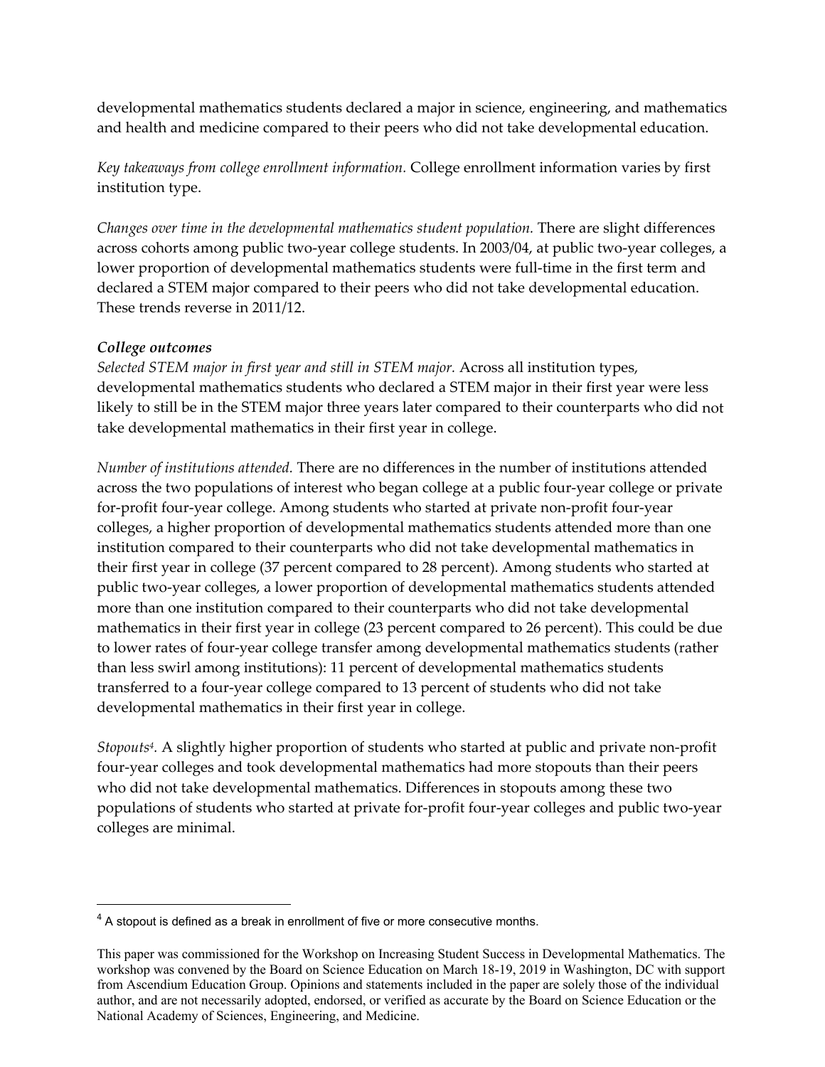developmental mathematics students declared a major in science, engineering, and mathematics and health and medicine compared to their peers who did not take developmental education.

*Key takeaways from college enrollment information.* College enrollment information varies by first institution type.

*Changes over time in the developmental mathematics student population.* There are slight differences across cohorts among public two-year college students. In 2003/04, at public two-year colleges, a lower proportion of developmental mathematics students were full-time in the first term and declared a STEM major compared to their peers who did not take developmental education. These trends reverse in 2011/12.

***College outcomes***

*Selected STEM major in first year and still in STEM major.* Across all institution types, developmental mathematics students who declared a STEM major in their first year were less likely to still be in the STEM major three years later compared to their counterparts who did not take developmental mathematics in their first year in college.

*Number of institutions attended.* There are no differences in the number of institutions attended across the two populations of interest who began college at a public four-year college or private for-profit four-year college. Among students who started at private non-profit four-year colleges, a higher proportion of developmental mathematics students attended more than one institution compared to their counterparts who did not take developmental mathematics in their first year in college (37 percent compared to 28 percent). Among students who started at public two-year colleges, a lower proportion of developmental mathematics students attended more than one institution compared to their counterparts who did not take developmental mathematics in their first year in college (23 percent compared to 26 percent). This could be due to lower rates of four-year college transfer among developmental mathematics students (rather than less swirl among institutions): 11 percent of developmental mathematics students transferred to a four-year college compared to 13 percent of students who did not take developmental mathematics in their first year in college.

*Stopouts[4].* A slightly higher proportion of students who started at public and private non-profit four-year colleges and took developmental mathematics had more stopouts than their peers who did not take developmental mathematics. Differences in stopouts among these two populations of students who started at private for-profit four-year colleges and public two-year colleges are minimal.

---

[4] A stopout is defined as a break in enrollment of five or more consecutive months.

This paper was commissioned for the Workshop on Increasing Student Success in Developmental Mathematics. The workshop was convened by the Board on Science Education on March 18-19, 2019 in Washington, DC with support from Ascendium Education Group. Opinions and statements included in the paper are solely those of the individual author, and are not necessarily adopted, endorsed, or verified as accurate by the Board on Science Education or the National Academy of Sciences, Engineering, and Medicine.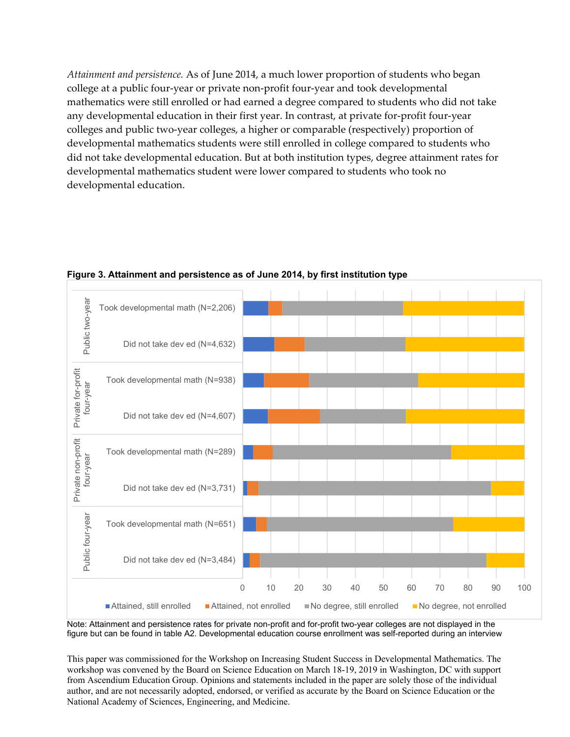*Attainment and persistence.* As of June 2014, a much lower proportion of students who began college at a public four-year or private non-profit four-year and took developmental mathematics were still enrolled or had earned a degree compared to students who did not take any developmental education in their first year. In contrast, at private for-profit four-year colleges and public two-year colleges, a higher or comparable (respectively) proportion of developmental mathematics students were still enrolled in college compared to students who did not take developmental education. But at both institution types, degree attainment rates for developmental mathematics student were lower compared to students who took no developmental education.

**Figure 3. Attainment and persistence as of June 2014, by first institution type**

Note: Attainment and persistence rates for private non-profit and for-profit two-year colleges are not displayed in the figure but can be found in table A2. Developmental education course enrollment was self-reported during an interview

This paper was commissioned for the Workshop on Increasing Student Success in Developmental Mathematics. The workshop was convened by the Board on Science Education on March 18-19, 2019 in Washington, DC with support from Ascendium Education Group. Opinions and statements included in the paper are solely those of the individual author, and are not necessarily adopted, endorsed, or verified as accurate by the Board on Science Education or the National Academy of Sciences, Engineering, and Medicine.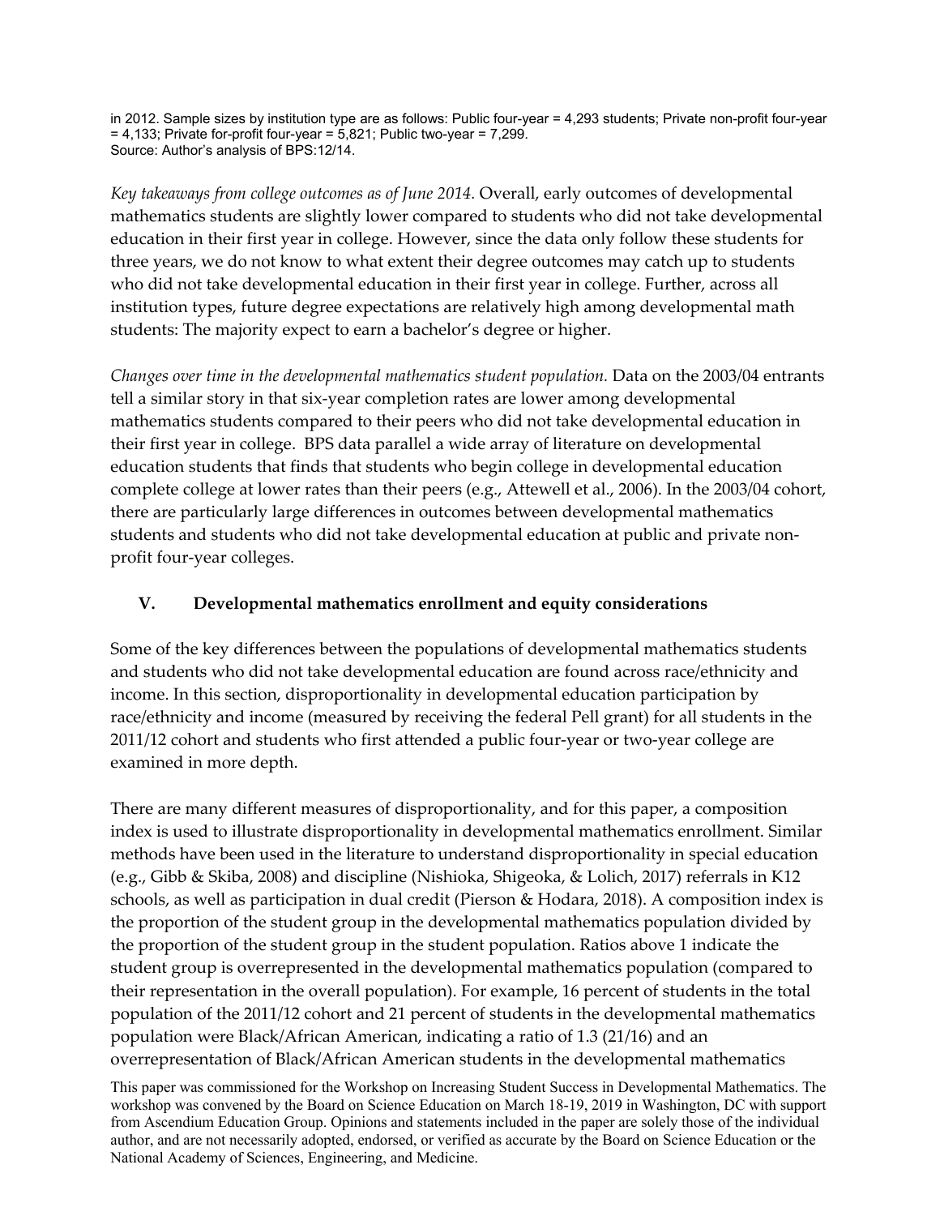in 2012. Sample sizes by institution type are as follows: Public four-year = 4,293 students; Private non-profit four-year = 4,133; Private for-profit four-year = 5,821; Public two-year = 7,299.
Source: Author's analysis of BPS:12/14.

*Key takeaways from college outcomes as of June 2014.* Overall, early outcomes of developmental mathematics students are slightly lower compared to students who did not take developmental education in their first year in college. However, since the data only follow these students for three years, we do not know to what extent their degree outcomes may catch up to students who did not take developmental education in their first year in college. Further, across all institution types, future degree expectations are relatively high among developmental math students: The majority expect to earn a bachelor's degree or higher.

*Changes over time in the developmental mathematics student population.* Data on the 2003/04 entrants tell a similar story in that six-year completion rates are lower among developmental mathematics students compared to their peers who did not take developmental education in their first year in college. BPS data parallel a wide array of literature on developmental education students that finds that students who begin college in developmental education complete college at lower rates than their peers (e.g., Attewell et al., 2006). In the 2003/04 cohort, there are particularly large differences in outcomes between developmental mathematics students and students who did not take developmental education at public and private non-profit four-year colleges.

## V. Developmental mathematics enrollment and equity considerations

Some of the key differences between the populations of developmental mathematics students and students who did not take developmental education are found across race/ethnicity and income. In this section, disproportionality in developmental education participation by race/ethnicity and income (measured by receiving the federal Pell grant) for all students in the 2011/12 cohort and students who first attended a public four-year or two-year college are examined in more depth.

There are many different measures of disproportionality, and for this paper, a composition index is used to illustrate disproportionality in developmental mathematics enrollment. Similar methods have been used in the literature to understand disproportionality in special education (e.g., Gibb & Skiba, 2008) and discipline (Nishioka, Shigeoka, & Lolich, 2017) referrals in K12 schools, as well as participation in dual credit (Pierson & Hodara, 2018). A composition index is the proportion of the student group in the developmental mathematics population divided by the proportion of the student group in the student population. Ratios above 1 indicate the student group is overrepresented in the developmental mathematics population (compared to their representation in the overall population). For example, 16 percent of students in the total population of the 2011/12 cohort and 21 percent of students in the developmental mathematics population were Black/African American, indicating a ratio of 1.3 (21/16) and an overrepresentation of Black/African American students in the developmental mathematics

This paper was commissioned for the Workshop on Increasing Student Success in Developmental Mathematics. The workshop was convened by the Board on Science Education on March 18-19, 2019 in Washington, DC with support from Ascendium Education Group. Opinions and statements included in the paper are solely those of the individual author, and are not necessarily adopted, endorsed, or verified as accurate by the Board on Science Education or the National Academy of Sciences, Engineering, and Medicine.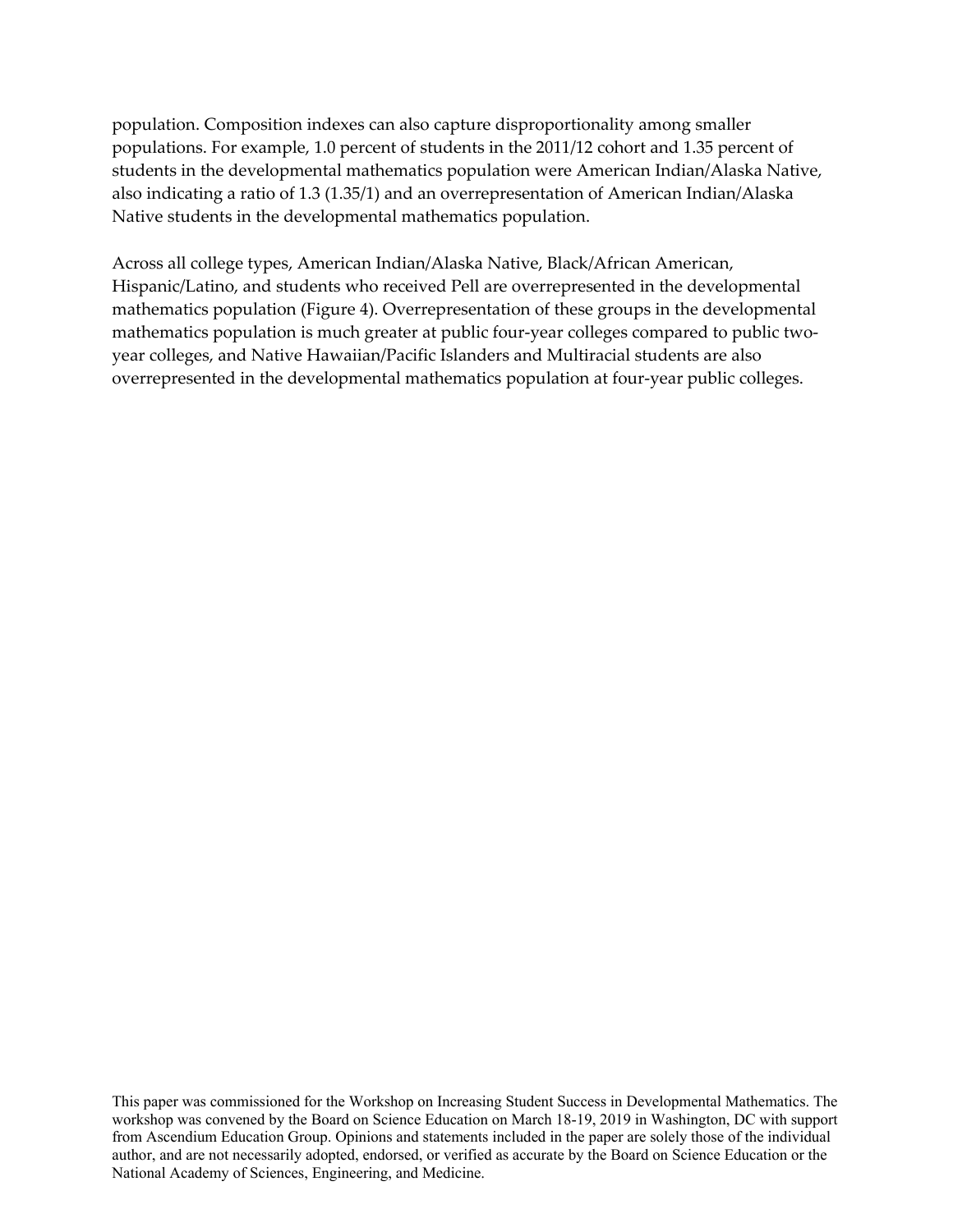population. Composition indexes can also capture disproportionality among smaller populations. For example, 1.0 percent of students in the 2011/12 cohort and 1.35 percent of students in the developmental mathematics population were American Indian/Alaska Native, also indicating a ratio of 1.3 (1.35/1) and an overrepresentation of American Indian/Alaska Native students in the developmental mathematics population.

Across all college types, American Indian/Alaska Native, Black/African American, Hispanic/Latino, and students who received Pell are overrepresented in the developmental mathematics population (Figure 4). Overrepresentation of these groups in the developmental mathematics population is much greater at public four-year colleges compared to public two-year colleges, and Native Hawaiian/Pacific Islanders and Multiracial students are also overrepresented in the developmental mathematics population at four-year public colleges.

This paper was commissioned for the Workshop on Increasing Student Success in Developmental Mathematics. The workshop was convened by the Board on Science Education on March 18-19, 2019 in Washington, DC with support from Ascendium Education Group. Opinions and statements included in the paper are solely those of the individual author, and are not necessarily adopted, endorsed, or verified as accurate by the Board on Science Education or the National Academy of Sciences, Engineering, and Medicine.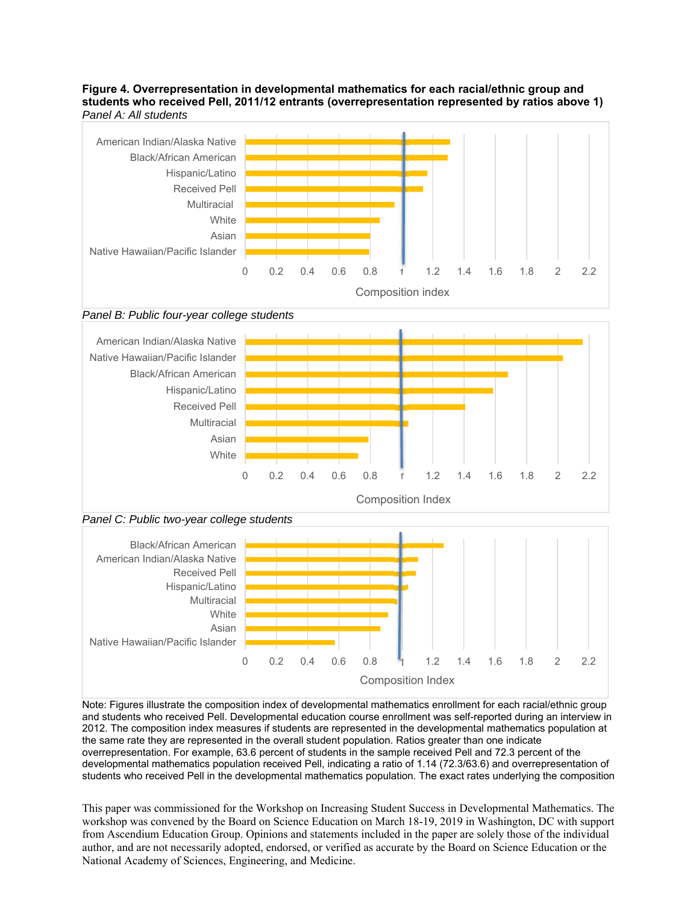**Figure 4. Overrepresentation in developmental mathematics for each racial/ethnic group and students who received Pell, 2011/12 entrants (overrepresentation represented by ratios above 1)**

*Panel A: All students*

*Panel B: Public four-year college students*

*Panel C: Public two-year college students*

Note: Figures illustrate the composition index of developmental mathematics enrollment for each racial/ethnic group and students who received Pell. Developmental education course enrollment was self-reported during an interview in 2012. The composition index measures if students are represented in the developmental mathematics population at the same rate they are represented in the overall student population. Ratios greater than one indicate overrepresentation. For example, 63.6 percent of students in the sample received Pell and 72.3 percent of the developmental mathematics population received Pell, indicating a ratio of 1.14 (72.3/63.6) and overrepresentation of students who received Pell in the developmental mathematics population. The exact rates underlying the composition

This paper was commissioned for the Workshop on Increasing Student Success in Developmental Mathematics. The workshop was convened by the Board on Science Education on March 18-19, 2019 in Washington, DC with support from Ascendium Education Group. Opinions and statements included in the paper are solely those of the individual author, and are not necessarily adopted, endorsed, or verified as accurate by the Board on Science Education or the National Academy of Sciences, Engineering, and Medicine.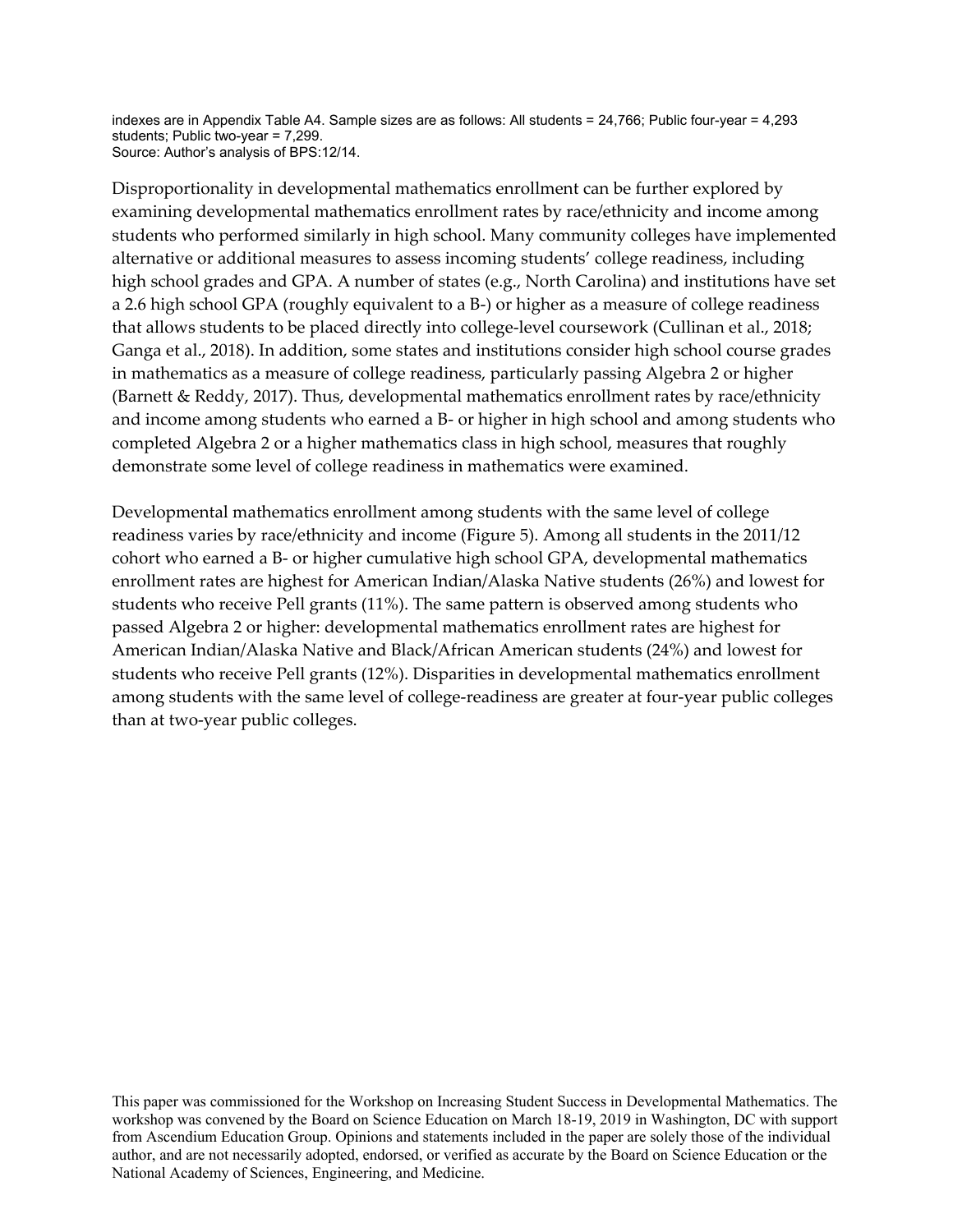indexes are in Appendix Table A4. Sample sizes are as follows: All students = 24,766; Public four-year = 4,293 students; Public two-year = 7,299.
Source: Author's analysis of BPS:12/14.

Disproportionality in developmental mathematics enrollment can be further explored by examining developmental mathematics enrollment rates by race/ethnicity and income among students who performed similarly in high school. Many community colleges have implemented alternative or additional measures to assess incoming students' college readiness, including high school grades and GPA. A number of states (e.g., North Carolina) and institutions have set a 2.6 high school GPA (roughly equivalent to a B-) or higher as a measure of college readiness that allows students to be placed directly into college-level coursework (Cullinan et al., 2018; Ganga et al., 2018). In addition, some states and institutions consider high school course grades in mathematics as a measure of college readiness, particularly passing Algebra 2 or higher (Barnett & Reddy, 2017). Thus, developmental mathematics enrollment rates by race/ethnicity and income among students who earned a B- or higher in high school and among students who completed Algebra 2 or a higher mathematics class in high school, measures that roughly demonstrate some level of college readiness in mathematics were examined.

Developmental mathematics enrollment among students with the same level of college readiness varies by race/ethnicity and income (Figure 5). Among all students in the 2011/12 cohort who earned a B- or higher cumulative high school GPA, developmental mathematics enrollment rates are highest for American Indian/Alaska Native students (26%) and lowest for students who receive Pell grants (11%). The same pattern is observed among students who passed Algebra 2 or higher: developmental mathematics enrollment rates are highest for American Indian/Alaska Native and Black/African American students (24%) and lowest for students who receive Pell grants (12%). Disparities in developmental mathematics enrollment among students with the same level of college-readiness are greater at four-year public colleges than at two-year public colleges.

This paper was commissioned for the Workshop on Increasing Student Success in Developmental Mathematics. The workshop was convened by the Board on Science Education on March 18-19, 2019 in Washington, DC with support from Ascendium Education Group. Opinions and statements included in the paper are solely those of the individual author, and are not necessarily adopted, endorsed, or verified as accurate by the Board on Science Education or the National Academy of Sciences, Engineering, and Medicine.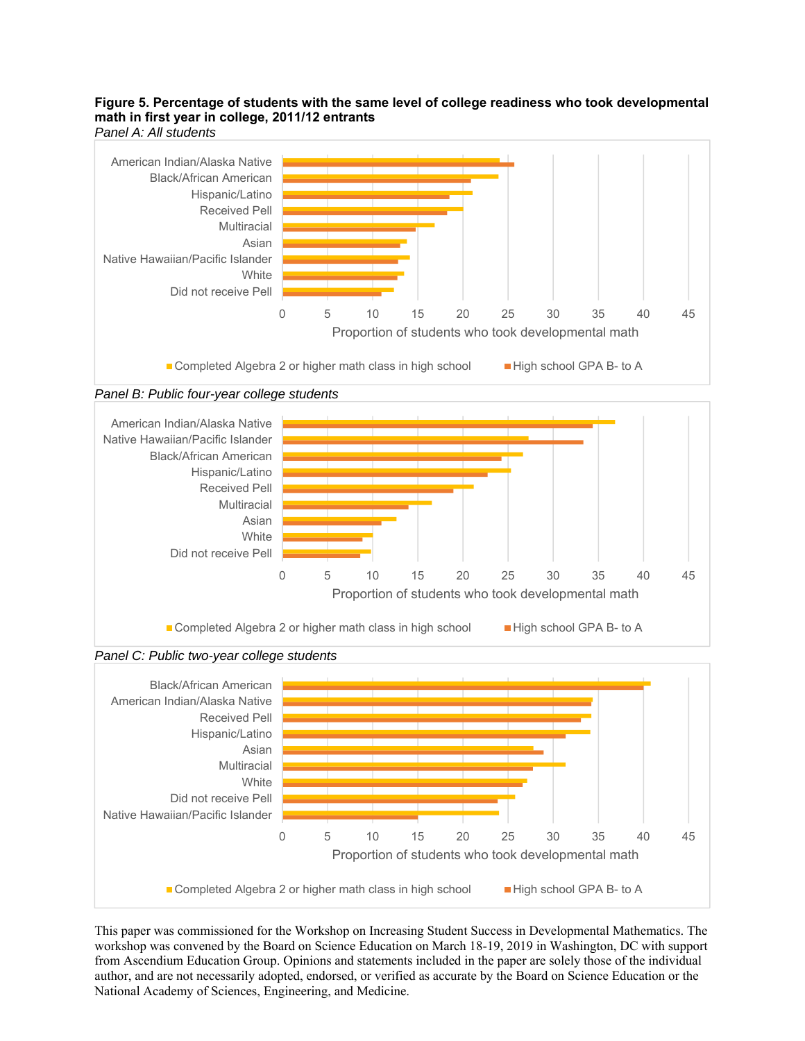**Figure 5. Percentage of students with the same level of college readiness who took developmental math in first year in college, 2011/12 entrants**

*Panel A: All students*

*Panel B: Public four-year college students*

*Panel C: Public two-year college students*

This paper was commissioned for the Workshop on Increasing Student Success in Developmental Mathematics. The workshop was convened by the Board on Science Education on March 18-19, 2019 in Washington, DC with support from Ascendium Education Group. Opinions and statements included in the paper are solely those of the individual author, and are not necessarily adopted, endorsed, or verified as accurate by the Board on Science Education or the National Academy of Sciences, Engineering, and Medicine.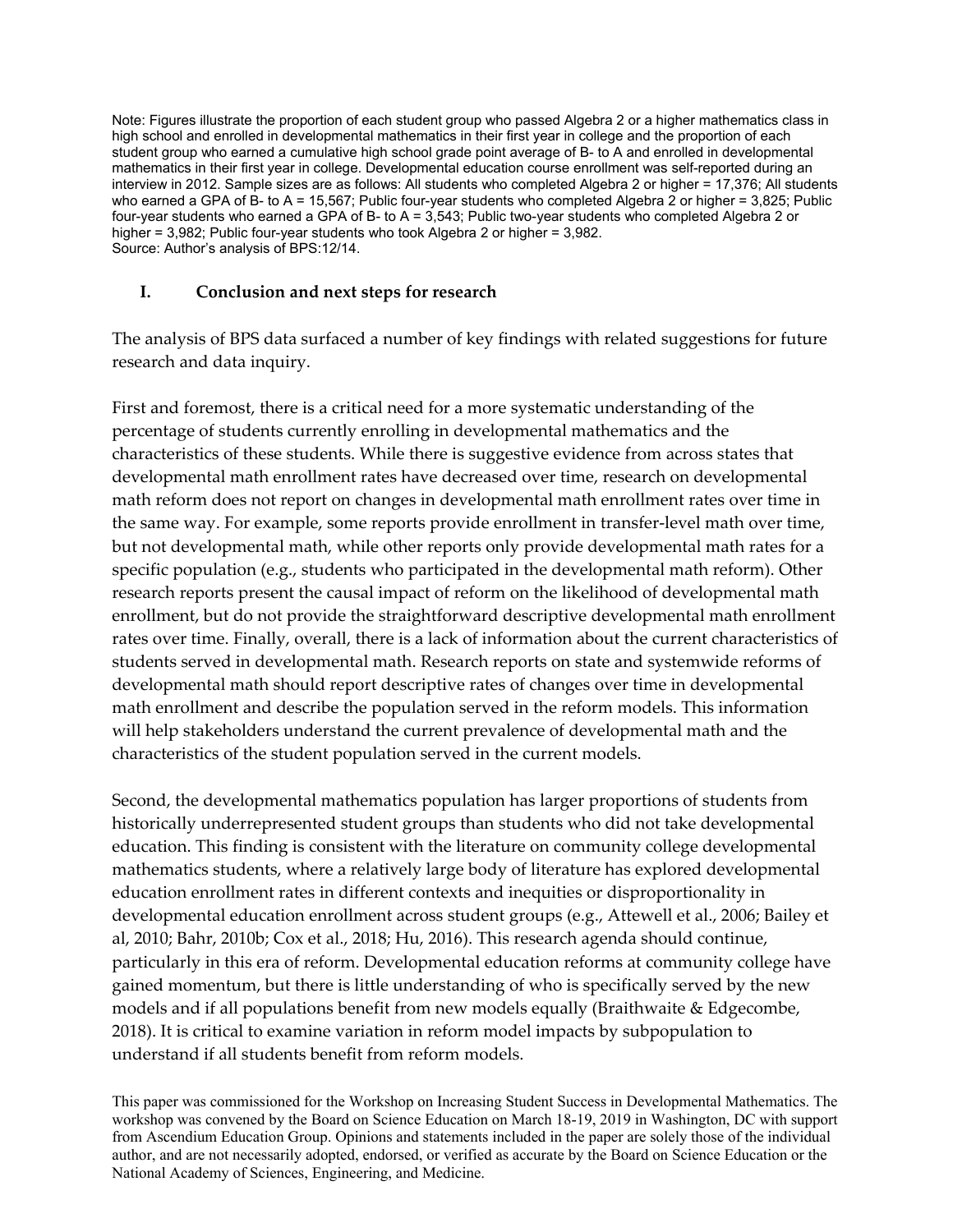Note: Figures illustrate the proportion of each student group who passed Algebra 2 or a higher mathematics class in high school and enrolled in developmental mathematics in their first year in college and the proportion of each student group who earned a cumulative high school grade point average of B- to A and enrolled in developmental mathematics in their first year in college. Developmental education course enrollment was self-reported during an interview in 2012. Sample sizes are as follows: All students who completed Algebra 2 or higher = 17,376; All students who earned a GPA of B- to A = 15,567; Public four-year students who completed Algebra 2 or higher = 3,825; Public four-year students who earned a GPA of B- to A = 3,543; Public two-year students who completed Algebra 2 or higher = 3,982; Public four-year students who took Algebra 2 or higher = 3,982.
Source: Author's analysis of BPS:12/14.

## I. Conclusion and next steps for research

The analysis of BPS data surfaced a number of key findings with related suggestions for future research and data inquiry.

First and foremost, there is a critical need for a more systematic understanding of the percentage of students currently enrolling in developmental mathematics and the characteristics of these students. While there is suggestive evidence from across states that developmental math enrollment rates have decreased over time, research on developmental math reform does not report on changes in developmental math enrollment rates over time in the same way. For example, some reports provide enrollment in transfer-level math over time, but not developmental math, while other reports only provide developmental math rates for a specific population (e.g., students who participated in the developmental math reform). Other research reports present the causal impact of reform on the likelihood of developmental math enrollment, but do not provide the straightforward descriptive developmental math enrollment rates over time. Finally, overall, there is a lack of information about the current characteristics of students served in developmental math. Research reports on state and systemwide reforms of developmental math should report descriptive rates of changes over time in developmental math enrollment and describe the population served in the reform models. This information will help stakeholders understand the current prevalence of developmental math and the characteristics of the student population served in the current models.

Second, the developmental mathematics population has larger proportions of students from historically underrepresented student groups than students who did not take developmental education. This finding is consistent with the literature on community college developmental mathematics students, where a relatively large body of literature has explored developmental education enrollment rates in different contexts and inequities or disproportionality in developmental education enrollment across student groups (e.g., Attewell et al., 2006; Bailey et al, 2010; Bahr, 2010b; Cox et al., 2018; Hu, 2016). This research agenda should continue, particularly in this era of reform. Developmental education reforms at community college have gained momentum, but there is little understanding of who is specifically served by the new models and if all populations benefit from new models equally (Braithwaite & Edgecombe, 2018). It is critical to examine variation in reform model impacts by subpopulation to understand if all students benefit from reform models.

This paper was commissioned for the Workshop on Increasing Student Success in Developmental Mathematics. The workshop was convened by the Board on Science Education on March 18-19, 2019 in Washington, DC with support from Ascendium Education Group. Opinions and statements included in the paper are solely those of the individual author, and are not necessarily adopted, endorsed, or verified as accurate by the Board on Science Education or the National Academy of Sciences, Engineering, and Medicine.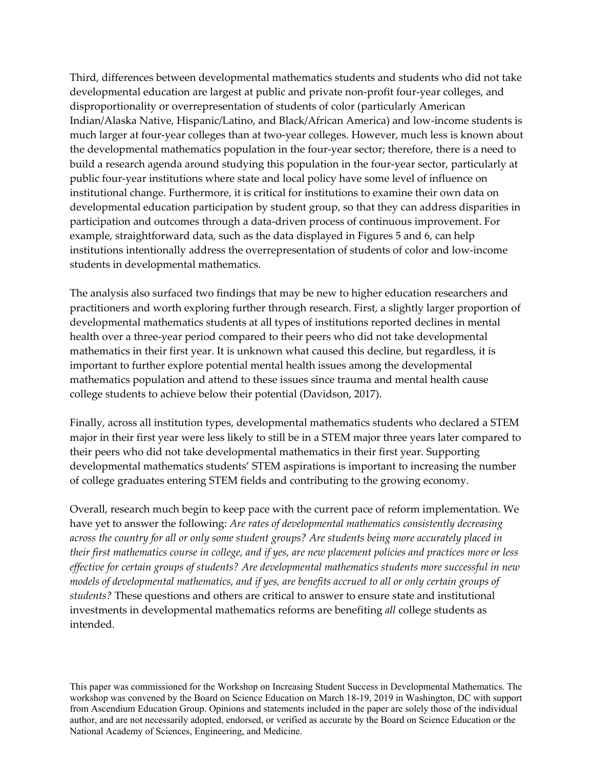Third, differences between developmental mathematics students and students who did not take developmental education are largest at public and private non-profit four-year colleges, and disproportionality or overrepresentation of students of color (particularly American Indian/Alaska Native, Hispanic/Latino, and Black/African America) and low-income students is much larger at four-year colleges than at two-year colleges. However, much less is known about the developmental mathematics population in the four-year sector; therefore, there is a need to build a research agenda around studying this population in the four-year sector, particularly at public four-year institutions where state and local policy have some level of influence on institutional change. Furthermore, it is critical for institutions to examine their own data on developmental education participation by student group, so that they can address disparities in participation and outcomes through a data-driven process of continuous improvement. For example, straightforward data, such as the data displayed in Figures 5 and 6, can help institutions intentionally address the overrepresentation of students of color and low-income students in developmental mathematics.

The analysis also surfaced two findings that may be new to higher education researchers and practitioners and worth exploring further through research. First, a slightly larger proportion of developmental mathematics students at all types of institutions reported declines in mental health over a three-year period compared to their peers who did not take developmental mathematics in their first year. It is unknown what caused this decline, but regardless, it is important to further explore potential mental health issues among the developmental mathematics population and attend to these issues since trauma and mental health cause college students to achieve below their potential (Davidson, 2017).

Finally, across all institution types, developmental mathematics students who declared a STEM major in their first year were less likely to still be in a STEM major three years later compared to their peers who did not take developmental mathematics in their first year. Supporting developmental mathematics students' STEM aspirations is important to increasing the number of college graduates entering STEM fields and contributing to the growing economy.

Overall, research much begin to keep pace with the current pace of reform implementation. We have yet to answer the following: *Are rates of developmental mathematics consistently decreasing across the country for all or only some student groups? Are students being more accurately placed in their first mathematics course in college, and if yes, are new placement policies and practices more or less effective for certain groups of students? Are developmental mathematics students more successful in new models of developmental mathematics, and if yes, are benefits accrued to all or only certain groups of students?* These questions and others are critical to answer to ensure state and institutional investments in developmental mathematics reforms are benefiting *all* college students as intended.

This paper was commissioned for the Workshop on Increasing Student Success in Developmental Mathematics. The workshop was convened by the Board on Science Education on March 18-19, 2019 in Washington, DC with support from Ascendium Education Group. Opinions and statements included in the paper are solely those of the individual author, and are not necessarily adopted, endorsed, or verified as accurate by the Board on Science Education or the National Academy of Sciences, Engineering, and Medicine.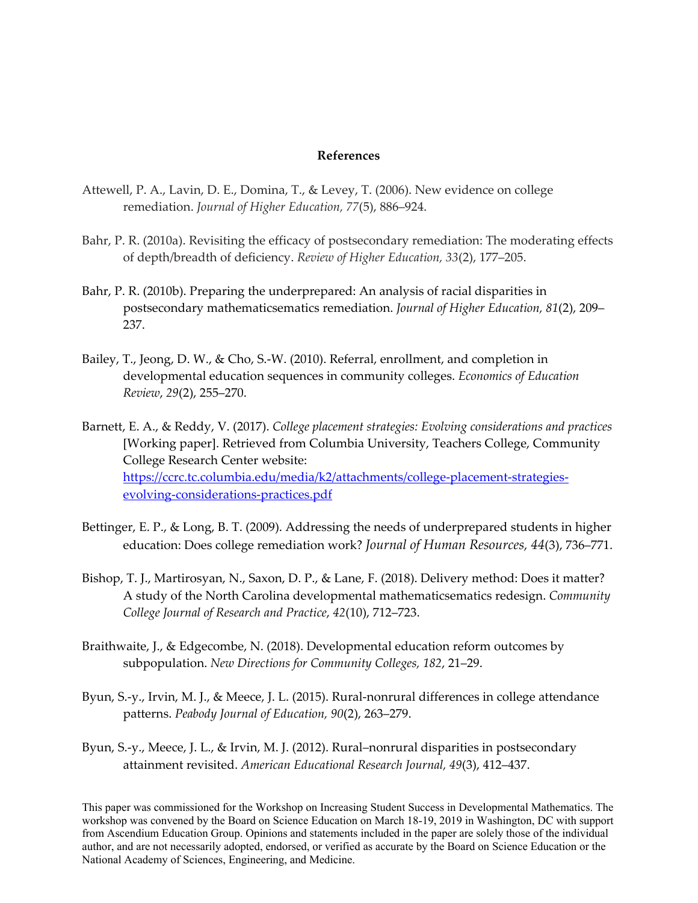## References

Attewell, P. A., Lavin, D. E., Domina, T., & Levey, T. (2006). New evidence on college remediation. *Journal of Higher Education, 77*(5), 886–924.

Bahr, P. R. (2010a). Revisiting the efficacy of postsecondary remediation: The moderating effects of depth/breadth of deficiency. *Review of Higher Education, 33*(2), 177–205.

Bahr, P. R. (2010b). Preparing the underprepared: An analysis of racial disparities in postsecondary mathematicsematics remediation. *Journal of Higher Education, 81*(2), 209–237.

Bailey, T., Jeong, D. W., & Cho, S.-W. (2010). Referral, enrollment, and completion in developmental education sequences in community colleges. *Economics of Education Review*, *29*(2), 255–270.

Barnett, E. A., & Reddy, V. (2017). *College placement strategies: Evolving considerations and practices* [Working paper]. Retrieved from Columbia University, Teachers College, Community College Research Center website: [https://ccrc.tc.columbia.edu/media/k2/attachments/college-placement-strategies-evolving-considerations-practices.pdf](https://ccrc.tc.columbia.edu/media/k2/attachments/college-placement-strategies-evolving-considerations-practices.pdf)

Bettinger, E. P., & Long, B. T. (2009). Addressing the needs of underprepared students in higher education: Does college remediation work? *Journal of Human Resources*, *44*(3), 736–771.

Bishop, T. J., Martirosyan, N., Saxon, D. P., & Lane, F. (2018). Delivery method: Does it matter? A study of the North Carolina developmental mathematicsematics redesign. *Community College Journal of Research and Practice*, *42*(10), 712–723.

Braithwaite, J., & Edgecombe, N. (2018). Developmental education reform outcomes by subpopulation. *New Directions for Community Colleges, 182*, 21–29.

Byun, S.-y., Irvin, M. J., & Meece, J. L. (2015). Rural-nonrural differences in college attendance patterns. *Peabody Journal of Education, 90*(2), 263–279.

Byun, S.-y., Meece, J. L., & Irvin, M. J. (2012). Rural–nonrural disparities in postsecondary attainment revisited. *American Educational Research Journal, 49*(3), 412–437.

This paper was commissioned for the Workshop on Increasing Student Success in Developmental Mathematics. The workshop was convened by the Board on Science Education on March 18-19, 2019 in Washington, DC with support from Ascendium Education Group. Opinions and statements included in the paper are solely those of the individual author, and are not necessarily adopted, endorsed, or verified as accurate by the Board on Science Education or the National Academy of Sciences, Engineering, and Medicine.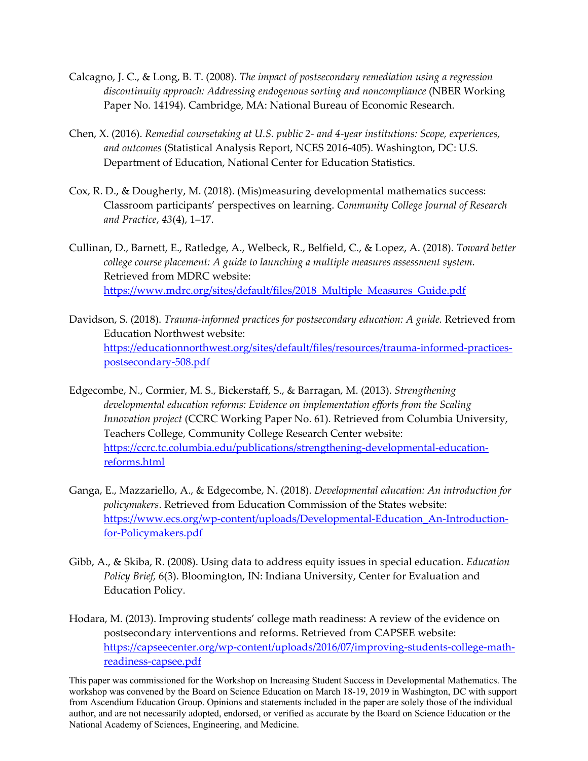Calcagno, J. C., & Long, B. T. (2008). *The impact of postsecondary remediation using a regression discontinuity approach: Addressing endogenous sorting and noncompliance* (NBER Working Paper No. 14194). Cambridge, MA: National Bureau of Economic Research.

Chen, X. (2016). *Remedial coursetaking at U.S. public 2- and 4-year institutions: Scope, experiences, and outcomes* (Statistical Analysis Report, NCES 2016-405). Washington, DC: U.S. Department of Education, National Center for Education Statistics.

Cox, R. D., & Dougherty, M. (2018). (Mis)measuring developmental mathematics success: Classroom participants' perspectives on learning. *Community College Journal of Research and Practice*, *43*(4), 1–17.

Cullinan, D., Barnett, E., Ratledge, A., Welbeck, R., Belfield, C., & Lopez, A. (2018). *Toward better college course placement: A guide to launching a multiple measures assessment system*. Retrieved from MDRC website: https://www.mdrc.org/sites/default/files/2018_Multiple_Measures_Guide.pdf

Davidson, S. (2018). *Trauma-informed practices for postsecondary education: A guide.* Retrieved from Education Northwest website: https://educationnorthwest.org/sites/default/files/resources/trauma-informed-practices-postsecondary-508.pdf

Edgecombe, N., Cormier, M. S., Bickerstaff, S., & Barragan, M. (2013). *Strengthening developmental education reforms: Evidence on implementation efforts from the Scaling Innovation project* (CCRC Working Paper No. 61). Retrieved from Columbia University, Teachers College, Community College Research Center website: https://ccrc.tc.columbia.edu/publications/strengthening-developmental-education-reforms.html

Ganga, E., Mazzariello, A., & Edgecombe, N. (2018). *Developmental education: An introduction for policymakers*. Retrieved from Education Commission of the States website: https://www.ecs.org/wp-content/uploads/Developmental-Education_An-Introduction-for-Policymakers.pdf

Gibb, A., & Skiba, R. (2008). Using data to address equity issues in special education. *Education Policy Brief,* 6(3). Bloomington, IN: Indiana University, Center for Evaluation and Education Policy.

Hodara, M. (2013). Improving students' college math readiness: A review of the evidence on postsecondary interventions and reforms. Retrieved from CAPSEE website: https://capseecenter.org/wp-content/uploads/2016/07/improving-students-college-math-readiness-capsee.pdf

This paper was commissioned for the Workshop on Increasing Student Success in Developmental Mathematics. The workshop was convened by the Board on Science Education on March 18-19, 2019 in Washington, DC with support from Ascendium Education Group. Opinions and statements included in the paper are solely those of the individual author, and are not necessarily adopted, endorsed, or verified as accurate by the Board on Science Education or the National Academy of Sciences, Engineering, and Medicine.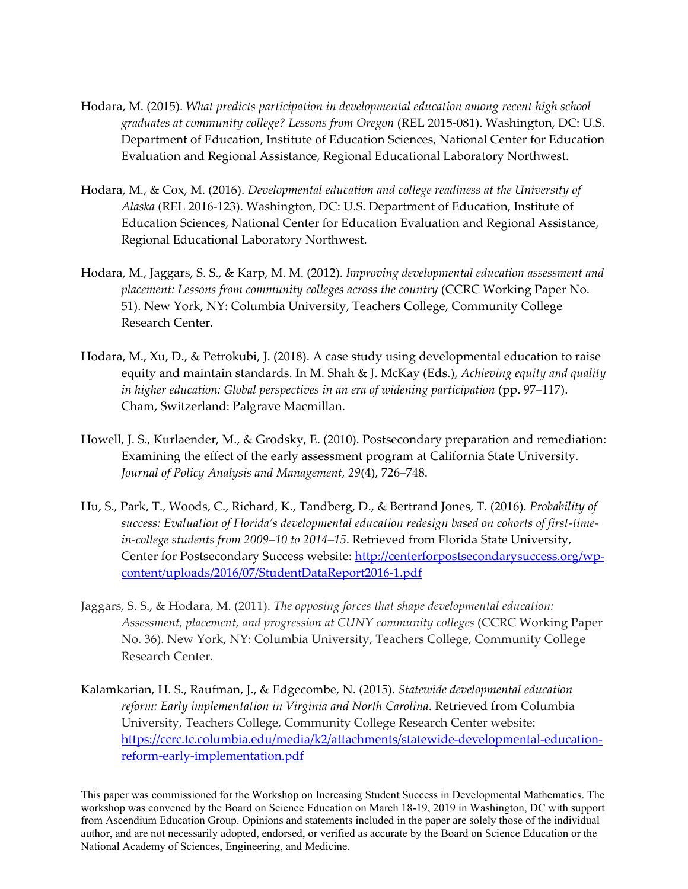Hodara, M. (2015). *What predicts participation in developmental education among recent high school graduates at community college? Lessons from Oregon* (REL 2015-081). Washington, DC: U.S. Department of Education, Institute of Education Sciences, National Center for Education Evaluation and Regional Assistance, Regional Educational Laboratory Northwest.

Hodara, M., & Cox, M. (2016). *Developmental education and college readiness at the University of Alaska* (REL 2016-123). Washington, DC: U.S. Department of Education, Institute of Education Sciences, National Center for Education Evaluation and Regional Assistance, Regional Educational Laboratory Northwest.

Hodara, M., Jaggars, S. S., & Karp, M. M. (2012). *Improving developmental education assessment and placement: Lessons from community colleges across the country* (CCRC Working Paper No. 51). New York, NY: Columbia University, Teachers College, Community College Research Center.

Hodara, M., Xu, D., & Petrokubi, J. (2018). A case study using developmental education to raise equity and maintain standards. In M. Shah & J. McKay (Eds.), *Achieving equity and quality in higher education: Global perspectives in an era of widening participation* (pp. 97–117). Cham, Switzerland: Palgrave Macmillan.

Howell, J. S., Kurlaender, M., & Grodsky, E. (2010). Postsecondary preparation and remediation: Examining the effect of the early assessment program at California State University. *Journal of Policy Analysis and Management, 29*(4), 726–748.

Hu, S., Park, T., Woods, C., Richard, K., Tandberg, D., & Bertrand Jones, T. (2016). *Probability of success: Evaluation of Florida's developmental education redesign based on cohorts of first-time-in-college students from 2009–10 to 2014–15*. Retrieved from Florida State University, Center for Postsecondary Success website: http://centerforpostsecondarysuccess.org/wp-content/uploads/2016/07/StudentDataReport2016-1.pdf

Jaggars, S. S., & Hodara, M. (2011). *The opposing forces that shape developmental education: Assessment, placement, and progression at CUNY community colleges* (CCRC Working Paper No. 36). New York, NY: Columbia University, Teachers College, Community College Research Center.

Kalamkarian, H. S., Raufman, J., & Edgecombe, N. (2015). *Statewide developmental education reform: Early implementation in Virginia and North Carolina*. Retrieved from Columbia University, Teachers College, Community College Research Center website: https://ccrc.tc.columbia.edu/media/k2/attachments/statewide-developmental-education-reform-early-implementation.pdf

This paper was commissioned for the Workshop on Increasing Student Success in Developmental Mathematics. The workshop was convened by the Board on Science Education on March 18-19, 2019 in Washington, DC with support from Ascendium Education Group. Opinions and statements included in the paper are solely those of the individual author, and are not necessarily adopted, endorsed, or verified as accurate by the Board on Science Education or the National Academy of Sciences, Engineering, and Medicine.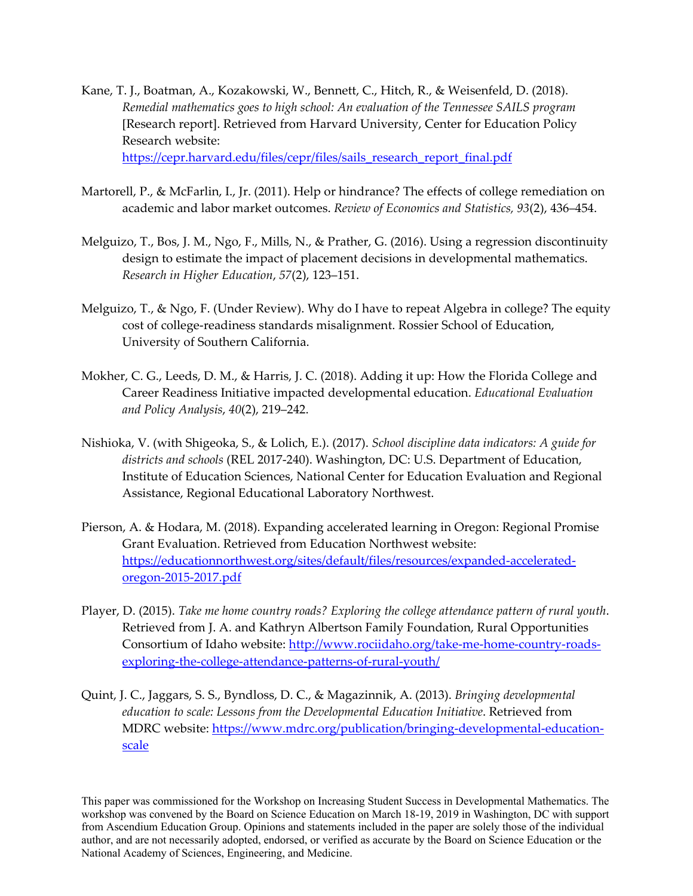Kane, T. J., Boatman, A., Kozakowski, W., Bennett, C., Hitch, R., & Weisenfeld, D. (2018). *Remedial mathematics goes to high school: An evaluation of the Tennessee SAILS program* [Research report]. Retrieved from Harvard University, Center for Education Policy Research website: https://cepr.harvard.edu/files/cepr/files/sails_research_report_final.pdf

Martorell, P., & McFarlin, I., Jr. (2011). Help or hindrance? The effects of college remediation on academic and labor market outcomes. *Review of Economics and Statistics, 93*(2), 436–454.

Melguizo, T., Bos, J. M., Ngo, F., Mills, N., & Prather, G. (2016). Using a regression discontinuity design to estimate the impact of placement decisions in developmental mathematics. *Research in Higher Education*, *57*(2), 123–151.

Melguizo, T., & Ngo, F. (Under Review). Why do I have to repeat Algebra in college? The equity cost of college-readiness standards misalignment. Rossier School of Education, University of Southern California.

Mokher, C. G., Leeds, D. M., & Harris, J. C. (2018). Adding it up: How the Florida College and Career Readiness Initiative impacted developmental education. *Educational Evaluation and Policy Analysis*, *40*(2), 219–242.

Nishioka, V. (with Shigeoka, S., & Lolich, E.). (2017). *School discipline data indicators: A guide for districts and schools* (REL 2017-240). Washington, DC: U.S. Department of Education, Institute of Education Sciences, National Center for Education Evaluation and Regional Assistance, Regional Educational Laboratory Northwest.

Pierson, A. & Hodara, M. (2018). Expanding accelerated learning in Oregon: Regional Promise Grant Evaluation. Retrieved from Education Northwest website: https://educationnorthwest.org/sites/default/files/resources/expanded-accelerated-oregon-2015-2017.pdf

Player, D. (2015). *Take me home country roads? Exploring the college attendance pattern of rural youth*. Retrieved from J. A. and Kathryn Albertson Family Foundation, Rural Opportunities Consortium of Idaho website: http://www.rociidaho.org/take-me-home-country-roads-exploring-the-college-attendance-patterns-of-rural-youth/

Quint, J. C., Jaggars, S. S., Byndloss, D. C., & Magazinnik, A. (2013). *Bringing developmental education to scale: Lessons from the Developmental Education Initiative*. Retrieved from MDRC website: https://www.mdrc.org/publication/bringing-developmental-education-scale

This paper was commissioned for the Workshop on Increasing Student Success in Developmental Mathematics. The workshop was convened by the Board on Science Education on March 18-19, 2019 in Washington, DC with support from Ascendium Education Group. Opinions and statements included in the paper are solely those of the individual author, and are not necessarily adopted, endorsed, or verified as accurate by the Board on Science Education or the National Academy of Sciences, Engineering, and Medicine.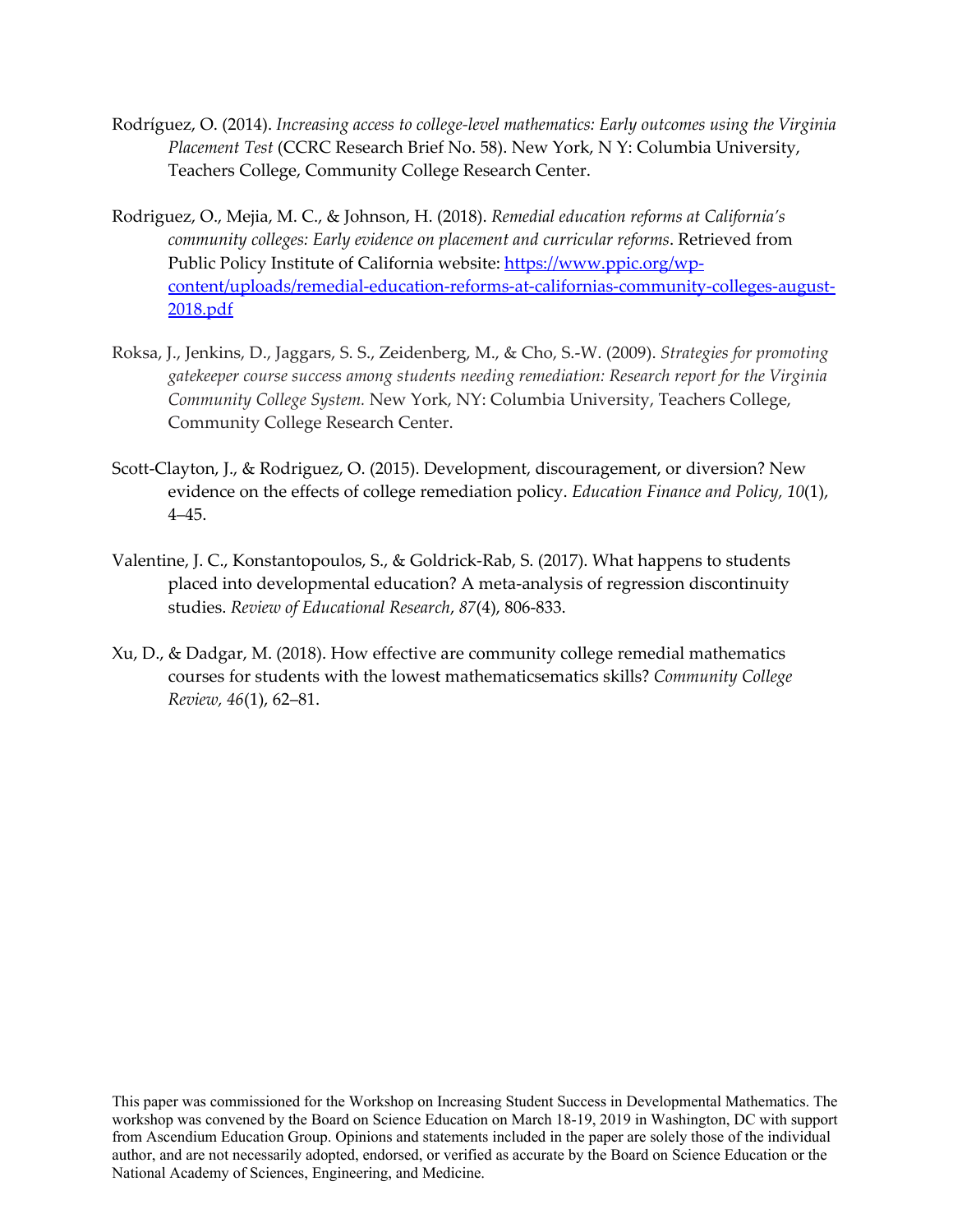Rodríguez, O. (2014). *Increasing access to college-level mathematics: Early outcomes using the Virginia Placement Test* (CCRC Research Brief No. 58). New York, N Y: Columbia University, Teachers College, Community College Research Center.

Rodriguez, O., Mejia, M. C., & Johnson, H. (2018). *Remedial education reforms at California's community colleges: Early evidence on placement and curricular reforms*. Retrieved from Public Policy Institute of California website: [https://www.ppic.org/wp-content/uploads/remedial-education-reforms-at-californias-community-colleges-august-2018.pdf](https://www.ppic.org/wp-content/uploads/remedial-education-reforms-at-californias-community-colleges-august-2018.pdf)

Roksa, J., Jenkins, D., Jaggars, S. S., Zeidenberg, M., & Cho, S.-W. (2009). *Strategies for promoting gatekeeper course success among students needing remediation: Research report for the Virginia Community College System.* New York, NY: Columbia University, Teachers College, Community College Research Center.

Scott-Clayton, J., & Rodriguez, O. (2015). Development, discouragement, or diversion? New evidence on the effects of college remediation policy. *Education Finance and Policy, 10*(1), 4–45.

Valentine, J. C., Konstantopoulos, S., & Goldrick-Rab, S. (2017). What happens to students placed into developmental education? A meta-analysis of regression discontinuity studies. *Review of Educational Research*, *87*(4), 806-833.

Xu, D., & Dadgar, M. (2018). How effective are community college remedial mathematics courses for students with the lowest mathematicsematics skills? *Community College Review, 46*(1), 62–81.

This paper was commissioned for the Workshop on Increasing Student Success in Developmental Mathematics. The workshop was convened by the Board on Science Education on March 18-19, 2019 in Washington, DC with support from Ascendium Education Group. Opinions and statements included in the paper are solely those of the individual author, and are not necessarily adopted, endorsed, or verified as accurate by the Board on Science Education or the National Academy of Sciences, Engineering, and Medicine.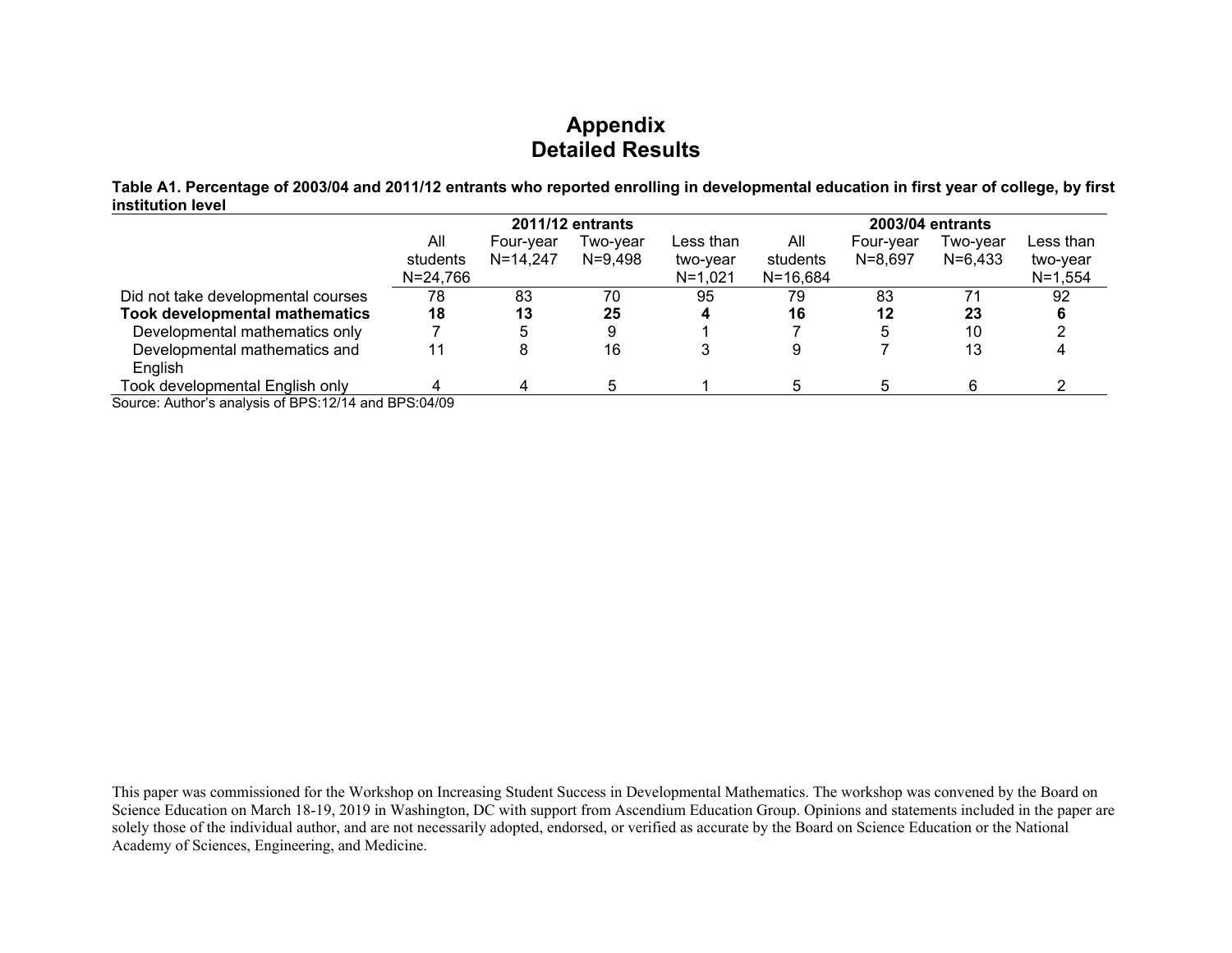# Appendix
# Detailed Results

**Table A1. Percentage of 2003/04 and 2011/12 entrants who reported enrolling in developmental education in first year of college, by first institution level**

| | 2011/12 entrants | | | | 2003/04 entrants | | | |
|---|---|---|---|---|---|---|---|---|
| | All students N=24,766 | Four-year N=14,247 | Two-year N=9,498 | Less than two-year N=1,021 | All students N=16,684 | Four-year N=8,697 | Two-year N=6,433 | Less than two-year N=1,554 |
| Did not take developmental courses | 78 | 83 | 70 | 95 | 79 | 83 | 71 | 92 |
| **Took developmental mathematics** | **18** | **13** | **25** | **4** | **16** | **12** | **23** | **6** |
| Developmental mathematics only | 7 | 5 | 9 | 1 | 7 | 5 | 10 | 2 |
| Developmental mathematics and English | 11 | 8 | 16 | 3 | 9 | 7 | 13 | 4 |
| Took developmental English only | 4 | 4 | 5 | 1 | 5 | 5 | 6 | 2 |

Source: Author's analysis of BPS:12/14 and BPS:04/09

This paper was commissioned for the Workshop on Increasing Student Success in Developmental Mathematics. The workshop was convened by the Board on Science Education on March 18-19, 2019 in Washington, DC with support from Ascendium Education Group. Opinions and statements included in the paper are solely those of the individual author, and are not necessarily adopted, endorsed, or verified as accurate by the Board on Science Education or the National Academy of Sciences, Engineering, and Medicine.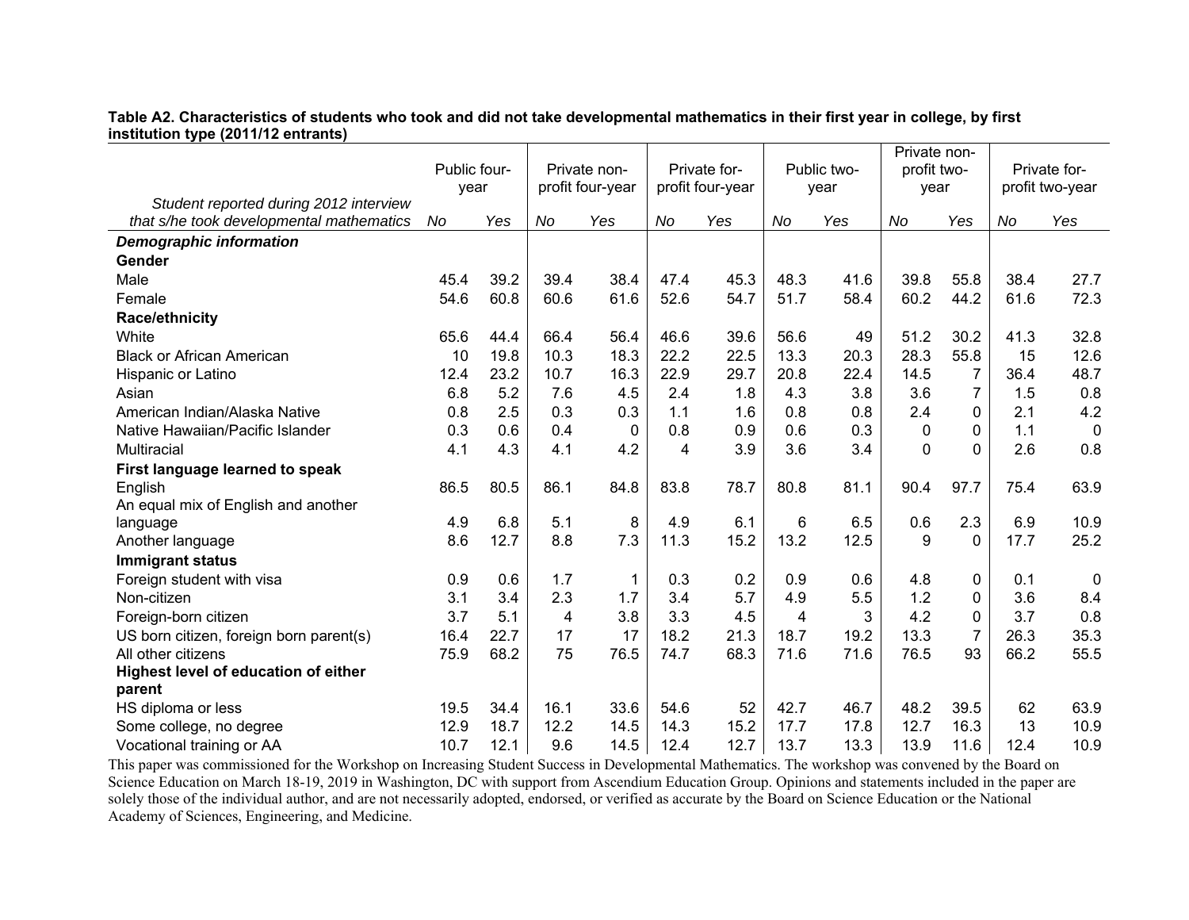**Table A2. Characteristics of students who took and did not take developmental mathematics in their first year in college, by first institution type (2011/12 entrants)**

| Student reported during 2012 interview that s/he took developmental mathematics | Public four-year | | Private non-profit four-year | | Private for-profit four-year | | Public two-year | | Private non-profit two-year | | Private for-profit two-year | |
|---|---|---|---|---|---|---|---|---|---|---|---|---|
| | *No* | *Yes* | *No* | *Yes* | *No* | *Yes* | *No* | *Yes* | *No* | *Yes* | *No* | *Yes* |
| ***Demographic information*** | | | | | | | | | | | | |
| **Gender** | | | | | | | | | | | | |
| Male | 45.4 | 39.2 | 39.4 | 38.4 | 47.4 | 45.3 | 48.3 | 41.6 | 39.8 | 55.8 | 38.4 | 27.7 |
| Female | 54.6 | 60.8 | 60.6 | 61.6 | 52.6 | 54.7 | 51.7 | 58.4 | 60.2 | 44.2 | 61.6 | 72.3 |
| **Race/ethnicity** | | | | | | | | | | | | |
| White | 65.6 | 44.4 | 66.4 | 56.4 | 46.6 | 39.6 | 56.6 | 49 | 51.2 | 30.2 | 41.3 | 32.8 |
| Black or African American | 10 | 19.8 | 10.3 | 18.3 | 22.2 | 22.5 | 13.3 | 20.3 | 28.3 | 55.8 | 15 | 12.6 |
| Hispanic or Latino | 12.4 | 23.2 | 10.7 | 16.3 | 22.9 | 29.7 | 20.8 | 22.4 | 14.5 | 7 | 36.4 | 48.7 |
| Asian | 6.8 | 5.2 | 7.6 | 4.5 | 2.4 | 1.8 | 4.3 | 3.8 | 3.6 | 7 | 1.5 | 0.8 |
| American Indian/Alaska Native | 0.8 | 2.5 | 0.3 | 0.3 | 1.1 | 1.6 | 0.8 | 0.8 | 2.4 | 0 | 2.1 | 4.2 |
| Native Hawaiian/Pacific Islander | 0.3 | 0.6 | 0.4 | 0 | 0.8 | 0.9 | 0.6 | 0.3 | 0 | 0 | 1.1 | 0 |
| Multiracial | 4.1 | 4.3 | 4.1 | 4.2 | 4 | 3.9 | 3.6 | 3.4 | 0 | 0 | 2.6 | 0.8 |
| **First language learned to speak** | | | | | | | | | | | | |
| English | 86.5 | 80.5 | 86.1 | 84.8 | 83.8 | 78.7 | 80.8 | 81.1 | 90.4 | 97.7 | 75.4 | 63.9 |
| An equal mix of English and another language | 4.9 | 6.8 | 5.1 | 8 | 4.9 | 6.1 | 6 | 6.5 | 0.6 | 2.3 | 6.9 | 10.9 |
| Another language | 8.6 | 12.7 | 8.8 | 7.3 | 11.3 | 15.2 | 13.2 | 12.5 | 9 | 0 | 17.7 | 25.2 |
| **Immigrant status** | | | | | | | | | | | | |
| Foreign student with visa | 0.9 | 0.6 | 1.7 | 1 | 0.3 | 0.2 | 0.9 | 0.6 | 4.8 | 0 | 0.1 | 0 |
| Non-citizen | 3.1 | 3.4 | 2.3 | 1.7 | 3.4 | 5.7 | 4.9 | 5.5 | 1.2 | 0 | 3.6 | 8.4 |
| Foreign-born citizen | 3.7 | 5.1 | 4 | 3.8 | 3.3 | 4.5 | 4 | 3 | 4.2 | 0 | 3.7 | 0.8 |
| US born citizen, foreign born parent(s) | 16.4 | 22.7 | 17 | 17 | 18.2 | 21.3 | 18.7 | 19.2 | 13.3 | 7 | 26.3 | 35.3 |
| All other citizens | 75.9 | 68.2 | 75 | 76.5 | 74.7 | 68.3 | 71.6 | 71.6 | 76.5 | 93 | 66.2 | 55.5 |
| **Highest level of education of either parent** | | | | | | | | | | | | |
| HS diploma or less | 19.5 | 34.4 | 16.1 | 33.6 | 54.6 | 52 | 42.7 | 46.7 | 48.2 | 39.5 | 62 | 63.9 |
| Some college, no degree | 12.9 | 18.7 | 12.2 | 14.5 | 14.3 | 15.2 | 17.7 | 17.8 | 12.7 | 16.3 | 13 | 10.9 |
| Vocational training or AA | 10.7 | 12.1 | 9.6 | 14.5 | 12.4 | 12.7 | 13.7 | 13.3 | 13.9 | 11.6 | 12.4 | 10.9 |

This paper was commissioned for the Workshop on Increasing Student Success in Developmental Mathematics. The workshop was convened by the Board on Science Education on March 18-19, 2019 in Washington, DC with support from Ascendium Education Group. Opinions and statements included in the paper are solely those of the individual author, and are not necessarily adopted, endorsed, or verified as accurate by the Board on Science Education or the National Academy of Sciences, Engineering, and Medicine.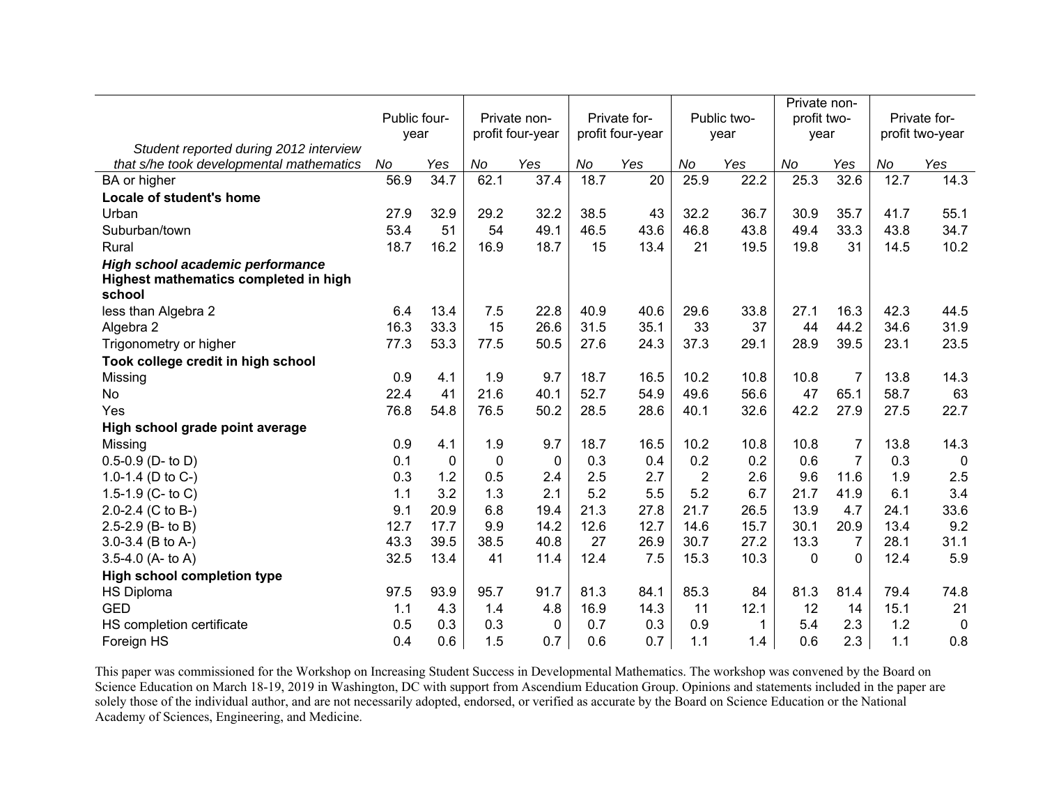| Student reported during 2012 interview that s/he took developmental mathematics | Public four-year | | Private non-profit four-year | | Private for-profit four-year | | Public two-year | | Private non-profit two-year | | Private for-profit two-year | |
|---|---|---|---|---|---|---|---|---|---|---|---|---|
| | *No* | *Yes* | *No* | *Yes* | *No* | *Yes* | *No* | *Yes* | *No* | *Yes* | *No* | *Yes* |
| BA or higher | 56.9 | 34.7 | 62.1 | 37.4 | 18.7 | 20 | 25.9 | 22.2 | 25.3 | 32.6 | 12.7 | 14.3 |
| **Locale of student's home** | | | | | | | | | | | | |
| Urban | 27.9 | 32.9 | 29.2 | 32.2 | 38.5 | 43 | 32.2 | 36.7 | 30.9 | 35.7 | 41.7 | 55.1 |
| Suburban/town | 53.4 | 51 | 54 | 49.1 | 46.5 | 43.6 | 46.8 | 43.8 | 49.4 | 33.3 | 43.8 | 34.7 |
| Rural | 18.7 | 16.2 | 16.9 | 18.7 | 15 | 13.4 | 21 | 19.5 | 19.8 | 31 | 14.5 | 10.2 |
| ***High school academic performance*** | | | | | | | | | | | | |
| **Highest mathematics completed in high school** | | | | | | | | | | | | |
| less than Algebra 2 | 6.4 | 13.4 | 7.5 | 22.8 | 40.9 | 40.6 | 29.6 | 33.8 | 27.1 | 16.3 | 42.3 | 44.5 |
| Algebra 2 | 16.3 | 33.3 | 15 | 26.6 | 31.5 | 35.1 | 33 | 37 | 44 | 44.2 | 34.6 | 31.9 |
| Trigonometry or higher | 77.3 | 53.3 | 77.5 | 50.5 | 27.6 | 24.3 | 37.3 | 29.1 | 28.9 | 39.5 | 23.1 | 23.5 |
| **Took college credit in high school** | | | | | | | | | | | | |
| Missing | 0.9 | 4.1 | 1.9 | 9.7 | 18.7 | 16.5 | 10.2 | 10.8 | 10.8 | 7 | 13.8 | 14.3 |
| No | 22.4 | 41 | 21.6 | 40.1 | 52.7 | 54.9 | 49.6 | 56.6 | 47 | 65.1 | 58.7 | 63 |
| Yes | 76.8 | 54.8 | 76.5 | 50.2 | 28.5 | 28.6 | 40.1 | 32.6 | 42.2 | 27.9 | 27.5 | 22.7 |
| **High school grade point average** | | | | | | | | | | | | |
| Missing | 0.9 | 4.1 | 1.9 | 9.7 | 18.7 | 16.5 | 10.2 | 10.8 | 10.8 | 7 | 13.8 | 14.3 |
| 0.5-0.9 (D- to D) | 0.1 | 0 | 0 | 0 | 0.3 | 0.4 | 0.2 | 0.2 | 0.6 | 7 | 0.3 | 0 |
| 1.0-1.4 (D to C-) | 0.3 | 1.2 | 0.5 | 2.4 | 2.5 | 2.7 | 2 | 2.6 | 9.6 | 11.6 | 1.9 | 2.5 |
| 1.5-1.9 (C- to C) | 1.1 | 3.2 | 1.3 | 2.1 | 5.2 | 5.5 | 5.2 | 6.7 | 21.7 | 41.9 | 6.1 | 3.4 |
| 2.0-2.4 (C to B-) | 9.1 | 20.9 | 6.8 | 19.4 | 21.3 | 27.8 | 21.7 | 26.5 | 13.9 | 4.7 | 24.1 | 33.6 |
| 2.5-2.9 (B- to B) | 12.7 | 17.7 | 9.9 | 14.2 | 12.6 | 12.7 | 14.6 | 15.7 | 30.1 | 20.9 | 13.4 | 9.2 |
| 3.0-3.4 (B to A-) | 43.3 | 39.5 | 38.5 | 40.8 | 27 | 26.9 | 30.7 | 27.2 | 13.3 | 7 | 28.1 | 31.1 |
| 3.5-4.0 (A- to A) | 32.5 | 13.4 | 41 | 11.4 | 12.4 | 7.5 | 15.3 | 10.3 | 0 | 0 | 12.4 | 5.9 |
| **High school completion type** | | | | | | | | | | | | |
| HS Diploma | 97.5 | 93.9 | 95.7 | 91.7 | 81.3 | 84.1 | 85.3 | 84 | 81.3 | 81.4 | 79.4 | 74.8 |
| GED | 1.1 | 4.3 | 1.4 | 4.8 | 16.9 | 14.3 | 11 | 12.1 | 12 | 14 | 15.1 | 21 |
| HS completion certificate | 0.5 | 0.3 | 0.3 | 0 | 0.7 | 0.3 | 0.9 | 1 | 5.4 | 2.3 | 1.2 | 0 |
| Foreign HS | 0.4 | 0.6 | 1.5 | 0.7 | 0.6 | 0.7 | 1.1 | 1.4 | 0.6 | 2.3 | 1.1 | 0.8 |

This paper was commissioned for the Workshop on Increasing Student Success in Developmental Mathematics. The workshop was convened by the Board on Science Education on March 18-19, 2019 in Washington, DC with support from Ascendium Education Group. Opinions and statements included in the paper are solely those of the individual author, and are not necessarily adopted, endorsed, or verified as accurate by the Board on Science Education or the National Academy of Sciences, Engineering, and Medicine.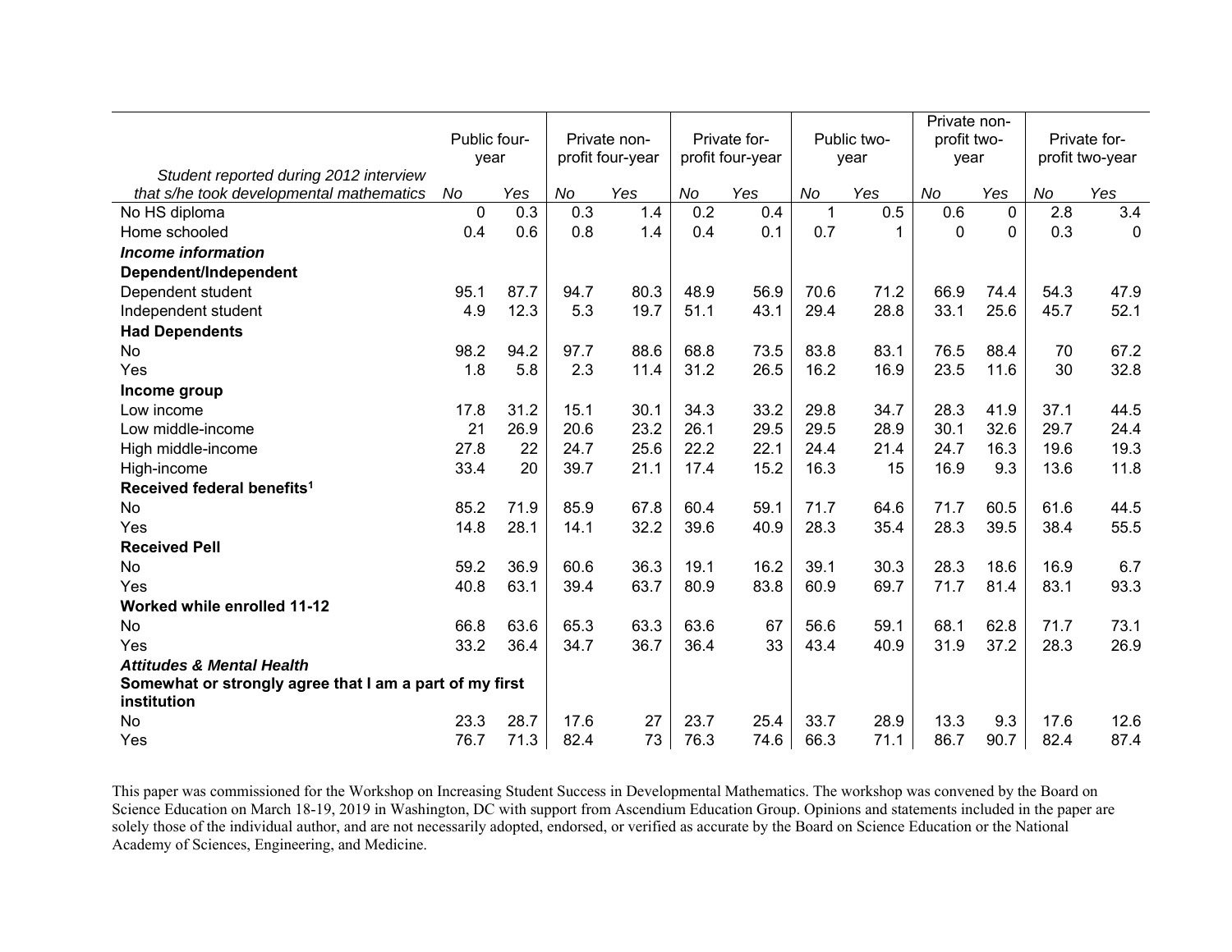| Student reported during 2012 interview that s/he took developmental mathematics | Public four-year | | Private non-profit four-year | | Private for-profit four-year | | Public two-year | | Private non-profit two-year | | Private for-profit two-year | |
|---|---|---|---|---|---|---|---|---|---|---|---|---|
| | *No* | *Yes* | *No* | *Yes* | *No* | *Yes* | *No* | *Yes* | *No* | *Yes* | *No* | *Yes* |
| No HS diploma | 0 | 0.3 | 0.3 | 1.4 | 0.2 | 0.4 | 1 | 0.5 | 0.6 | 0 | 2.8 | 3.4 |
| Home schooled | 0.4 | 0.6 | 0.8 | 1.4 | 0.4 | 0.1 | 0.7 | 1 | 0 | 0 | 0.3 | 0 |
| ***Income information*** | | | | | | | | | | | | |
| **Dependent/Independent** | | | | | | | | | | | | |
| Dependent student | 95.1 | 87.7 | 94.7 | 80.3 | 48.9 | 56.9 | 70.6 | 71.2 | 66.9 | 74.4 | 54.3 | 47.9 |
| Independent student | 4.9 | 12.3 | 5.3 | 19.7 | 51.1 | 43.1 | 29.4 | 28.8 | 33.1 | 25.6 | 45.7 | 52.1 |
| **Had Dependents** | | | | | | | | | | | | |
| No | 98.2 | 94.2 | 97.7 | 88.6 | 68.8 | 73.5 | 83.8 | 83.1 | 76.5 | 88.4 | 70 | 67.2 |
| Yes | 1.8 | 5.8 | 2.3 | 11.4 | 31.2 | 26.5 | 16.2 | 16.9 | 23.5 | 11.6 | 30 | 32.8 |
| **Income group** | | | | | | | | | | | | |
| Low income | 17.8 | 31.2 | 15.1 | 30.1 | 34.3 | 33.2 | 29.8 | 34.7 | 28.3 | 41.9 | 37.1 | 44.5 |
| Low middle-income | 21 | 26.9 | 20.6 | 23.2 | 26.1 | 29.5 | 29.5 | 28.9 | 30.1 | 32.6 | 29.7 | 24.4 |
| High middle-income | 27.8 | 22 | 24.7 | 25.6 | 22.2 | 22.1 | 24.4 | 21.4 | 24.7 | 16.3 | 19.6 | 19.3 |
| High-income | 33.4 | 20 | 39.7 | 21.1 | 17.4 | 15.2 | 16.3 | 15 | 16.9 | 9.3 | 13.6 | 11.8 |
| **Received federal benefits[1]** | | | | | | | | | | | | |
| No | 85.2 | 71.9 | 85.9 | 67.8 | 60.4 | 59.1 | 71.7 | 64.6 | 71.7 | 60.5 | 61.6 | 44.5 |
| Yes | 14.8 | 28.1 | 14.1 | 32.2 | 39.6 | 40.9 | 28.3 | 35.4 | 28.3 | 39.5 | 38.4 | 55.5 |
| **Received Pell** | | | | | | | | | | | | |
| No | 59.2 | 36.9 | 60.6 | 36.3 | 19.1 | 16.2 | 39.1 | 30.3 | 28.3 | 18.6 | 16.9 | 6.7 |
| Yes | 40.8 | 63.1 | 39.4 | 63.7 | 80.9 | 83.8 | 60.9 | 69.7 | 71.7 | 81.4 | 83.1 | 93.3 |
| **Worked while enrolled 11-12** | | | | | | | | | | | | |
| No | 66.8 | 63.6 | 65.3 | 63.3 | 63.6 | 67 | 56.6 | 59.1 | 68.1 | 62.8 | 71.7 | 73.1 |
| Yes | 33.2 | 36.4 | 34.7 | 36.7 | 36.4 | 33 | 43.4 | 40.9 | 31.9 | 37.2 | 28.3 | 26.9 |
| ***Attitudes & Mental Health*** | | | | | | | | | | | | |
| **Somewhat or strongly agree that I am a part of my first institution** | | | | | | | | | | | | |
| No | 23.3 | 28.7 | 17.6 | 27 | 23.7 | 25.4 | 33.7 | 28.9 | 13.3 | 9.3 | 17.6 | 12.6 |
| Yes | 76.7 | 71.3 | 82.4 | 73 | 76.3 | 74.6 | 66.3 | 71.1 | 86.7 | 90.7 | 82.4 | 87.4 |

This paper was commissioned for the Workshop on Increasing Student Success in Developmental Mathematics. The workshop was convened by the Board on Science Education on March 18-19, 2019 in Washington, DC with support from Ascendium Education Group. Opinions and statements included in the paper are solely those of the individual author, and are not necessarily adopted, endorsed, or verified as accurate by the Board on Science Education or the National Academy of Sciences, Engineering, and Medicine.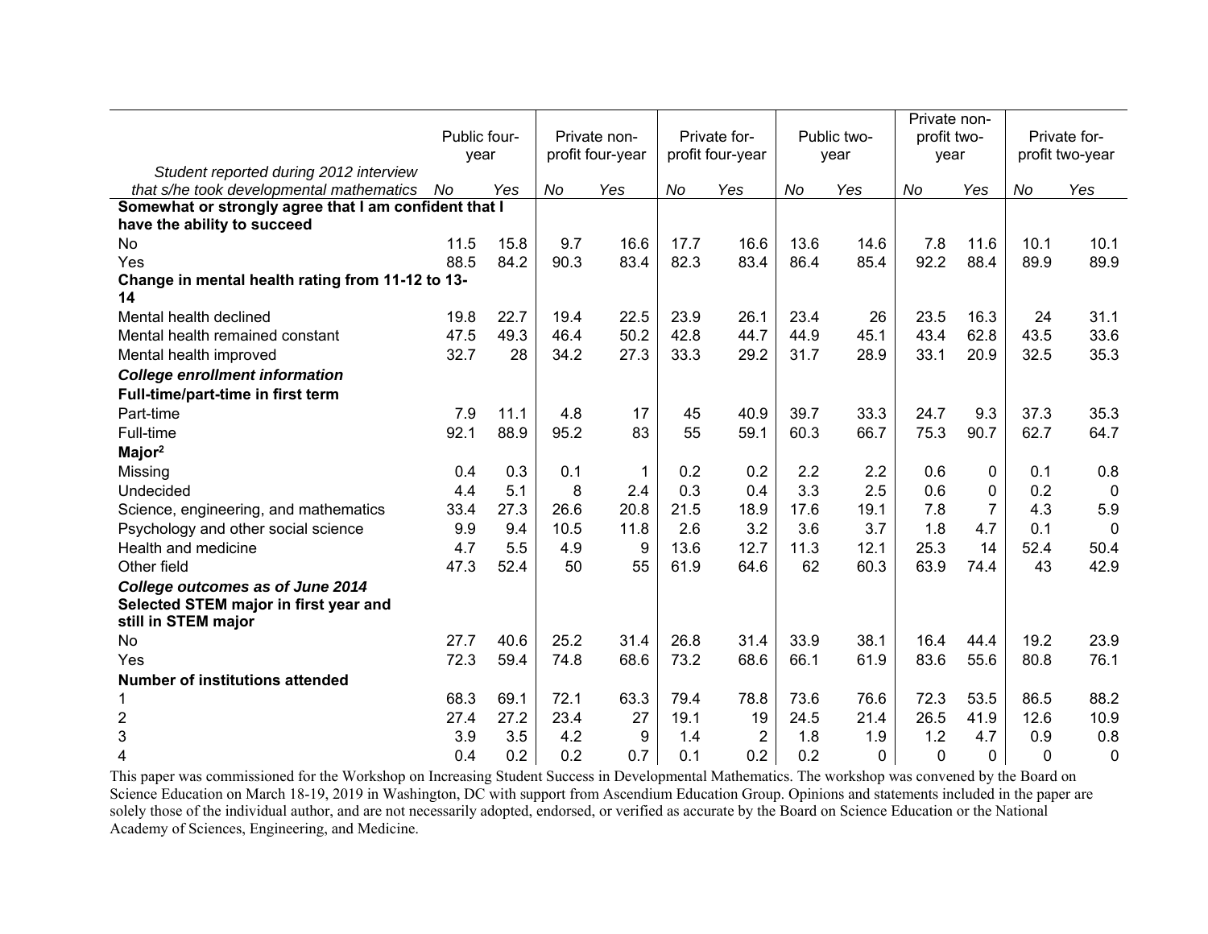| Student reported during 2012 interview that s/he took developmental mathematics | Public four-year | | Private non-profit four-year | | Private for-profit four-year | | Public two-year | | Private non-profit two-year | | Private for-profit two-year | |
|---|---|---|---|---|---|---|---|---|---|---|---|---|
| | *No* | *Yes* | *No* | *Yes* | *No* | *Yes* | *No* | *Yes* | *No* | *Yes* | *No* | *Yes* |
| **Somewhat or strongly agree that I am confident that I have the ability to succeed** | | | | | | | | | | | | |
| No | 11.5 | 15.8 | 9.7 | 16.6 | 17.7 | 16.6 | 13.6 | 14.6 | 7.8 | 11.6 | 10.1 | 10.1 |
| Yes | 88.5 | 84.2 | 90.3 | 83.4 | 82.3 | 83.4 | 86.4 | 85.4 | 92.2 | 88.4 | 89.9 | 89.9 |
| **Change in mental health rating from 11-12 to 13-14** | | | | | | | | | | | | |
| Mental health declined | 19.8 | 22.7 | 19.4 | 22.5 | 23.9 | 26.1 | 23.4 | 26 | 23.5 | 16.3 | 24 | 31.1 |
| Mental health remained constant | 47.5 | 49.3 | 46.4 | 50.2 | 42.8 | 44.7 | 44.9 | 45.1 | 43.4 | 62.8 | 43.5 | 33.6 |
| Mental health improved | 32.7 | 28 | 34.2 | 27.3 | 33.3 | 29.2 | 31.7 | 28.9 | 33.1 | 20.9 | 32.5 | 35.3 |
| ***College enrollment information*** | | | | | | | | | | | | |
| **Full-time/part-time in first term** | | | | | | | | | | | | |
| Part-time | 7.9 | 11.1 | 4.8 | 17 | 45 | 40.9 | 39.7 | 33.3 | 24.7 | 9.3 | 37.3 | 35.3 |
| Full-time | 92.1 | 88.9 | 95.2 | 83 | 55 | 59.1 | 60.3 | 66.7 | 75.3 | 90.7 | 62.7 | 64.7 |
| **Major[2]** | | | | | | | | | | | | |
| Missing | 0.4 | 0.3 | 0.1 | 1 | 0.2 | 0.2 | 2.2 | 2.2 | 0.6 | 0 | 0.1 | 0.8 |
| Undecided | 4.4 | 5.1 | 8 | 2.4 | 0.3 | 0.4 | 3.3 | 2.5 | 0.6 | 0 | 0.2 | 0 |
| Science, engineering, and mathematics | 33.4 | 27.3 | 26.6 | 20.8 | 21.5 | 18.9 | 17.6 | 19.1 | 7.8 | 7 | 4.3 | 5.9 |
| Psychology and other social science | 9.9 | 9.4 | 10.5 | 11.8 | 2.6 | 3.2 | 3.6 | 3.7 | 1.8 | 4.7 | 0.1 | 0 |
| Health and medicine | 4.7 | 5.5 | 4.9 | 9 | 13.6 | 12.7 | 11.3 | 12.1 | 25.3 | 14 | 52.4 | 50.4 |
| Other field | 47.3 | 52.4 | 50 | 55 | 61.9 | 64.6 | 62 | 60.3 | 63.9 | 74.4 | 43 | 42.9 |
| ***College outcomes as of June 2014*** | | | | | | | | | | | | |
| **Selected STEM major in first year and still in STEM major** | | | | | | | | | | | | |
| No | 27.7 | 40.6 | 25.2 | 31.4 | 26.8 | 31.4 | 33.9 | 38.1 | 16.4 | 44.4 | 19.2 | 23.9 |
| Yes | 72.3 | 59.4 | 74.8 | 68.6 | 73.2 | 68.6 | 66.1 | 61.9 | 83.6 | 55.6 | 80.8 | 76.1 |
| **Number of institutions attended** | | | | | | | | | | | | |
| 1 | 68.3 | 69.1 | 72.1 | 63.3 | 79.4 | 78.8 | 73.6 | 76.6 | 72.3 | 53.5 | 86.5 | 88.2 |
| 2 | 27.4 | 27.2 | 23.4 | 27 | 19.1 | 19 | 24.5 | 21.4 | 26.5 | 41.9 | 12.6 | 10.9 |
| 3 | 3.9 | 3.5 | 4.2 | 9 | 1.4 | 2 | 1.8 | 1.9 | 1.2 | 4.7 | 0.9 | 0.8 |
| 4 | 0.4 | 0.2 | 0.2 | 0.7 | 0.1 | 0.2 | 0.2 | 0 | 0 | 0 | 0 | 0 |

This paper was commissioned for the Workshop on Increasing Student Success in Developmental Mathematics. The workshop was convened by the Board on Science Education on March 18-19, 2019 in Washington, DC with support from Ascendium Education Group. Opinions and statements included in the paper are solely those of the individual author, and are not necessarily adopted, endorsed, or verified as accurate by the Board on Science Education or the National Academy of Sciences, Engineering, and Medicine.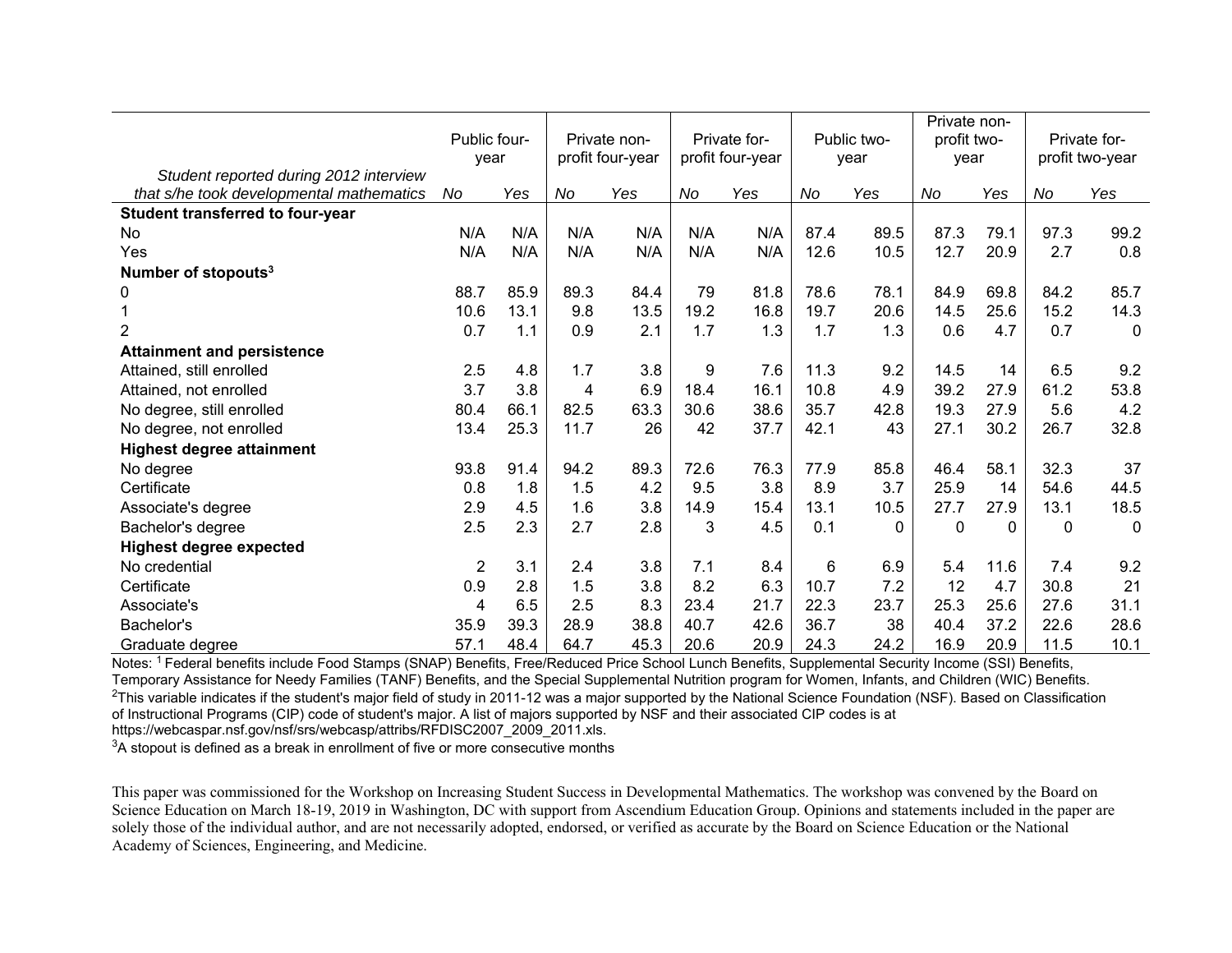| Student reported during 2012 interview that s/he took developmental mathematics | Public four-year | | Private non-profit four-year | | Private for-profit four-year | | Public two-year | | Private non-profit two-year | | Private for-profit two-year | |
|---|---|---|---|---|---|---|---|---|---|---|---|---|
| | *No* | *Yes* | *No* | *Yes* | *No* | *Yes* | *No* | *Yes* | *No* | *Yes* | *No* | *Yes* |
| **Student transferred to four-year** | | | | | | | | | | | | |
| No | N/A | N/A | N/A | N/A | N/A | N/A | 87.4 | 89.5 | 87.3 | 79.1 | 97.3 | 99.2 |
| Yes | N/A | N/A | N/A | N/A | N/A | N/A | 12.6 | 10.5 | 12.7 | 20.9 | 2.7 | 0.8 |
| **Number of stopouts[3]** | | | | | | | | | | | | |
| 0 | 88.7 | 85.9 | 89.3 | 84.4 | 79 | 81.8 | 78.6 | 78.1 | 84.9 | 69.8 | 84.2 | 85.7 |
| 1 | 10.6 | 13.1 | 9.8 | 13.5 | 19.2 | 16.8 | 19.7 | 20.6 | 14.5 | 25.6 | 15.2 | 14.3 |
| 2 | 0.7 | 1.1 | 0.9 | 2.1 | 1.7 | 1.3 | 1.7 | 1.3 | 0.6 | 4.7 | 0.7 | 0 |
| **Attainment and persistence** | | | | | | | | | | | | |
| Attained, still enrolled | 2.5 | 4.8 | 1.7 | 3.8 | 9 | 7.6 | 11.3 | 9.2 | 14.5 | 14 | 6.5 | 9.2 |
| Attained, not enrolled | 3.7 | 3.8 | 4 | 6.9 | 18.4 | 16.1 | 10.8 | 4.9 | 39.2 | 27.9 | 61.2 | 53.8 |
| No degree, still enrolled | 80.4 | 66.1 | 82.5 | 63.3 | 30.6 | 38.6 | 35.7 | 42.8 | 19.3 | 27.9 | 5.6 | 4.2 |
| No degree, not enrolled | 13.4 | 25.3 | 11.7 | 26 | 42 | 37.7 | 42.1 | 43 | 27.1 | 30.2 | 26.7 | 32.8 |
| **Highest degree attainment** | | | | | | | | | | | | |
| No degree | 93.8 | 91.4 | 94.2 | 89.3 | 72.6 | 76.3 | 77.9 | 85.8 | 46.4 | 58.1 | 32.3 | 37 |
| Certificate | 0.8 | 1.8 | 1.5 | 4.2 | 9.5 | 3.8 | 8.9 | 3.7 | 25.9 | 14 | 54.6 | 44.5 |
| Associate's degree | 2.9 | 4.5 | 1.6 | 3.8 | 14.9 | 15.4 | 13.1 | 10.5 | 27.7 | 27.9 | 13.1 | 18.5 |
| Bachelor's degree | 2.5 | 2.3 | 2.7 | 2.8 | 3 | 4.5 | 0.1 | 0 | 0 | 0 | 0 | 0 |
| **Highest degree expected** | | | | | | | | | | | | |
| No credential | 2 | 3.1 | 2.4 | 3.8 | 7.1 | 8.4 | 6 | 6.9 | 5.4 | 11.6 | 7.4 | 9.2 |
| Certificate | 0.9 | 2.8 | 1.5 | 3.8 | 8.2 | 6.3 | 10.7 | 7.2 | 12 | 4.7 | 30.8 | 21 |
| Associate's | 4 | 6.5 | 2.5 | 8.3 | 23.4 | 21.7 | 22.3 | 23.7 | 25.3 | 25.6 | 27.6 | 31.1 |
| Bachelor's | 35.9 | 39.3 | 28.9 | 38.8 | 40.7 | 42.6 | 36.7 | 38 | 40.4 | 37.2 | 22.6 | 28.6 |
| Graduate degree | 57.1 | 48.4 | 64.7 | 45.3 | 20.6 | 20.9 | 24.3 | 24.2 | 16.9 | 20.9 | 11.5 | 10.1 |

Notes: [1] Federal benefits include Food Stamps (SNAP) Benefits, Free/Reduced Price School Lunch Benefits, Supplemental Security Income (SSI) Benefits, Temporary Assistance for Needy Families (TANF) Benefits, and the Special Supplemental Nutrition program for Women, Infants, and Children (WIC) Benefits.
[2]This variable indicates if the student's major field of study in 2011-12 was a major supported by the National Science Foundation (NSF). Based on Classification of Instructional Programs (CIP) code of student's major. A list of majors supported by NSF and their associated CIP codes is at https://webcaspar.nsf.gov/nsf/srs/webcasp/attribs/RFDISC2007_2009_2011.xls.
[3]A stopout is defined as a break in enrollment of five or more consecutive months

This paper was commissioned for the Workshop on Increasing Student Success in Developmental Mathematics. The workshop was convened by the Board on Science Education on March 18-19, 2019 in Washington, DC with support from Ascendium Education Group. Opinions and statements included in the paper are solely those of the individual author, and are not necessarily adopted, endorsed, or verified as accurate by the Board on Science Education or the National Academy of Sciences, Engineering, and Medicine.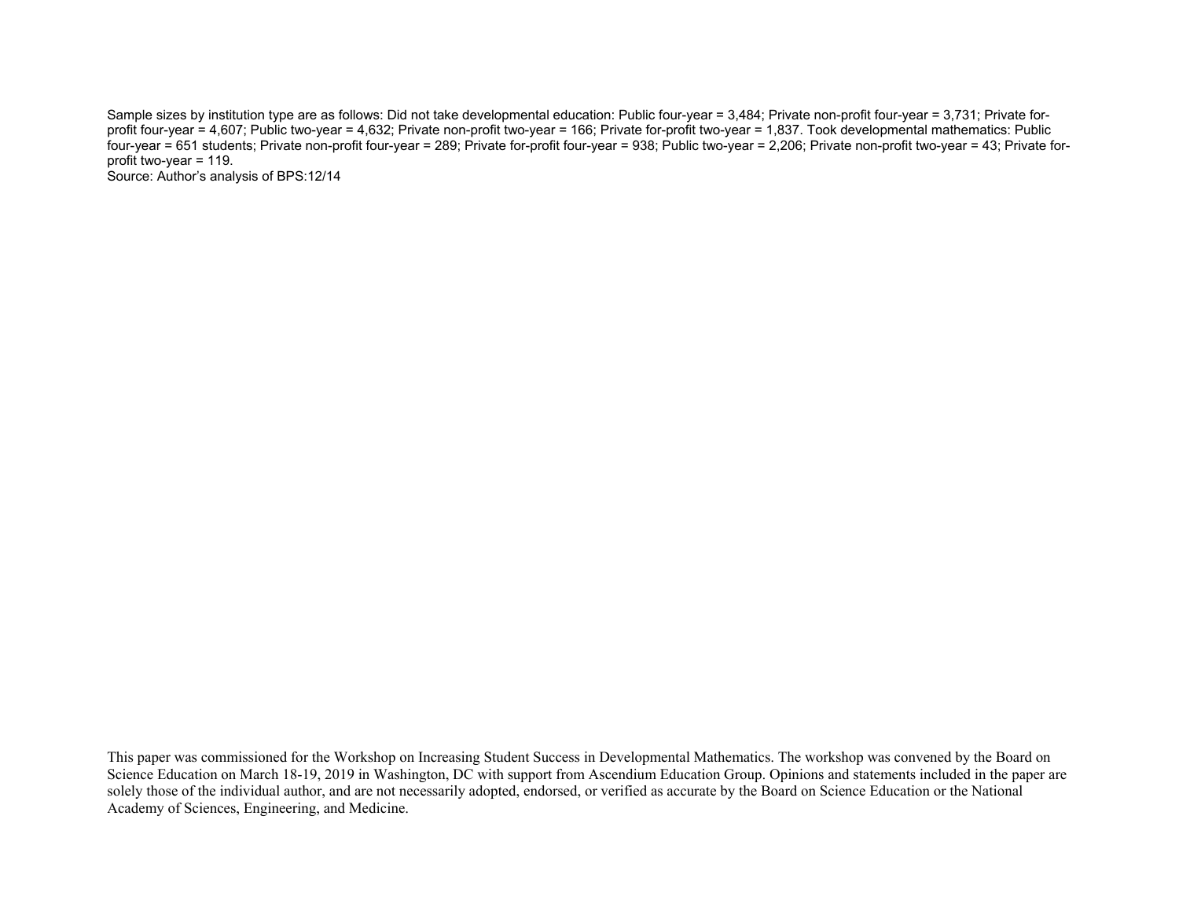Sample sizes by institution type are as follows: Did not take developmental education: Public four-year = 3,484; Private non-profit four-year = 3,731; Private for-profit four-year = 4,607; Public two-year = 4,632; Private non-profit two-year = 166; Private for-profit two-year = 1,837. Took developmental mathematics: Public four-year = 651 students; Private non-profit four-year = 289; Private for-profit four-year = 938; Public two-year = 2,206; Private non-profit two-year = 43; Private for-profit two-year = 119.

Source: Author's analysis of BPS:12/14

This paper was commissioned for the Workshop on Increasing Student Success in Developmental Mathematics. The workshop was convened by the Board on Science Education on March 18-19, 2019 in Washington, DC with support from Ascendium Education Group. Opinions and statements included in the paper are solely those of the individual author, and are not necessarily adopted, endorsed, or verified as accurate by the Board on Science Education or the National Academy of Sciences, Engineering, and Medicine.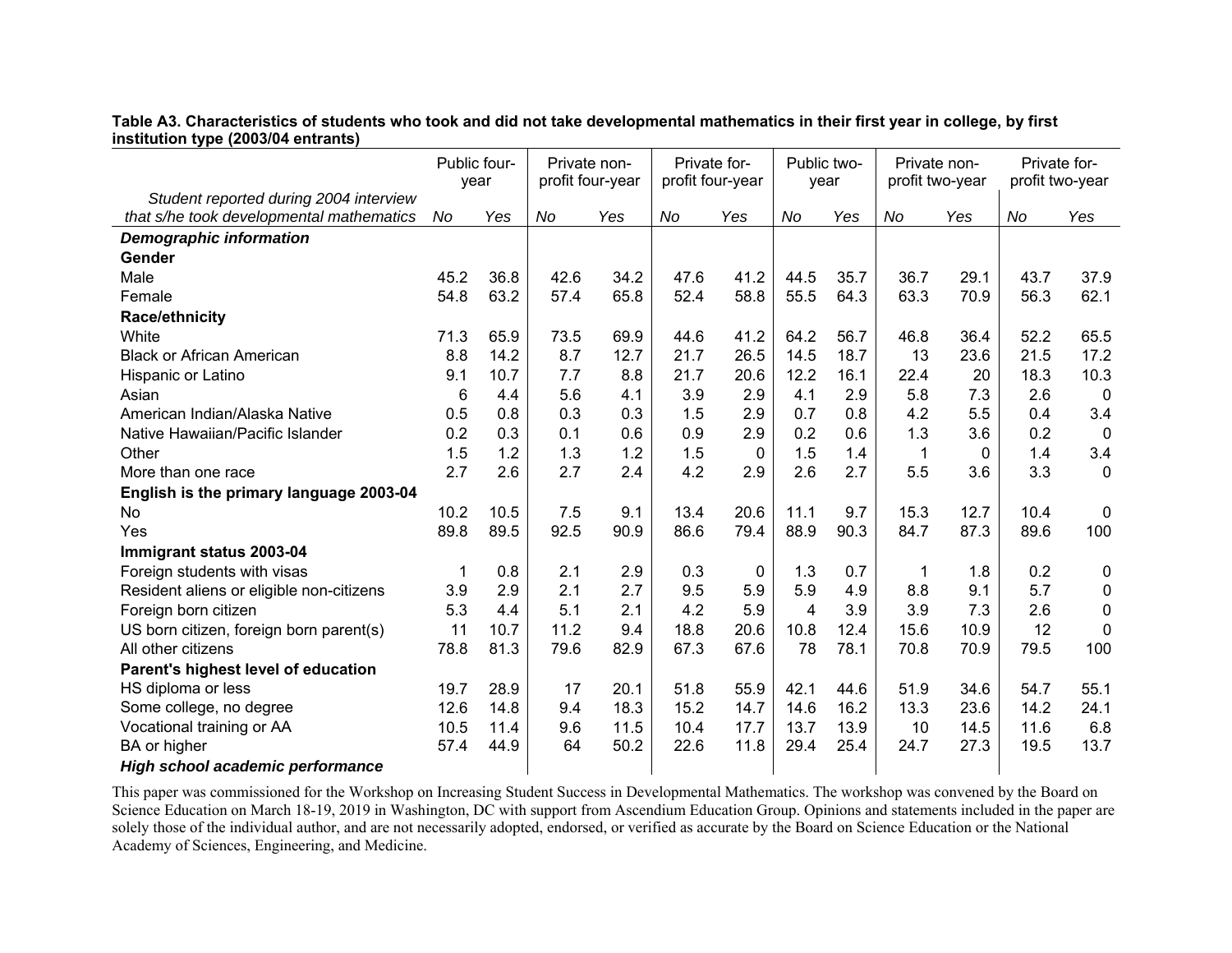**Table A3. Characteristics of students who took and did not take developmental mathematics in their first year in college, by first institution type (2003/04 entrants)**

| | Public four-year | | Private non-profit four-year | | Private for-profit four-year | | Public two-year | | Private non-profit two-year | | Private for-profit two-year | |
|---|---|---|---|---|---|---|---|---|---|---|---|---|
| *Student reported during 2004 interview that s/he took developmental mathematics* | *No* | *Yes* | *No* | *Yes* | *No* | *Yes* | *No* | *Yes* | *No* | *Yes* | *No* | *Yes* |
| ***Demographic information*** | | | | | | | | | | | | |
| **Gender** | | | | | | | | | | | | |
| Male | 45.2 | 36.8 | 42.6 | 34.2 | 47.6 | 41.2 | 44.5 | 35.7 | 36.7 | 29.1 | 43.7 | 37.9 |
| Female | 54.8 | 63.2 | 57.4 | 65.8 | 52.4 | 58.8 | 55.5 | 64.3 | 63.3 | 70.9 | 56.3 | 62.1 |
| **Race/ethnicity** | | | | | | | | | | | | |
| White | 71.3 | 65.9 | 73.5 | 69.9 | 44.6 | 41.2 | 64.2 | 56.7 | 46.8 | 36.4 | 52.2 | 65.5 |
| Black or African American | 8.8 | 14.2 | 8.7 | 12.7 | 21.7 | 26.5 | 14.5 | 18.7 | 13 | 23.6 | 21.5 | 17.2 |
| Hispanic or Latino | 9.1 | 10.7 | 7.7 | 8.8 | 21.7 | 20.6 | 12.2 | 16.1 | 22.4 | 20 | 18.3 | 10.3 |
| Asian | 6 | 4.4 | 5.6 | 4.1 | 3.9 | 2.9 | 4.1 | 2.9 | 5.8 | 7.3 | 2.6 | 0 |
| American Indian/Alaska Native | 0.5 | 0.8 | 0.3 | 0.3 | 1.5 | 2.9 | 0.7 | 0.8 | 4.2 | 5.5 | 0.4 | 3.4 |
| Native Hawaiian/Pacific Islander | 0.2 | 0.3 | 0.1 | 0.6 | 0.9 | 2.9 | 0.2 | 0.6 | 1.3 | 3.6 | 0.2 | 0 |
| Other | 1.5 | 1.2 | 1.3 | 1.2 | 1.5 | 0 | 1.5 | 1.4 | 1 | 0 | 1.4 | 3.4 |
| More than one race | 2.7 | 2.6 | 2.7 | 2.4 | 4.2 | 2.9 | 2.6 | 2.7 | 5.5 | 3.6 | 3.3 | 0 |
| **English is the primary language 2003-04** | | | | | | | | | | | | |
| No | 10.2 | 10.5 | 7.5 | 9.1 | 13.4 | 20.6 | 11.1 | 9.7 | 15.3 | 12.7 | 10.4 | 0 |
| Yes | 89.8 | 89.5 | 92.5 | 90.9 | 86.6 | 79.4 | 88.9 | 90.3 | 84.7 | 87.3 | 89.6 | 100 |
| **Immigrant status 2003-04** | | | | | | | | | | | | |
| Foreign students with visas | 1 | 0.8 | 2.1 | 2.9 | 0.3 | 0 | 1.3 | 0.7 | 1 | 1.8 | 0.2 | 0 |
| Resident aliens or eligible non-citizens | 3.9 | 2.9 | 2.1 | 2.7 | 9.5 | 5.9 | 5.9 | 4.9 | 8.8 | 9.1 | 5.7 | 0 |
| Foreign born citizen | 5.3 | 4.4 | 5.1 | 2.1 | 4.2 | 5.9 | 4 | 3.9 | 3.9 | 7.3 | 2.6 | 0 |
| US born citizen, foreign born parent(s) | 11 | 10.7 | 11.2 | 9.4 | 18.8 | 20.6 | 10.8 | 12.4 | 15.6 | 10.9 | 12 | 0 |
| All other citizens | 78.8 | 81.3 | 79.6 | 82.9 | 67.3 | 67.6 | 78 | 78.1 | 70.8 | 70.9 | 79.5 | 100 |
| **Parent's highest level of education** | | | | | | | | | | | | |
| HS diploma or less | 19.7 | 28.9 | 17 | 20.1 | 51.8 | 55.9 | 42.1 | 44.6 | 51.9 | 34.6 | 54.7 | 55.1 |
| Some college, no degree | 12.6 | 14.8 | 9.4 | 18.3 | 15.2 | 14.7 | 14.6 | 16.2 | 13.3 | 23.6 | 14.2 | 24.1 |
| Vocational training or AA | 10.5 | 11.4 | 9.6 | 11.5 | 10.4 | 17.7 | 13.7 | 13.9 | 10 | 14.5 | 11.6 | 6.8 |
| BA or higher | 57.4 | 44.9 | 64 | 50.2 | 22.6 | 11.8 | 29.4 | 25.4 | 24.7 | 27.3 | 19.5 | 13.7 |
| ***High school academic performance*** | | | | | | | | | | | | |

This paper was commissioned for the Workshop on Increasing Student Success in Developmental Mathematics. The workshop was convened by the Board on Science Education on March 18-19, 2019 in Washington, DC with support from Ascendium Education Group. Opinions and statements included in the paper are solely those of the individual author, and are not necessarily adopted, endorsed, or verified as accurate by the Board on Science Education or the National Academy of Sciences, Engineering, and Medicine.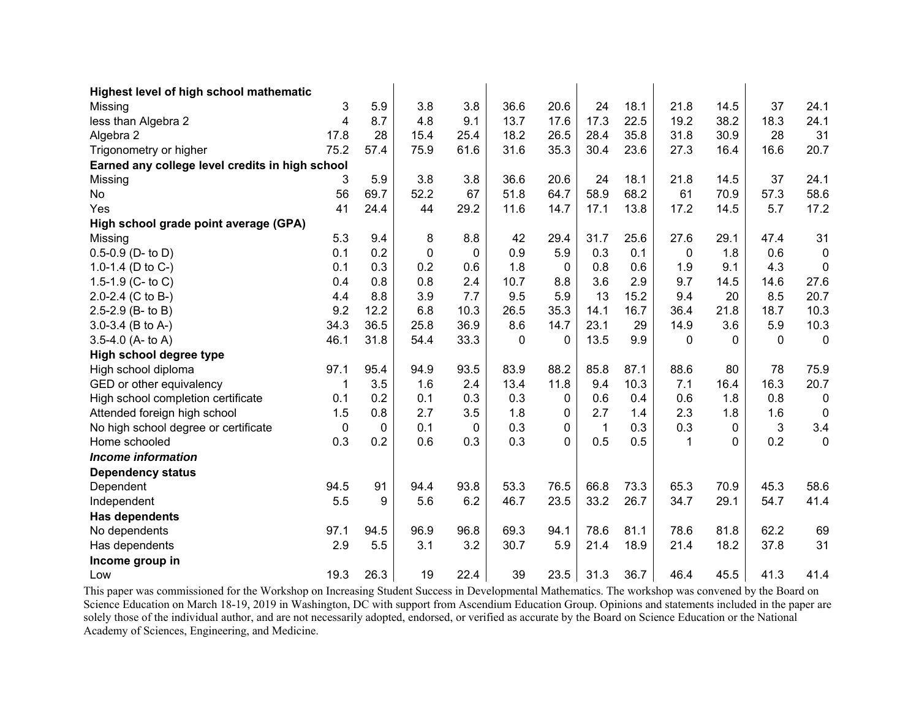| | | | | | | | | | | | | |
|---|---|---|---|---|---|---|---|---|---|---|---|---|
| **Highest level of high school mathematic** | | | | | | | | | | | | |
| Missing | 3 | 5.9 | 3.8 | 3.8 | 36.6 | 20.6 | 24 | 18.1 | 21.8 | 14.5 | 37 | 24.1 |
| less than Algebra 2 | 4 | 8.7 | 4.8 | 9.1 | 13.7 | 17.6 | 17.3 | 22.5 | 19.2 | 38.2 | 18.3 | 24.1 |
| Algebra 2 | 17.8 | 28 | 15.4 | 25.4 | 18.2 | 26.5 | 28.4 | 35.8 | 31.8 | 30.9 | 28 | 31 |
| Trigonometry or higher | 75.2 | 57.4 | 75.9 | 61.6 | 31.6 | 35.3 | 30.4 | 23.6 | 27.3 | 16.4 | 16.6 | 20.7 |
| **Earned any college level credits in high school** | | | | | | | | | | | | |
| Missing | 3 | 5.9 | 3.8 | 3.8 | 36.6 | 20.6 | 24 | 18.1 | 21.8 | 14.5 | 37 | 24.1 |
| No | 56 | 69.7 | 52.2 | 67 | 51.8 | 64.7 | 58.9 | 68.2 | 61 | 70.9 | 57.3 | 58.6 |
| Yes | 41 | 24.4 | 44 | 29.2 | 11.6 | 14.7 | 17.1 | 13.8 | 17.2 | 14.5 | 5.7 | 17.2 |
| **High school grade point average (GPA)** | | | | | | | | | | | | |
| Missing | 5.3 | 9.4 | 8 | 8.8 | 42 | 29.4 | 31.7 | 25.6 | 27.6 | 29.1 | 47.4 | 31 |
| 0.5-0.9 (D- to D) | 0.1 | 0.2 | 0 | 0 | 0.9 | 5.9 | 0.3 | 0.1 | 0 | 1.8 | 0.6 | 0 |
| 1.0-1.4 (D to C-) | 0.1 | 0.3 | 0.2 | 0.6 | 1.8 | 0 | 0.8 | 0.6 | 1.9 | 9.1 | 4.3 | 0 |
| 1.5-1.9 (C- to C) | 0.4 | 0.8 | 0.8 | 2.4 | 10.7 | 8.8 | 3.6 | 2.9 | 9.7 | 14.5 | 14.6 | 27.6 |
| 2.0-2.4 (C to B-) | 4.4 | 8.8 | 3.9 | 7.7 | 9.5 | 5.9 | 13 | 15.2 | 9.4 | 20 | 8.5 | 20.7 |
| 2.5-2.9 (B- to B) | 9.2 | 12.2 | 6.8 | 10.3 | 26.5 | 35.3 | 14.1 | 16.7 | 36.4 | 21.8 | 18.7 | 10.3 |
| 3.0-3.4 (B to A-) | 34.3 | 36.5 | 25.8 | 36.9 | 8.6 | 14.7 | 23.1 | 29 | 14.9 | 3.6 | 5.9 | 10.3 |
| 3.5-4.0 (A- to A) | 46.1 | 31.8 | 54.4 | 33.3 | 0 | 0 | 13.5 | 9.9 | 0 | 0 | 0 | 0 |
| **High school degree type** | | | | | | | | | | | | |
| High school diploma | 97.1 | 95.4 | 94.9 | 93.5 | 83.9 | 88.2 | 85.8 | 87.1 | 88.6 | 80 | 78 | 75.9 |
| GED or other equivalency | 1 | 3.5 | 1.6 | 2.4 | 13.4 | 11.8 | 9.4 | 10.3 | 7.1 | 16.4 | 16.3 | 20.7 |
| High school completion certificate | 0.1 | 0.2 | 0.1 | 0.3 | 0.3 | 0 | 0.6 | 0.4 | 0.6 | 1.8 | 0.8 | 0 |
| Attended foreign high school | 1.5 | 0.8 | 2.7 | 3.5 | 1.8 | 0 | 2.7 | 1.4 | 2.3 | 1.8 | 1.6 | 0 |
| No high school degree or certificate | 0 | 0 | 0.1 | 0 | 0.3 | 0 | 1 | 0.3 | 0.3 | 0 | 3 | 3.4 |
| Home schooled | 0.3 | 0.2 | 0.6 | 0.3 | 0.3 | 0 | 0.5 | 0.5 | 1 | 0 | 0.2 | 0 |
| ***Income information*** | | | | | | | | | | | | |
| **Dependency status** | | | | | | | | | | | | |
| Dependent | 94.5 | 91 | 94.4 | 93.8 | 53.3 | 76.5 | 66.8 | 73.3 | 65.3 | 70.9 | 45.3 | 58.6 |
| Independent | 5.5 | 9 | 5.6 | 6.2 | 46.7 | 23.5 | 33.2 | 26.7 | 34.7 | 29.1 | 54.7 | 41.4 |
| **Has dependents** | | | | | | | | | | | | |
| No dependents | 97.1 | 94.5 | 96.9 | 96.8 | 69.3 | 94.1 | 78.6 | 81.1 | 78.6 | 81.8 | 62.2 | 69 |
| Has dependents | 2.9 | 5.5 | 3.1 | 3.2 | 30.7 | 5.9 | 21.4 | 18.9 | 21.4 | 18.2 | 37.8 | 31 |
| **Income group in** | | | | | | | | | | | | |
| Low | 19.3 | 26.3 | 19 | 22.4 | 39 | 23.5 | 31.3 | 36.7 | 46.4 | 45.5 | 41.3 | 41.4 |

This paper was commissioned for the Workshop on Increasing Student Success in Developmental Mathematics. The workshop was convened by the Board on Science Education on March 18-19, 2019 in Washington, DC with support from Ascendium Education Group. Opinions and statements included in the paper are solely those of the individual author, and are not necessarily adopted, endorsed, or verified as accurate by the Board on Science Education or the National Academy of Sciences, Engineering, and Medicine.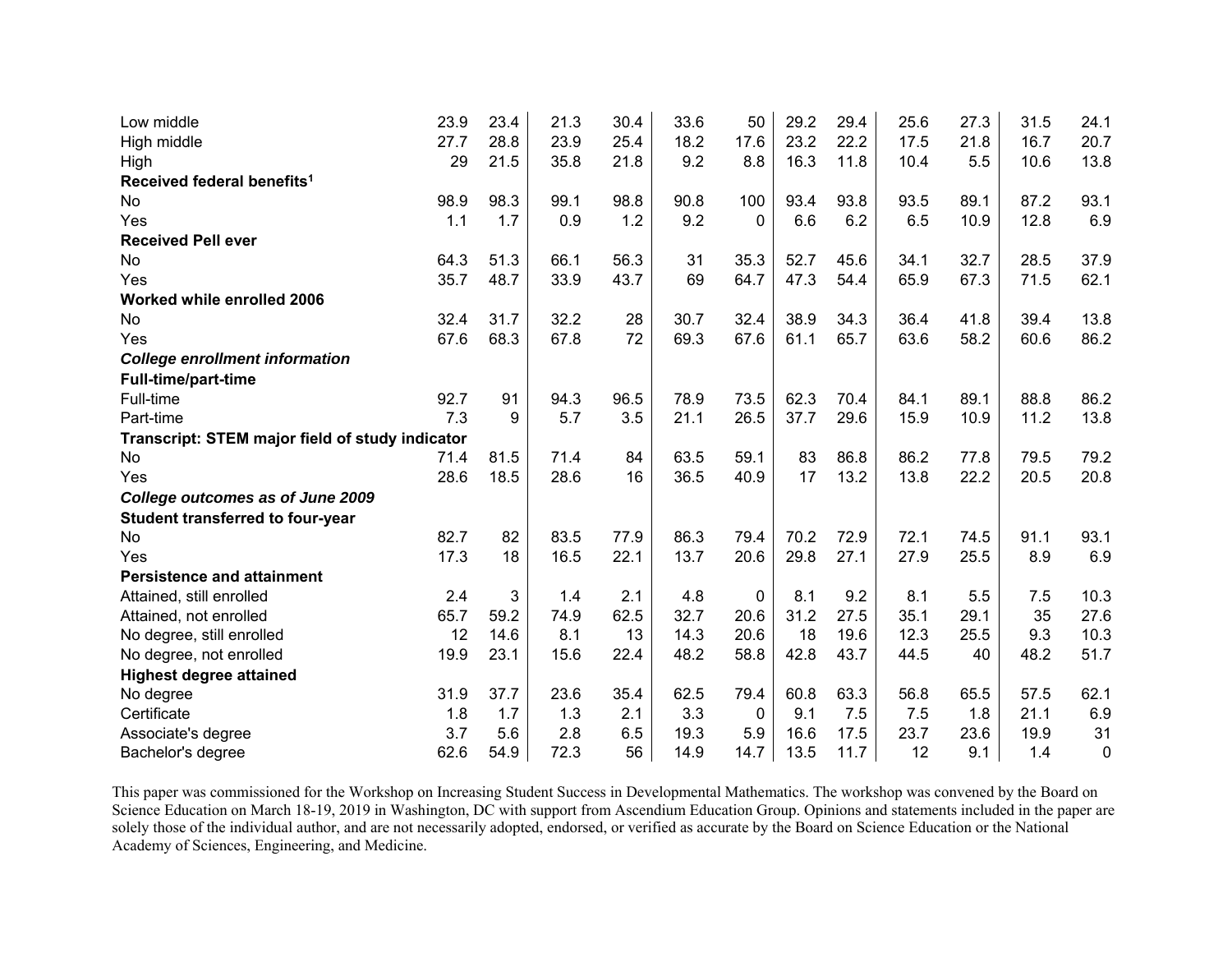| | | | | | | | | | | | | |
|---|---|---|---|---|---|---|---|---|---|---|---|---|
| Low middle | 23.9 | 23.4 | 21.3 | 30.4 | 33.6 | 50 | 29.2 | 29.4 | 25.6 | 27.3 | 31.5 | 24.1 |
| High middle | 27.7 | 28.8 | 23.9 | 25.4 | 18.2 | 17.6 | 23.2 | 22.2 | 17.5 | 21.8 | 16.7 | 20.7 |
| High | 29 | 21.5 | 35.8 | 21.8 | 9.2 | 8.8 | 16.3 | 11.8 | 10.4 | 5.5 | 10.6 | 13.8 |
| **Received federal benefits[1]** | | | | | | | | | | | | |
| No | 98.9 | 98.3 | 99.1 | 98.8 | 90.8 | 100 | 93.4 | 93.8 | 93.5 | 89.1 | 87.2 | 93.1 |
| Yes | 1.1 | 1.7 | 0.9 | 1.2 | 9.2 | 0 | 6.6 | 6.2 | 6.5 | 10.9 | 12.8 | 6.9 |
| **Received Pell ever** | | | | | | | | | | | | |
| No | 64.3 | 51.3 | 66.1 | 56.3 | 31 | 35.3 | 52.7 | 45.6 | 34.1 | 32.7 | 28.5 | 37.9 |
| Yes | 35.7 | 48.7 | 33.9 | 43.7 | 69 | 64.7 | 47.3 | 54.4 | 65.9 | 67.3 | 71.5 | 62.1 |
| **Worked while enrolled 2006** | | | | | | | | | | | | |
| No | 32.4 | 31.7 | 32.2 | 28 | 30.7 | 32.4 | 38.9 | 34.3 | 36.4 | 41.8 | 39.4 | 13.8 |
| Yes | 67.6 | 68.3 | 67.8 | 72 | 69.3 | 67.6 | 61.1 | 65.7 | 63.6 | 58.2 | 60.6 | 86.2 |
| ***College enrollment information*** | | | | | | | | | | | | |
| **Full-time/part-time** | | | | | | | | | | | | |
| Full-time | 92.7 | 91 | 94.3 | 96.5 | 78.9 | 73.5 | 62.3 | 70.4 | 84.1 | 89.1 | 88.8 | 86.2 |
| Part-time | 7.3 | 9 | 5.7 | 3.5 | 21.1 | 26.5 | 37.7 | 29.6 | 15.9 | 10.9 | 11.2 | 13.8 |
| **Transcript: STEM major field of study indicator** | | | | | | | | | | | | |
| No | 71.4 | 81.5 | 71.4 | 84 | 63.5 | 59.1 | 83 | 86.8 | 86.2 | 77.8 | 79.5 | 79.2 |
| Yes | 28.6 | 18.5 | 28.6 | 16 | 36.5 | 40.9 | 17 | 13.2 | 13.8 | 22.2 | 20.5 | 20.8 |
| ***College outcomes as of June 2009*** | | | | | | | | | | | | |
| **Student transferred to four-year** | | | | | | | | | | | | |
| No | 82.7 | 82 | 83.5 | 77.9 | 86.3 | 79.4 | 70.2 | 72.9 | 72.1 | 74.5 | 91.1 | 93.1 |
| Yes | 17.3 | 18 | 16.5 | 22.1 | 13.7 | 20.6 | 29.8 | 27.1 | 27.9 | 25.5 | 8.9 | 6.9 |
| **Persistence and attainment** | | | | | | | | | | | | |
| Attained, still enrolled | 2.4 | 3 | 1.4 | 2.1 | 4.8 | 0 | 8.1 | 9.2 | 8.1 | 5.5 | 7.5 | 10.3 |
| Attained, not enrolled | 65.7 | 59.2 | 74.9 | 62.5 | 32.7 | 20.6 | 31.2 | 27.5 | 35.1 | 29.1 | 35 | 27.6 |
| No degree, still enrolled | 12 | 14.6 | 8.1 | 13 | 14.3 | 20.6 | 18 | 19.6 | 12.3 | 25.5 | 9.3 | 10.3 |
| No degree, not enrolled | 19.9 | 23.1 | 15.6 | 22.4 | 48.2 | 58.8 | 42.8 | 43.7 | 44.5 | 40 | 48.2 | 51.7 |
| **Highest degree attained** | | | | | | | | | | | | |
| No degree | 31.9 | 37.7 | 23.6 | 35.4 | 62.5 | 79.4 | 60.8 | 63.3 | 56.8 | 65.5 | 57.5 | 62.1 |
| Certificate | 1.8 | 1.7 | 1.3 | 2.1 | 3.3 | 0 | 9.1 | 7.5 | 7.5 | 1.8 | 21.1 | 6.9 |
| Associate's degree | 3.7 | 5.6 | 2.8 | 6.5 | 19.3 | 5.9 | 16.6 | 17.5 | 23.7 | 23.6 | 19.9 | 31 |
| Bachelor's degree | 62.6 | 54.9 | 72.3 | 56 | 14.9 | 14.7 | 13.5 | 11.7 | 12 | 9.1 | 1.4 | 0 |

This paper was commissioned for the Workshop on Increasing Student Success in Developmental Mathematics. The workshop was convened by the Board on Science Education on March 18-19, 2019 in Washington, DC with support from Ascendium Education Group. Opinions and statements included in the paper are solely those of the individual author, and are not necessarily adopted, endorsed, or verified as accurate by the Board on Science Education or the National Academy of Sciences, Engineering, and Medicine.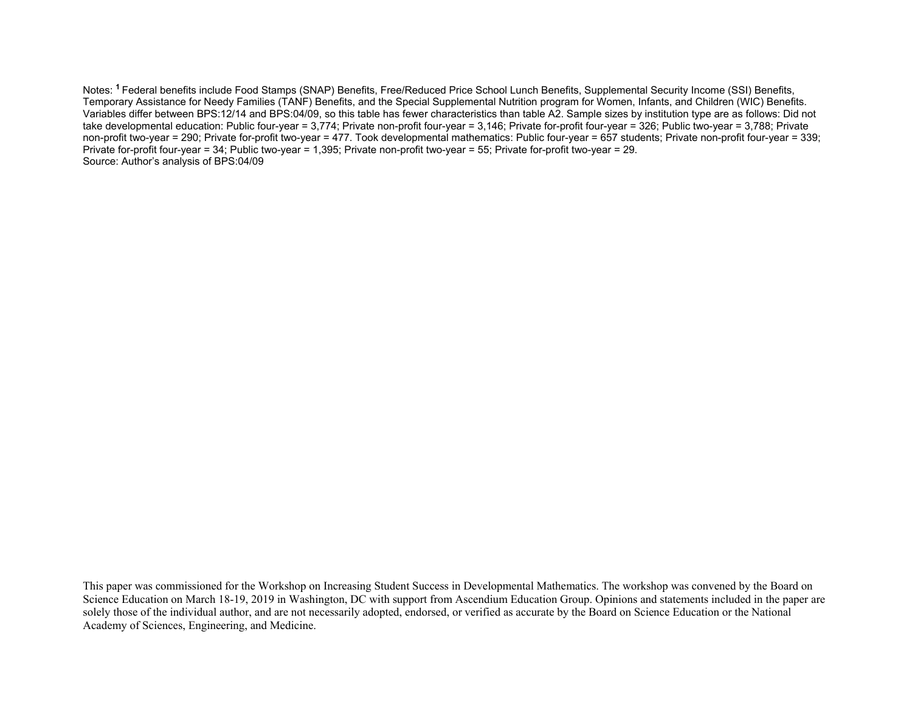Notes: [1] Federal benefits include Food Stamps (SNAP) Benefits, Free/Reduced Price School Lunch Benefits, Supplemental Security Income (SSI) Benefits, Temporary Assistance for Needy Families (TANF) Benefits, and the Special Supplemental Nutrition program for Women, Infants, and Children (WIC) Benefits. Variables differ between BPS:12/14 and BPS:04/09, so this table has fewer characteristics than table A2. Sample sizes by institution type are as follows: Did not take developmental education: Public four-year = 3,774; Private non-profit four-year = 3,146; Private for-profit four-year = 326; Public two-year = 3,788; Private non-profit two-year = 290; Private for-profit two-year = 477. Took developmental mathematics: Public four-year = 657 students; Private non-profit four-year = 339; Private for-profit four-year = 34; Public two-year = 1,395; Private non-profit two-year = 55; Private for-profit two-year = 29.
Source: Author's analysis of BPS:04/09

This paper was commissioned for the Workshop on Increasing Student Success in Developmental Mathematics. The workshop was convened by the Board on Science Education on March 18-19, 2019 in Washington, DC with support from Ascendium Education Group. Opinions and statements included in the paper are solely those of the individual author, and are not necessarily adopted, endorsed, or verified as accurate by the Board on Science Education or the National Academy of Sciences, Engineering, and Medicine.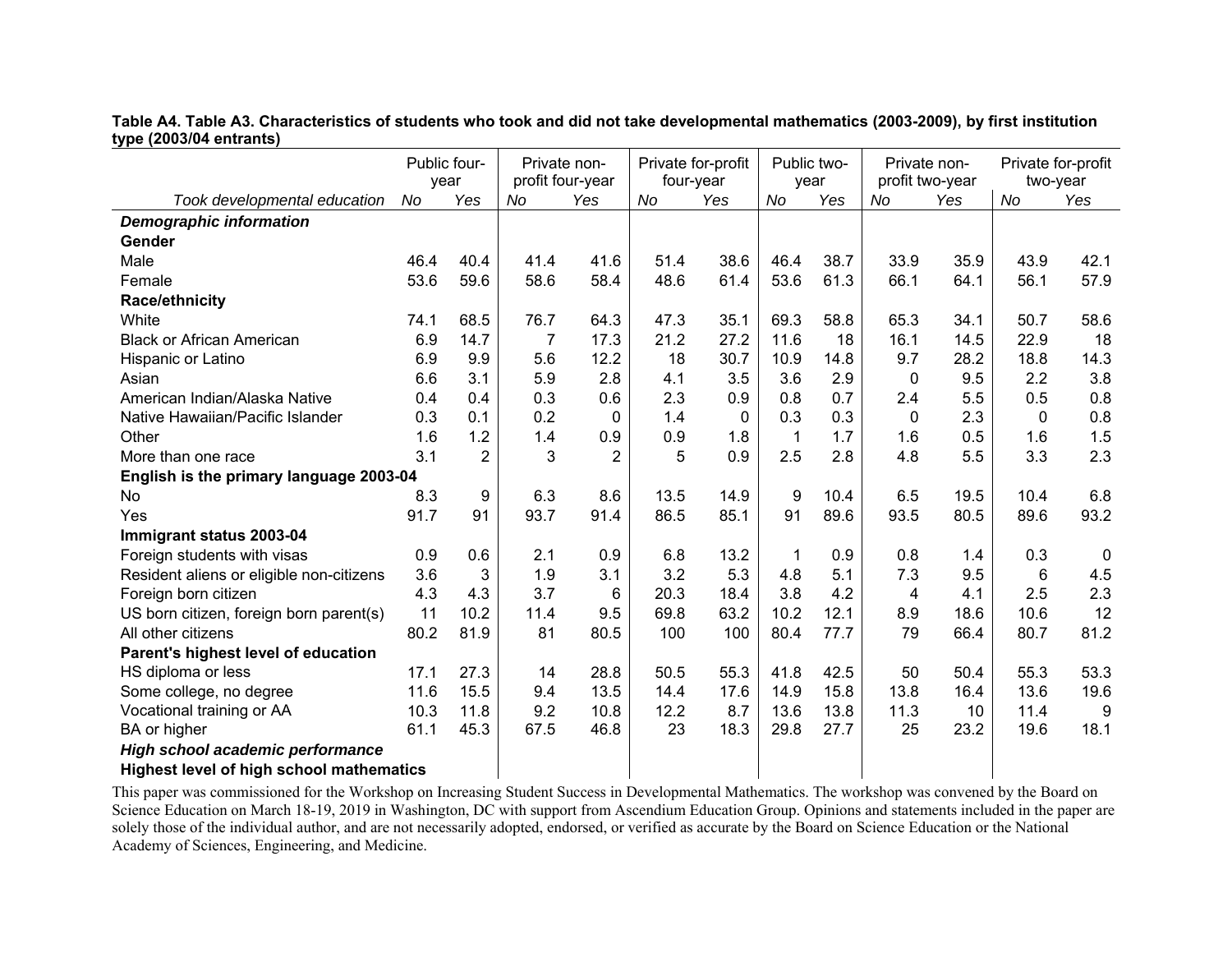**Table A4. Table A3. Characteristics of students who took and did not take developmental mathematics (2003-2009), by first institution type (2003/04 entrants)**

| | Public four-year | | Private non-profit four-year | | Private for-profit four-year | | Public two-year | | Private non-profit two-year | | Private for-profit two-year | |
|---|---|---|---|---|---|---|---|---|---|---|---|---|
| *Took developmental education* | *No* | *Yes* | *No* | *Yes* | *No* | *Yes* | *No* | *Yes* | *No* | *Yes* | *No* | *Yes* |
| ***Demographic information*** | | | | | | | | | | | | |
| **Gender** | | | | | | | | | | | | |
| Male | 46.4 | 40.4 | 41.4 | 41.6 | 51.4 | 38.6 | 46.4 | 38.7 | 33.9 | 35.9 | 43.9 | 42.1 |
| Female | 53.6 | 59.6 | 58.6 | 58.4 | 48.6 | 61.4 | 53.6 | 61.3 | 66.1 | 64.1 | 56.1 | 57.9 |
| **Race/ethnicity** | | | | | | | | | | | | |
| White | 74.1 | 68.5 | 76.7 | 64.3 | 47.3 | 35.1 | 69.3 | 58.8 | 65.3 | 34.1 | 50.7 | 58.6 |
| Black or African American | 6.9 | 14.7 | 7 | 17.3 | 21.2 | 27.2 | 11.6 | 18 | 16.1 | 14.5 | 22.9 | 18 |
| Hispanic or Latino | 6.9 | 9.9 | 5.6 | 12.2 | 18 | 30.7 | 10.9 | 14.8 | 9.7 | 28.2 | 18.8 | 14.3 |
| Asian | 6.6 | 3.1 | 5.9 | 2.8 | 4.1 | 3.5 | 3.6 | 2.9 | 0 | 9.5 | 2.2 | 3.8 |
| American Indian/Alaska Native | 0.4 | 0.4 | 0.3 | 0.6 | 2.3 | 0.9 | 0.8 | 0.7 | 2.4 | 5.5 | 0.5 | 0.8 |
| Native Hawaiian/Pacific Islander | 0.3 | 0.1 | 0.2 | 0 | 1.4 | 0 | 0.3 | 0.3 | 0 | 2.3 | 0 | 0.8 |
| Other | 1.6 | 1.2 | 1.4 | 0.9 | 0.9 | 1.8 | 1 | 1.7 | 1.6 | 0.5 | 1.6 | 1.5 |
| More than one race | 3.1 | 2 | 3 | 2 | 5 | 0.9 | 2.5 | 2.8 | 4.8 | 5.5 | 3.3 | 2.3 |
| **English is the primary language 2003-04** | | | | | | | | | | | | |
| No | 8.3 | 9 | 6.3 | 8.6 | 13.5 | 14.9 | 9 | 10.4 | 6.5 | 19.5 | 10.4 | 6.8 |
| Yes | 91.7 | 91 | 93.7 | 91.4 | 86.5 | 85.1 | 91 | 89.6 | 93.5 | 80.5 | 89.6 | 93.2 |
| **Immigrant status 2003-04** | | | | | | | | | | | | |
| Foreign students with visas | 0.9 | 0.6 | 2.1 | 0.9 | 6.8 | 13.2 | 1 | 0.9 | 0.8 | 1.4 | 0.3 | 0 |
| Resident aliens or eligible non-citizens | 3.6 | 3 | 1.9 | 3.1 | 3.2 | 5.3 | 4.8 | 5.1 | 7.3 | 9.5 | 6 | 4.5 |
| Foreign born citizen | 4.3 | 4.3 | 3.7 | 6 | 20.3 | 18.4 | 3.8 | 4.2 | 4 | 4.1 | 2.5 | 2.3 |
| US born citizen, foreign born parent(s) | 11 | 10.2 | 11.4 | 9.5 | 69.8 | 63.2 | 10.2 | 12.1 | 8.9 | 18.6 | 10.6 | 12 |
| All other citizens | 80.2 | 81.9 | 81 | 80.5 | 100 | 100 | 80.4 | 77.7 | 79 | 66.4 | 80.7 | 81.2 |
| **Parent's highest level of education** | | | | | | | | | | | | |
| HS diploma or less | 17.1 | 27.3 | 14 | 28.8 | 50.5 | 55.3 | 41.8 | 42.5 | 50 | 50.4 | 55.3 | 53.3 |
| Some college, no degree | 11.6 | 15.5 | 9.4 | 13.5 | 14.4 | 17.6 | 14.9 | 15.8 | 13.8 | 16.4 | 13.6 | 19.6 |
| Vocational training or AA | 10.3 | 11.8 | 9.2 | 10.8 | 12.2 | 8.7 | 13.6 | 13.8 | 11.3 | 10 | 11.4 | 9 |
| BA or higher | 61.1 | 45.3 | 67.5 | 46.8 | 23 | 18.3 | 29.8 | 27.7 | 25 | 23.2 | 19.6 | 18.1 |
| ***High school academic performance*** | | | | | | | | | | | | |
| **Highest level of high school mathematics** | | | | | | | | | | | | |

This paper was commissioned for the Workshop on Increasing Student Success in Developmental Mathematics. The workshop was convened by the Board on Science Education on March 18-19, 2019 in Washington, DC with support from Ascendium Education Group. Opinions and statements included in the paper are solely those of the individual author, and are not necessarily adopted, endorsed, or verified as accurate by the Board on Science Education or the National Academy of Sciences, Engineering, and Medicine.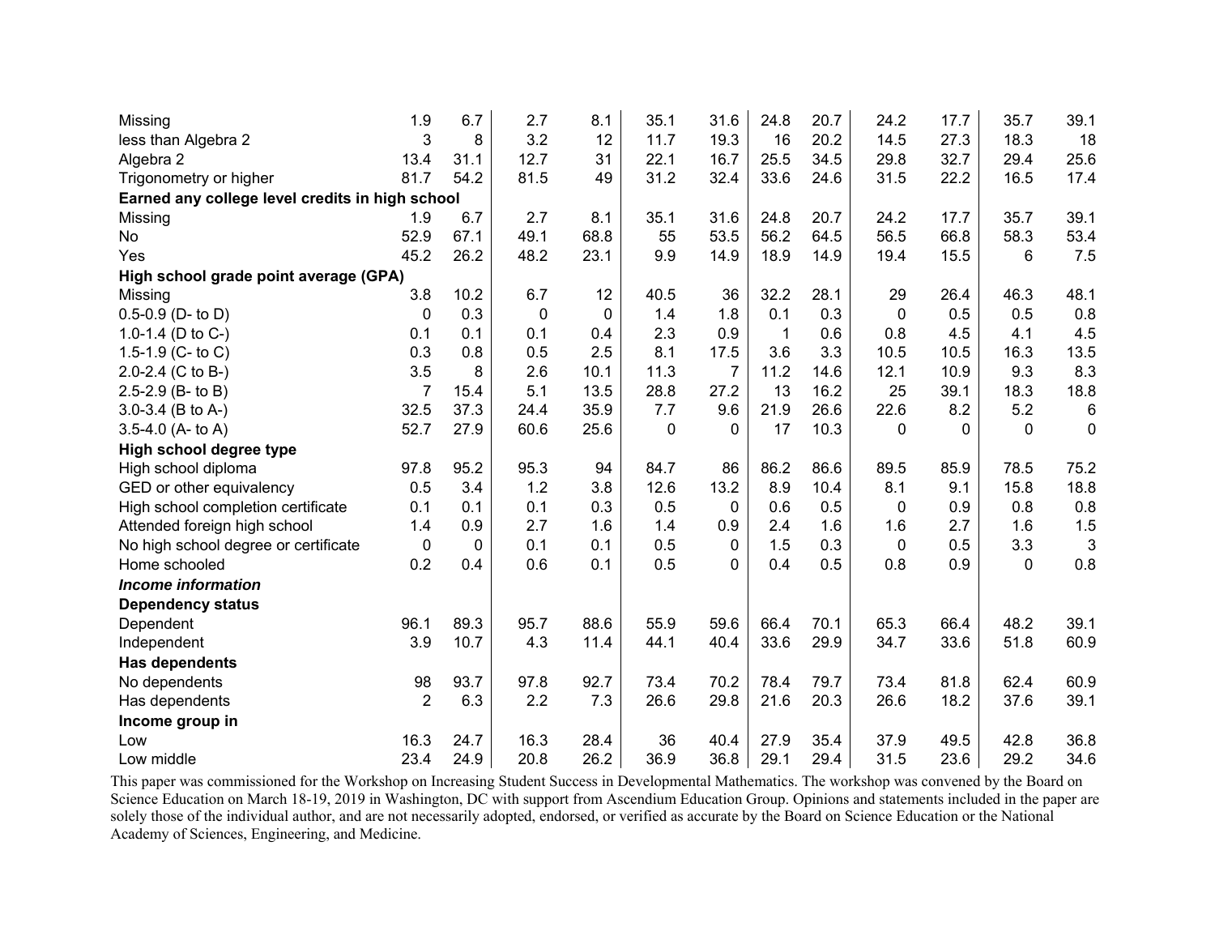| | | | | | | | | | | | | |
|---|---|---|---|---|---|---|---|---|---|---|---|---|
| Missing | 1.9 | 6.7 | 2.7 | 8.1 | 35.1 | 31.6 | 24.8 | 20.7 | 24.2 | 17.7 | 35.7 | 39.1 |
| less than Algebra 2 | 3 | 8 | 3.2 | 12 | 11.7 | 19.3 | 16 | 20.2 | 14.5 | 27.3 | 18.3 | 18 |
| Algebra 2 | 13.4 | 31.1 | 12.7 | 31 | 22.1 | 16.7 | 25.5 | 34.5 | 29.8 | 32.7 | 29.4 | 25.6 |
| Trigonometry or higher | 81.7 | 54.2 | 81.5 | 49 | 31.2 | 32.4 | 33.6 | 24.6 | 31.5 | 22.2 | 16.5 | 17.4 |
| **Earned any college level credits in high school** | | | | | | | | | | | | |
| Missing | 1.9 | 6.7 | 2.7 | 8.1 | 35.1 | 31.6 | 24.8 | 20.7 | 24.2 | 17.7 | 35.7 | 39.1 |
| No | 52.9 | 67.1 | 49.1 | 68.8 | 55 | 53.5 | 56.2 | 64.5 | 56.5 | 66.8 | 58.3 | 53.4 |
| Yes | 45.2 | 26.2 | 48.2 | 23.1 | 9.9 | 14.9 | 18.9 | 14.9 | 19.4 | 15.5 | 6 | 7.5 |
| **High school grade point average (GPA)** | | | | | | | | | | | | |
| Missing | 3.8 | 10.2 | 6.7 | 12 | 40.5 | 36 | 32.2 | 28.1 | 29 | 26.4 | 46.3 | 48.1 |
| 0.5-0.9 (D- to D) | 0 | 0.3 | 0 | 0 | 1.4 | 1.8 | 0.1 | 0.3 | 0 | 0.5 | 0.5 | 0.8 |
| 1.0-1.4 (D to C-) | 0.1 | 0.1 | 0.1 | 0.4 | 2.3 | 0.9 | 1 | 0.6 | 0.8 | 4.5 | 4.1 | 4.5 |
| 1.5-1.9 (C- to C) | 0.3 | 0.8 | 0.5 | 2.5 | 8.1 | 17.5 | 3.6 | 3.3 | 10.5 | 10.5 | 16.3 | 13.5 |
| 2.0-2.4 (C to B-) | 3.5 | 8 | 2.6 | 10.1 | 11.3 | 7 | 11.2 | 14.6 | 12.1 | 10.9 | 9.3 | 8.3 |
| 2.5-2.9 (B- to B) | 7 | 15.4 | 5.1 | 13.5 | 28.8 | 27.2 | 13 | 16.2 | 25 | 39.1 | 18.3 | 18.8 |
| 3.0-3.4 (B to A-) | 32.5 | 37.3 | 24.4 | 35.9 | 7.7 | 9.6 | 21.9 | 26.6 | 22.6 | 8.2 | 5.2 | 6 |
| 3.5-4.0 (A- to A) | 52.7 | 27.9 | 60.6 | 25.6 | 0 | 0 | 17 | 10.3 | 0 | 0 | 0 | 0 |
| **High school degree type** | | | | | | | | | | | | |
| High school diploma | 97.8 | 95.2 | 95.3 | 94 | 84.7 | 86 | 86.2 | 86.6 | 89.5 | 85.9 | 78.5 | 75.2 |
| GED or other equivalency | 0.5 | 3.4 | 1.2 | 3.8 | 12.6 | 13.2 | 8.9 | 10.4 | 8.1 | 9.1 | 15.8 | 18.8 |
| High school completion certificate | 0.1 | 0.1 | 0.1 | 0.3 | 0.5 | 0 | 0.6 | 0.5 | 0 | 0.9 | 0.8 | 0.8 |
| Attended foreign high school | 1.4 | 0.9 | 2.7 | 1.6 | 1.4 | 0.9 | 2.4 | 1.6 | 1.6 | 2.7 | 1.6 | 1.5 |
| No high school degree or certificate | 0 | 0 | 0.1 | 0.1 | 0.5 | 0 | 1.5 | 0.3 | 0 | 0.5 | 3.3 | 3 |
| Home schooled | 0.2 | 0.4 | 0.6 | 0.1 | 0.5 | 0 | 0.4 | 0.5 | 0.8 | 0.9 | 0 | 0.8 |
| ***Income information*** | | | | | | | | | | | | |
| **Dependency status** | | | | | | | | | | | | |
| Dependent | 96.1 | 89.3 | 95.7 | 88.6 | 55.9 | 59.6 | 66.4 | 70.1 | 65.3 | 66.4 | 48.2 | 39.1 |
| Independent | 3.9 | 10.7 | 4.3 | 11.4 | 44.1 | 40.4 | 33.6 | 29.9 | 34.7 | 33.6 | 51.8 | 60.9 |
| **Has dependents** | | | | | | | | | | | | |
| No dependents | 98 | 93.7 | 97.8 | 92.7 | 73.4 | 70.2 | 78.4 | 79.7 | 73.4 | 81.8 | 62.4 | 60.9 |
| Has dependents | 2 | 6.3 | 2.2 | 7.3 | 26.6 | 29.8 | 21.6 | 20.3 | 26.6 | 18.2 | 37.6 | 39.1 |
| **Income group in** | | | | | | | | | | | | |
| Low | 16.3 | 24.7 | 16.3 | 28.4 | 36 | 40.4 | 27.9 | 35.4 | 37.9 | 49.5 | 42.8 | 36.8 |
| Low middle | 23.4 | 24.9 | 20.8 | 26.2 | 36.9 | 36.8 | 29.1 | 29.4 | 31.5 | 23.6 | 29.2 | 34.6 |

This paper was commissioned for the Workshop on Increasing Student Success in Developmental Mathematics. The workshop was convened by the Board on Science Education on March 18-19, 2019 in Washington, DC with support from Ascendium Education Group. Opinions and statements included in the paper are solely those of the individual author, and are not necessarily adopted, endorsed, or verified as accurate by the Board on Science Education or the National Academy of Sciences, Engineering, and Medicine.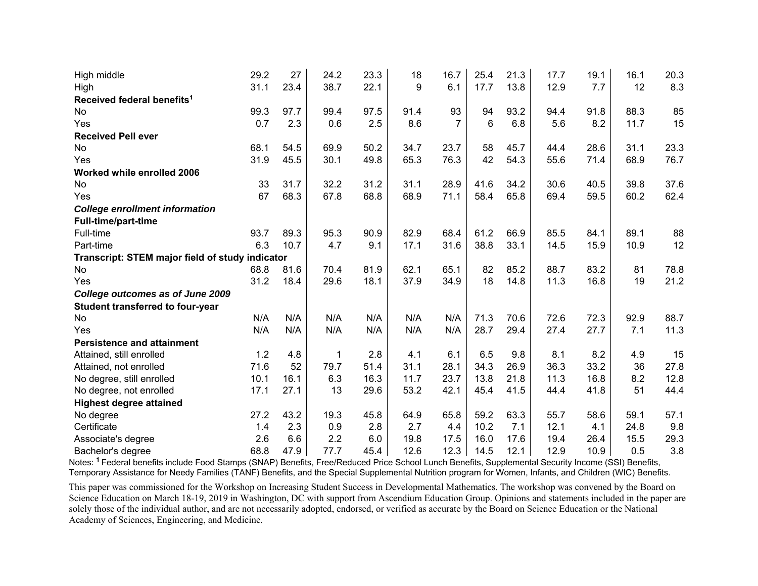| | | | | | | | | | | | | |
|---|---|---|---|---|---|---|---|---|---|---|---|---|
| High middle | 29.2 | 27 | 24.2 | 23.3 | 18 | 16.7 | 25.4 | 21.3 | 17.7 | 19.1 | 16.1 | 20.3 |
| High | 31.1 | 23.4 | 38.7 | 22.1 | 9 | 6.1 | 17.7 | 13.8 | 12.9 | 7.7 | 12 | 8.3 |
| **Received federal benefits[1]** | | | | | | | | | | | | |
| No | 99.3 | 97.7 | 99.4 | 97.5 | 91.4 | 93 | 94 | 93.2 | 94.4 | 91.8 | 88.3 | 85 |
| Yes | 0.7 | 2.3 | 0.6 | 2.5 | 8.6 | 7 | 6 | 6.8 | 5.6 | 8.2 | 11.7 | 15 |
| **Received Pell ever** | | | | | | | | | | | | |
| No | 68.1 | 54.5 | 69.9 | 50.2 | 34.7 | 23.7 | 58 | 45.7 | 44.4 | 28.6 | 31.1 | 23.3 |
| Yes | 31.9 | 45.5 | 30.1 | 49.8 | 65.3 | 76.3 | 42 | 54.3 | 55.6 | 71.4 | 68.9 | 76.7 |
| **Worked while enrolled 2006** | | | | | | | | | | | | |
| No | 33 | 31.7 | 32.2 | 31.2 | 31.1 | 28.9 | 41.6 | 34.2 | 30.6 | 40.5 | 39.8 | 37.6 |
| Yes | 67 | 68.3 | 67.8 | 68.8 | 68.9 | 71.1 | 58.4 | 65.8 | 69.4 | 59.5 | 60.2 | 62.4 |
| ***College enrollment information*** | | | | | | | | | | | | |
| **Full-time/part-time** | | | | | | | | | | | | |
| Full-time | 93.7 | 89.3 | 95.3 | 90.9 | 82.9 | 68.4 | 61.2 | 66.9 | 85.5 | 84.1 | 89.1 | 88 |
| Part-time | 6.3 | 10.7 | 4.7 | 9.1 | 17.1 | 31.6 | 38.8 | 33.1 | 14.5 | 15.9 | 10.9 | 12 |
| **Transcript: STEM major field of study indicator** | | | | | | | | | | | | |
| No | 68.8 | 81.6 | 70.4 | 81.9 | 62.1 | 65.1 | 82 | 85.2 | 88.7 | 83.2 | 81 | 78.8 |
| Yes | 31.2 | 18.4 | 29.6 | 18.1 | 37.9 | 34.9 | 18 | 14.8 | 11.3 | 16.8 | 19 | 21.2 |
| ***College outcomes as of June 2009*** | | | | | | | | | | | | |
| **Student transferred to four-year** | | | | | | | | | | | | |
| No | N/A | N/A | N/A | N/A | N/A | N/A | 71.3 | 70.6 | 72.6 | 72.3 | 92.9 | 88.7 |
| Yes | N/A | N/A | N/A | N/A | N/A | N/A | 28.7 | 29.4 | 27.4 | 27.7 | 7.1 | 11.3 |
| **Persistence and attainment** | | | | | | | | | | | | |
| Attained, still enrolled | 1.2 | 4.8 | 1 | 2.8 | 4.1 | 6.1 | 6.5 | 9.8 | 8.1 | 8.2 | 4.9 | 15 |
| Attained, not enrolled | 71.6 | 52 | 79.7 | 51.4 | 31.1 | 28.1 | 34.3 | 26.9 | 36.3 | 33.2 | 36 | 27.8 |
| No degree, still enrolled | 10.1 | 16.1 | 6.3 | 16.3 | 11.7 | 23.7 | 13.8 | 21.8 | 11.3 | 16.8 | 8.2 | 12.8 |
| No degree, not enrolled | 17.1 | 27.1 | 13 | 29.6 | 53.2 | 42.1 | 45.4 | 41.5 | 44.4 | 41.8 | 51 | 44.4 |
| **Highest degree attained** | | | | | | | | | | | | |
| No degree | 27.2 | 43.2 | 19.3 | 45.8 | 64.9 | 65.8 | 59.2 | 63.3 | 55.7 | 58.6 | 59.1 | 57.1 |
| Certificate | 1.4 | 2.3 | 0.9 | 2.8 | 2.7 | 4.4 | 10.2 | 7.1 | 12.1 | 4.1 | 24.8 | 9.8 |
| Associate's degree | 2.6 | 6.6 | 2.2 | 6.0 | 19.8 | 17.5 | 16.0 | 17.6 | 19.4 | 26.4 | 15.5 | 29.3 |
| Bachelor's degree | 68.8 | 47.9 | 77.7 | 45.4 | 12.6 | 12.3 | 14.5 | 12.1 | 12.9 | 10.9 | 0.5 | 3.8 |

Notes: [1] Federal benefits include Food Stamps (SNAP) Benefits, Free/Reduced Price School Lunch Benefits, Supplemental Security Income (SSI) Benefits, Temporary Assistance for Needy Families (TANF) Benefits, and the Special Supplemental Nutrition program for Women, Infants, and Children (WIC) Benefits.

This paper was commissioned for the Workshop on Increasing Student Success in Developmental Mathematics. The workshop was convened by the Board on Science Education on March 18-19, 2019 in Washington, DC with support from Ascendium Education Group. Opinions and statements included in the paper are solely those of the individual author, and are not necessarily adopted, endorsed, or verified as accurate by the Board on Science Education or the National Academy of Sciences, Engineering, and Medicine.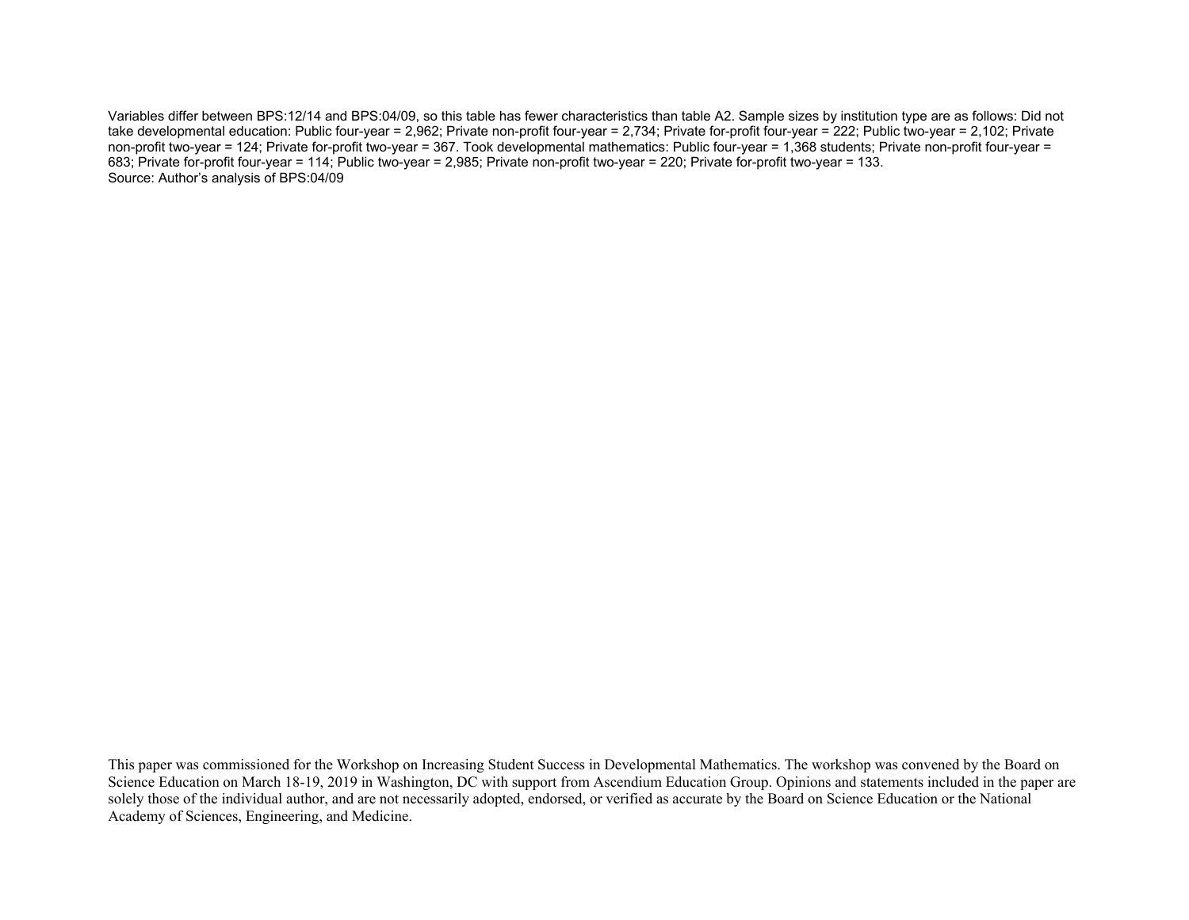Variables differ between BPS:12/14 and BPS:04/09, so this table has fewer characteristics than table A2. Sample sizes by institution type are as follows: Did not take developmental education: Public four-year = 2,962; Private non-profit four-year = 2,734; Private for-profit four-year = 222; Public two-year = 2,102; Private non-profit two-year = 124; Private for-profit two-year = 367. Took developmental mathematics: Public four-year = 1,368 students; Private non-profit four-year = 683; Private for-profit four-year = 114; Public two-year = 2,985; Private non-profit two-year = 220; Private for-profit two-year = 133.
Source: Author's analysis of BPS:04/09

This paper was commissioned for the Workshop on Increasing Student Success in Developmental Mathematics. The workshop was convened by the Board on Science Education on March 18-19, 2019 in Washington, DC with support from Ascendium Education Group. Opinions and statements included in the paper are solely those of the individual author, and are not necessarily adopted, endorsed, or verified as accurate by the Board on Science Education or the National Academy of Sciences, Engineering, and Medicine.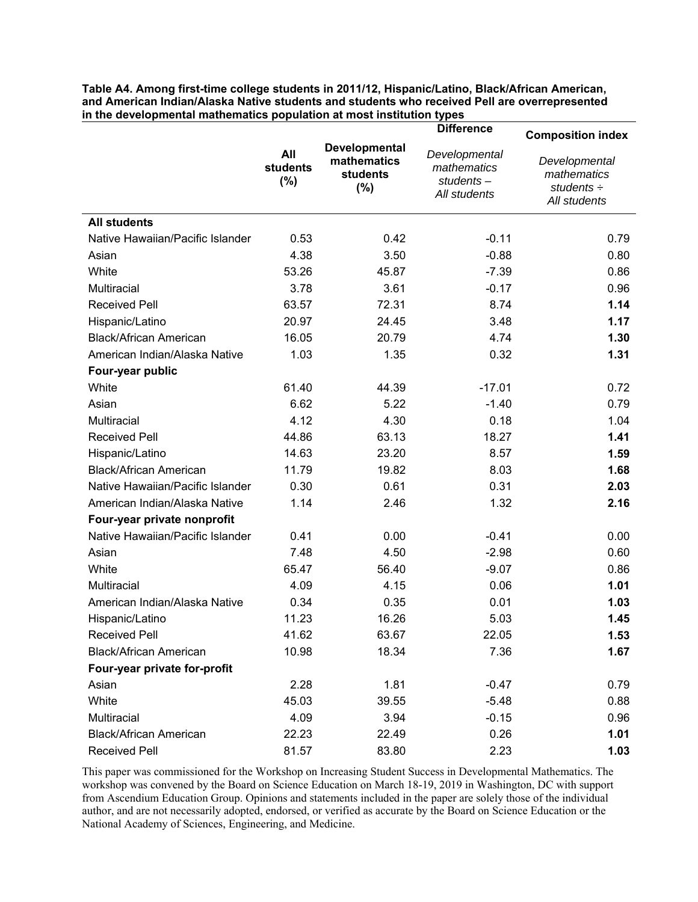**Table A4. Among first-time college students in 2011/12, Hispanic/Latino, Black/African American, and American Indian/Alaska Native students and students who received Pell are overrepresented in the developmental mathematics population at most institution types**

| | All students (%) | Developmental mathematics students (%) | Difference<br>*Developmental mathematics students – All students* | Composition index<br>*Developmental mathematics students ÷ All students* |
|---|---|---|---|---|
| **All students** | | | | |
| Native Hawaiian/Pacific Islander | 0.53 | 0.42 | -0.11 | 0.79 |
| Asian | 4.38 | 3.50 | -0.88 | 0.80 |
| White | 53.26 | 45.87 | -7.39 | 0.86 |
| Multiracial | 3.78 | 3.61 | -0.17 | 0.96 |
| Received Pell | 63.57 | 72.31 | 8.74 | **1.14** |
| Hispanic/Latino | 20.97 | 24.45 | 3.48 | **1.17** |
| Black/African American | 16.05 | 20.79 | 4.74 | **1.30** |
| American Indian/Alaska Native | 1.03 | 1.35 | 0.32 | **1.31** |
| **Four-year public** | | | | |
| White | 61.40 | 44.39 | -17.01 | 0.72 |
| Asian | 6.62 | 5.22 | -1.40 | 0.79 |
| Multiracial | 4.12 | 4.30 | 0.18 | 1.04 |
| Received Pell | 44.86 | 63.13 | 18.27 | **1.41** |
| Hispanic/Latino | 14.63 | 23.20 | 8.57 | **1.59** |
| Black/African American | 11.79 | 19.82 | 8.03 | **1.68** |
| Native Hawaiian/Pacific Islander | 0.30 | 0.61 | 0.31 | **2.03** |
| American Indian/Alaska Native | 1.14 | 2.46 | 1.32 | **2.16** |
| **Four-year private nonprofit** | | | | |
| Native Hawaiian/Pacific Islander | 0.41 | 0.00 | -0.41 | 0.00 |
| Asian | 7.48 | 4.50 | -2.98 | 0.60 |
| White | 65.47 | 56.40 | -9.07 | 0.86 |
| Multiracial | 4.09 | 4.15 | 0.06 | **1.01** |
| American Indian/Alaska Native | 0.34 | 0.35 | 0.01 | **1.03** |
| Hispanic/Latino | 11.23 | 16.26 | 5.03 | **1.45** |
| Received Pell | 41.62 | 63.67 | 22.05 | **1.53** |
| Black/African American | 10.98 | 18.34 | 7.36 | **1.67** |
| **Four-year private for-profit** | | | | |
| Asian | 2.28 | 1.81 | -0.47 | 0.79 |
| White | 45.03 | 39.55 | -5.48 | 0.88 |
| Multiracial | 4.09 | 3.94 | -0.15 | 0.96 |
| Black/African American | 22.23 | 22.49 | 0.26 | **1.01** |
| Received Pell | 81.57 | 83.80 | 2.23 | **1.03** |

This paper was commissioned for the Workshop on Increasing Student Success in Developmental Mathematics. The workshop was convened by the Board on Science Education on March 18-19, 2019 in Washington, DC with support from Ascendium Education Group. Opinions and statements included in the paper are solely those of the individual author, and are not necessarily adopted, endorsed, or verified as accurate by the Board on Science Education or the National Academy of Sciences, Engineering, and Medicine.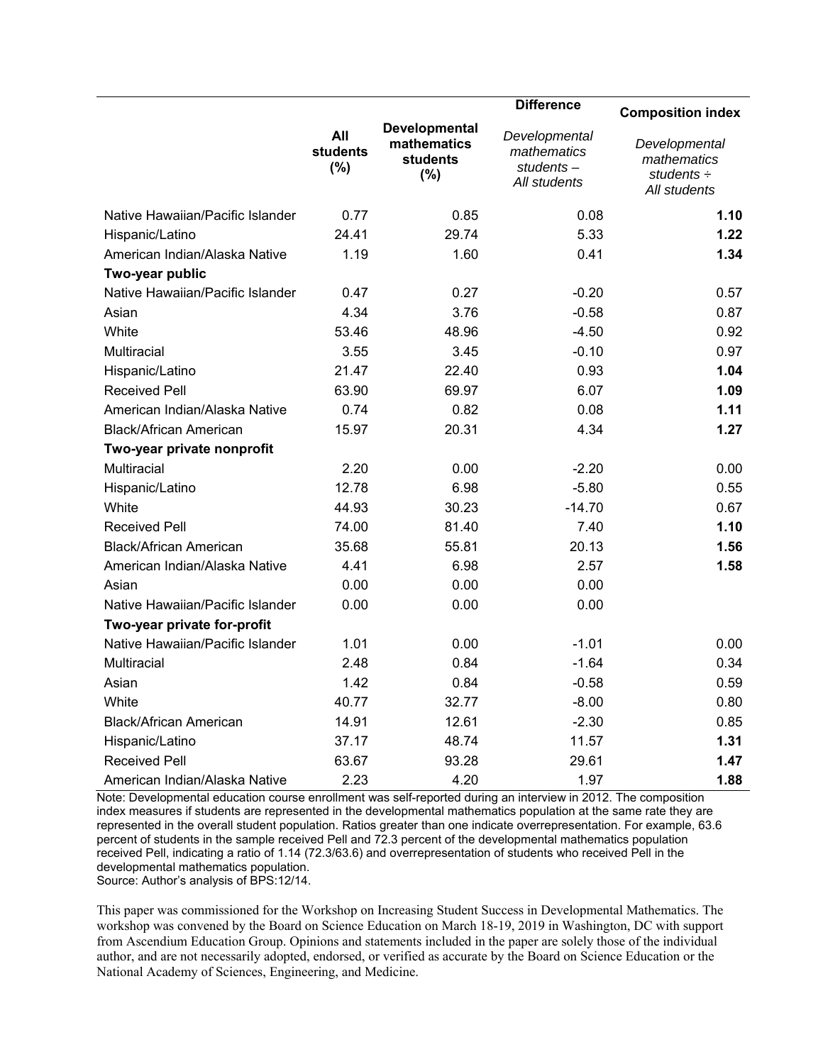| | All students (%) | Developmental mathematics students (%) | Difference<br>*Developmental mathematics students – All students* | Composition index<br>*Developmental mathematics students ÷ All students* |
|---|---|---|---|---|
| Native Hawaiian/Pacific Islander | 0.77 | 0.85 | 0.08 | **1.10** |
| Hispanic/Latino | 24.41 | 29.74 | 5.33 | **1.22** |
| American Indian/Alaska Native | 1.19 | 1.60 | 0.41 | **1.34** |
| **Two-year public** | | | | |
| Native Hawaiian/Pacific Islander | 0.47 | 0.27 | -0.20 | 0.57 |
| Asian | 4.34 | 3.76 | -0.58 | 0.87 |
| White | 53.46 | 48.96 | -4.50 | 0.92 |
| Multiracial | 3.55 | 3.45 | -0.10 | 0.97 |
| Hispanic/Latino | 21.47 | 22.40 | 0.93 | **1.04** |
| Received Pell | 63.90 | 69.97 | 6.07 | **1.09** |
| American Indian/Alaska Native | 0.74 | 0.82 | 0.08 | **1.11** |
| Black/African American | 15.97 | 20.31 | 4.34 | **1.27** |
| **Two-year private nonprofit** | | | | |
| Multiracial | 2.20 | 0.00 | -2.20 | 0.00 |
| Hispanic/Latino | 12.78 | 6.98 | -5.80 | 0.55 |
| White | 44.93 | 30.23 | -14.70 | 0.67 |
| Received Pell | 74.00 | 81.40 | 7.40 | **1.10** |
| Black/African American | 35.68 | 55.81 | 20.13 | **1.56** |
| American Indian/Alaska Native | 4.41 | 6.98 | 2.57 | **1.58** |
| Asian | 0.00 | 0.00 | 0.00 | |
| Native Hawaiian/Pacific Islander | 0.00 | 0.00 | 0.00 | |
| **Two-year private for-profit** | | | | |
| Native Hawaiian/Pacific Islander | 1.01 | 0.00 | -1.01 | 0.00 |
| Multiracial | 2.48 | 0.84 | -1.64 | 0.34 |
| Asian | 1.42 | 0.84 | -0.58 | 0.59 |
| White | 40.77 | 32.77 | -8.00 | 0.80 |
| Black/African American | 14.91 | 12.61 | -2.30 | 0.85 |
| Hispanic/Latino | 37.17 | 48.74 | 11.57 | **1.31** |
| Received Pell | 63.67 | 93.28 | 29.61 | **1.47** |
| American Indian/Alaska Native | 2.23 | 4.20 | 1.97 | **1.88** |

Note: Developmental education course enrollment was self-reported during an interview in 2012. The composition index measures if students are represented in the developmental mathematics population at the same rate they are represented in the overall student population. Ratios greater than one indicate overrepresentation. For example, 63.6 percent of students in the sample received Pell and 72.3 percent of the developmental mathematics population received Pell, indicating a ratio of 1.14 (72.3/63.6) and overrepresentation of students who received Pell in the developmental mathematics population.
Source: Author's analysis of BPS:12/14.

This paper was commissioned for the Workshop on Increasing Student Success in Developmental Mathematics. The workshop was convened by the Board on Science Education on March 18-19, 2019 in Washington, DC with support from Ascendium Education Group. Opinions and statements included in the paper are solely those of the individual author, and are not necessarily adopted, endorsed, or verified as accurate by the Board on Science Education or the National Academy of Sciences, Engineering, and Medicine.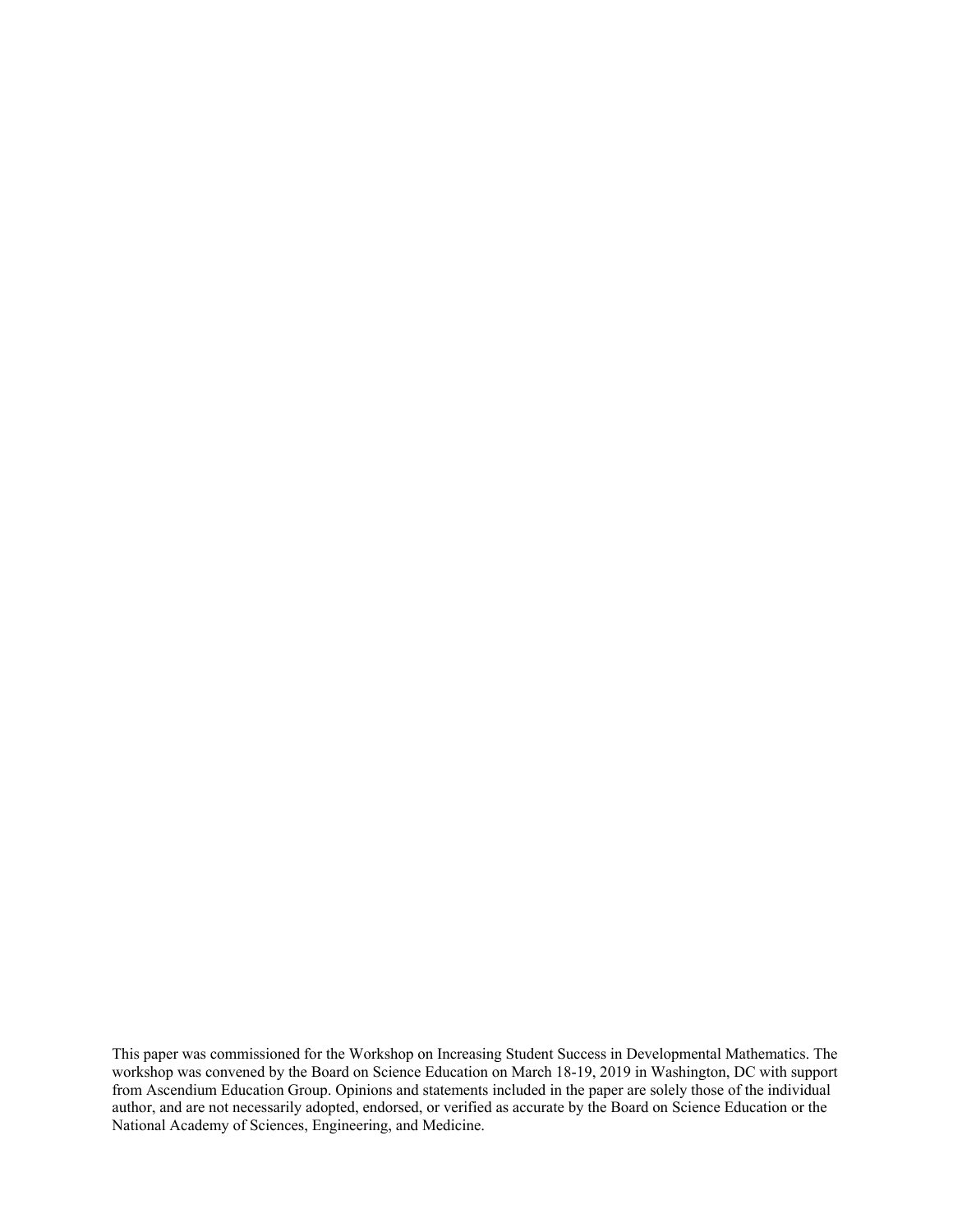This paper was commissioned for the Workshop on Increasing Student Success in Developmental Mathematics. The workshop was convened by the Board on Science Education on March 18-19, 2019 in Washington, DC with support from Ascendium Education Group. Opinions and statements included in the paper are solely those of the individual author, and are not necessarily adopted, endorsed, or verified as accurate by the Board on Science Education or the National Academy of Sciences, Engineering, and Medicine.